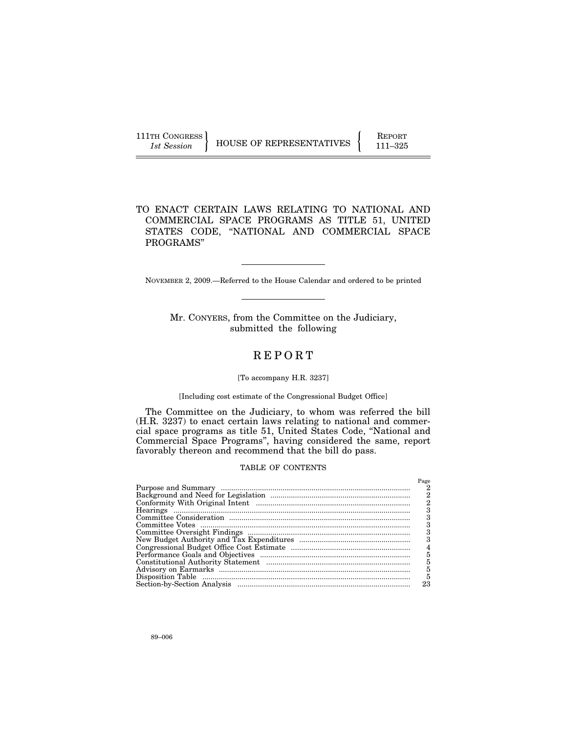111TH CONGRESS
*1st Session*

HOUSE OF REPRESENTATIVES

REPORT
111–325

# TO ENACT CERTAIN LAWS RELATING TO NATIONAL AND COMMERCIAL SPACE PROGRAMS AS TITLE 51, UNITED STATES CODE, "NATIONAL AND COMMERCIAL SPACE PROGRAMS"

NOVEMBER 2, 2009.—Referred to the House Calendar and ordered to be printed

Mr. CONYERS, from the Committee on the Judiciary, submitted the following

# REPORT

[To accompany H.R. 3237]

[Including cost estimate of the Congressional Budget Office]

The Committee on the Judiciary, to whom was referred the bill (H.R. 3237) to enact certain laws relating to national and commercial space programs as title 51, United States Code, "National and Commercial Space Programs", having considered the same, report favorably thereon and recommend that the bill do pass.

## TABLE OF CONTENTS

| | Page |
|---|---|
| Purpose and Summary | 2 |
| Background and Need for Legislation | 2 |
| Conformity With Original Intent | 2 |
| Hearings | 3 |
| Committee Consideration | 3 |
| Committee Votes | 3 |
| Committee Oversight Findings | 3 |
| New Budget Authority and Tax Expenditures | 3 |
| Congressional Budget Office Cost Estimate | 4 |
| Performance Goals and Objectives | 5 |
| Constitutional Authority Statement | 5 |
| Advisory on Earmarks | 5 |
| Disposition Table | 5 |
| Section-by-Section Analysis | 23 |

89–006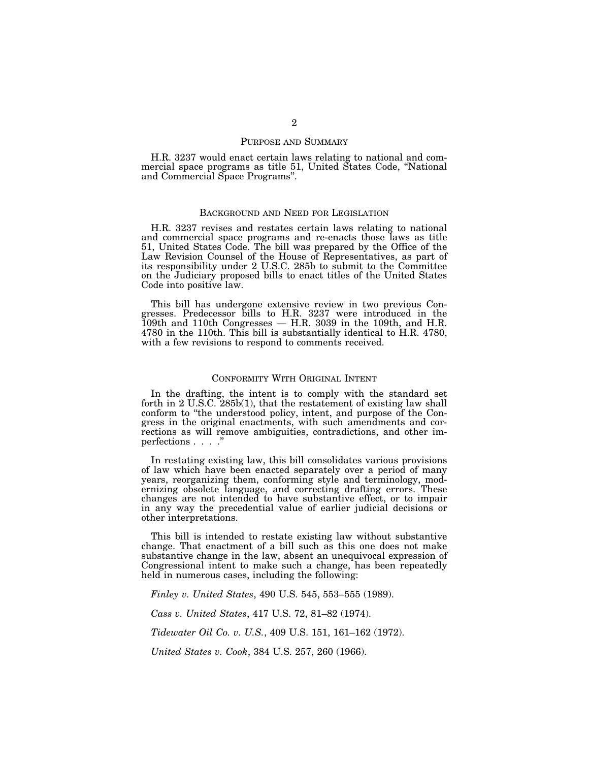## PURPOSE AND SUMMARY

H.R. 3237 would enact certain laws relating to national and commercial space programs as title 51, United States Code, "National and Commercial Space Programs".

## BACKGROUND AND NEED FOR LEGISLATION

H.R. 3237 revises and restates certain laws relating to national and commercial space programs and re-enacts those laws as title 51, United States Code. The bill was prepared by the Office of the Law Revision Counsel of the House of Representatives, as part of its responsibility under 2 U.S.C. 285b to submit to the Committee on the Judiciary proposed bills to enact titles of the United States Code into positive law.

This bill has undergone extensive review in two previous Congresses. Predecessor bills to H.R. 3237 were introduced in the 109th and 110th Congresses — H.R. 3039 in the 109th, and H.R. 4780 in the 110th. This bill is substantially identical to H.R. 4780, with a few revisions to respond to comments received.

## CONFORMITY WITH ORIGINAL INTENT

In the drafting, the intent is to comply with the standard set forth in 2 U.S.C. 285b(1), that the restatement of existing law shall conform to "the understood policy, intent, and purpose of the Congress in the original enactments, with such amendments and corrections as will remove ambiguities, contradictions, and other imperfections . . . ."

In restating existing law, this bill consolidates various provisions of law which have been enacted separately over a period of many years, reorganizing them, conforming style and terminology, modernizing obsolete language, and correcting drafting errors. These changes are not intended to have substantive effect, or to impair in any way the precedential value of earlier judicial decisions or other interpretations.

This bill is intended to restate existing law without substantive change. That enactment of a bill such as this one does not make substantive change in the law, absent an unequivocal expression of Congressional intent to make such a change, has been repeatedly held in numerous cases, including the following:

*Finley v. United States*, 490 U.S. 545, 553–555 (1989).

*Cass v. United States*, 417 U.S. 72, 81–82 (1974).

*Tidewater Oil Co. v. U.S.*, 409 U.S. 151, 161–162 (1972).

*United States v. Cook*, 384 U.S. 257, 260 (1966).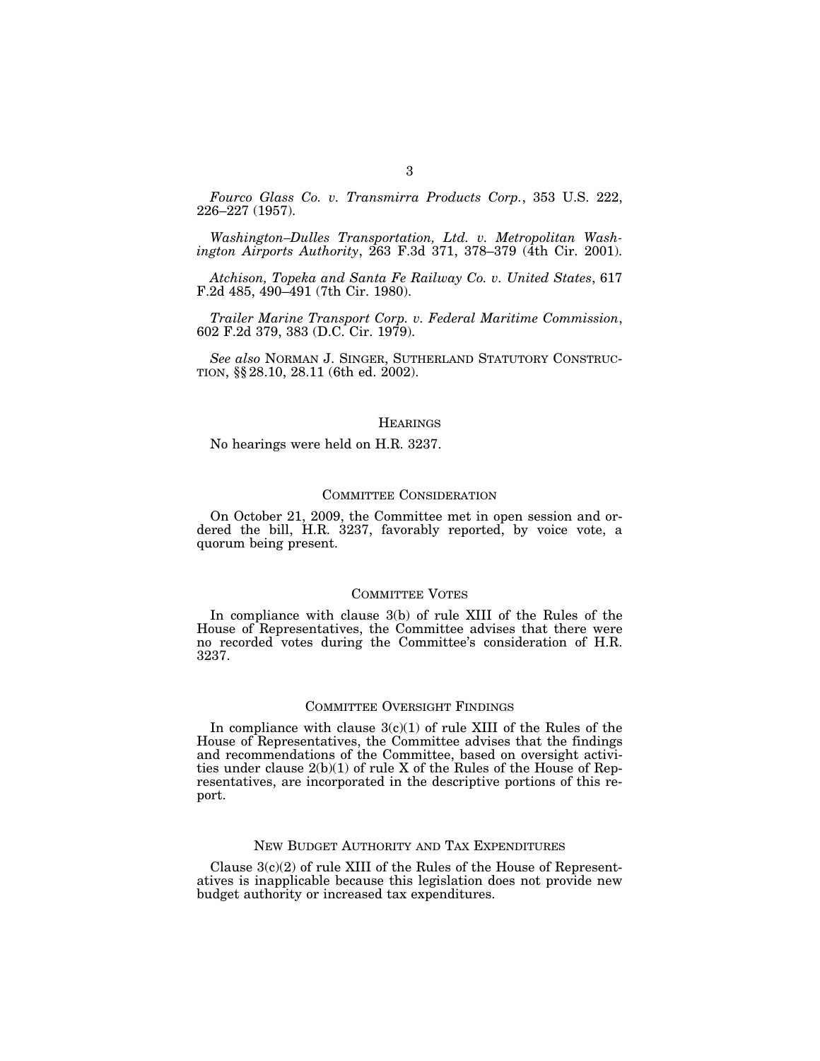*Fourco Glass Co. v. Transmirra Products Corp.*, 353 U.S. 222, 226–227 (1957).

*Washington–Dulles Transportation, Ltd. v. Metropolitan Washington Airports Authority*, 263 F.3d 371, 378–379 (4th Cir. 2001).

*Atchison, Topeka and Santa Fe Railway Co. v. United States*, 617 F.2d 485, 490–491 (7th Cir. 1980).

*Trailer Marine Transport Corp. v. Federal Maritime Commission*, 602 F.2d 379, 383 (D.C. Cir. 1979).

*See also* NORMAN J. SINGER, SUTHERLAND STATUTORY CONSTRUCTION, §§ 28.10, 28.11 (6th ed. 2002).

## HEARINGS

No hearings were held on H.R. 3237.

## COMMITTEE CONSIDERATION

On October 21, 2009, the Committee met in open session and ordered the bill, H.R. 3237, favorably reported, by voice vote, a quorum being present.

## COMMITTEE VOTES

In compliance with clause 3(b) of rule XIII of the Rules of the House of Representatives, the Committee advises that there were no recorded votes during the Committee's consideration of H.R. 3237.

## COMMITTEE OVERSIGHT FINDINGS

In compliance with clause 3(c)(1) of rule XIII of the Rules of the House of Representatives, the Committee advises that the findings and recommendations of the Committee, based on oversight activities under clause 2(b)(1) of rule X of the Rules of the House of Representatives, are incorporated in the descriptive portions of this report.

## NEW BUDGET AUTHORITY AND TAX EXPENDITURES

Clause 3(c)(2) of rule XIII of the Rules of the House of Representatives is inapplicable because this legislation does not provide new budget authority or increased tax expenditures.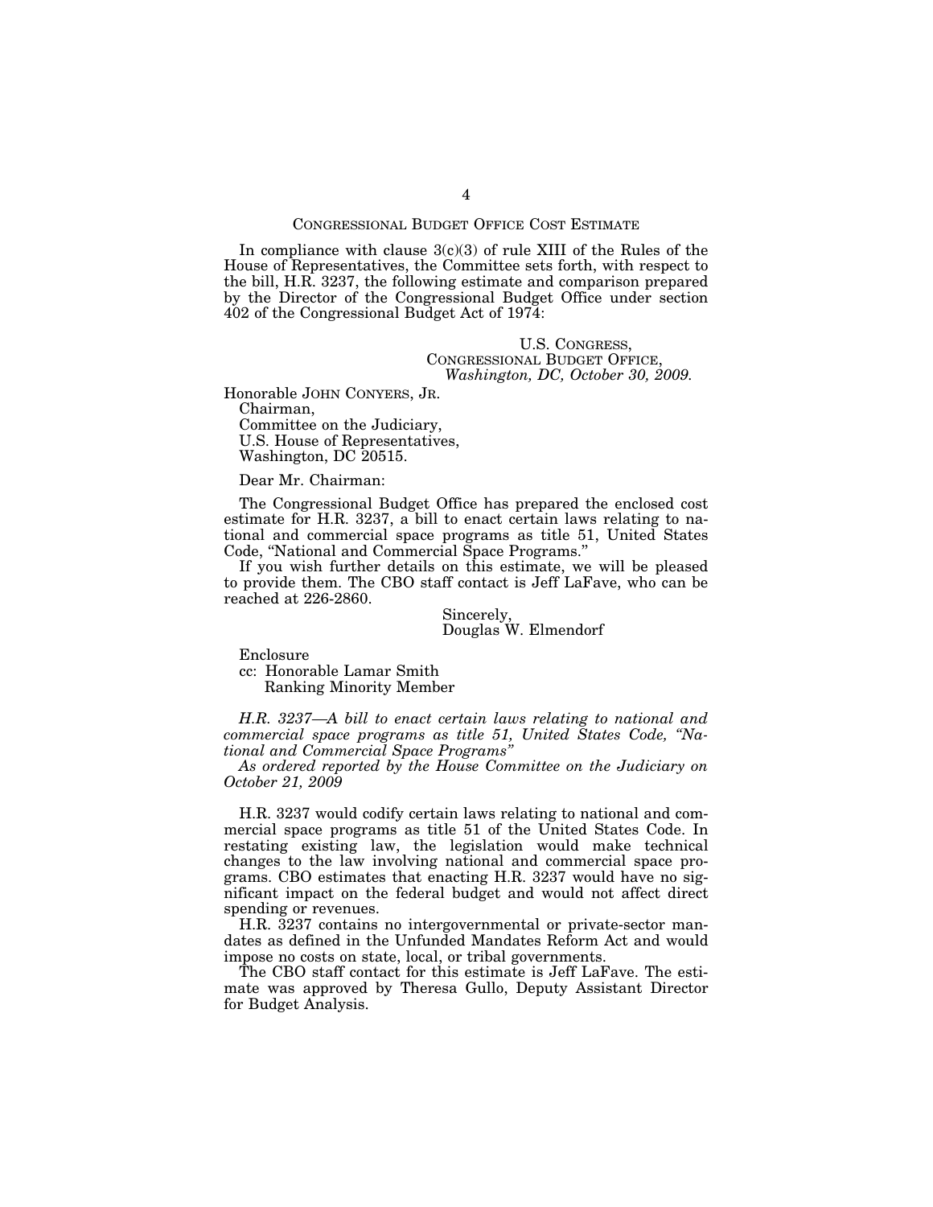## CONGRESSIONAL BUDGET OFFICE COST ESTIMATE

In compliance with clause 3(c)(3) of rule XIII of the Rules of the House of Representatives, the Committee sets forth, with respect to the bill, H.R. 3237, the following estimate and comparison prepared by the Director of the Congressional Budget Office under section 402 of the Congressional Budget Act of 1974:

U.S. CONGRESS,
CONGRESSIONAL BUDGET OFFICE,
*Washington, DC, October 30, 2009.*

Honorable JOHN CONYERS, JR.
Chairman,
Committee on the Judiciary,
U.S. House of Representatives,
Washington, DC 20515.

Dear Mr. Chairman:

The Congressional Budget Office has prepared the enclosed cost estimate for H.R. 3237, a bill to enact certain laws relating to national and commercial space programs as title 51, United States Code, "National and Commercial Space Programs."

If you wish further details on this estimate, we will be pleased to provide them. The CBO staff contact is Jeff LaFave, who can be reached at 226-2860.

Sincerely,
Douglas W. Elmendorf

Enclosure
cc: Honorable Lamar Smith
Ranking Minority Member

*H.R. 3237—A bill to enact certain laws relating to national and commercial space programs as title 51, United States Code, "National and Commercial Space Programs"*

*As ordered reported by the House Committee on the Judiciary on October 21, 2009*

H.R. 3237 would codify certain laws relating to national and commercial space programs as title 51 of the United States Code. In restating existing law, the legislation would make technical changes to the law involving national and commercial space programs. CBO estimates that enacting H.R. 3237 would have no significant impact on the federal budget and would not affect direct spending or revenues.

H.R. 3237 contains no intergovernmental or private-sector mandates as defined in the Unfunded Mandates Reform Act and would impose no costs on state, local, or tribal governments.

The CBO staff contact for this estimate is Jeff LaFave. The estimate was approved by Theresa Gullo, Deputy Assistant Director for Budget Analysis.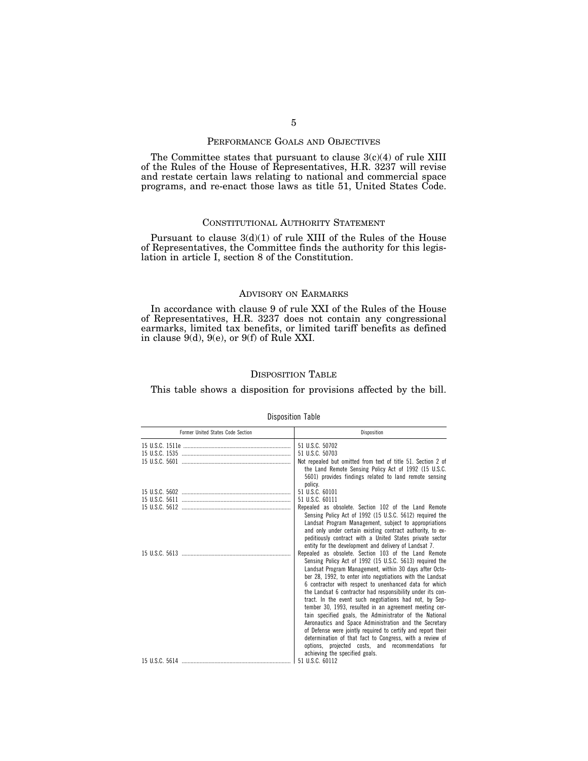## PERFORMANCE GOALS AND OBJECTIVES

The Committee states that pursuant to clause 3(c)(4) of rule XIII of the Rules of the House of Representatives, H.R. 3237 will revise and restate certain laws relating to national and commercial space programs, and re-enact those laws as title 51, United States Code.

## CONSTITUTIONAL AUTHORITY STATEMENT

Pursuant to clause 3(d)(1) of rule XIII of the Rules of the House of Representatives, the Committee finds the authority for this legislation in article I, section 8 of the Constitution.

## ADVISORY ON EARMARKS

In accordance with clause 9 of rule XXI of the Rules of the House of Representatives, H.R. 3237 does not contain any congressional earmarks, limited tax benefits, or limited tariff benefits as defined in clause 9(d), 9(e), or 9(f) of Rule XXI.

## DISPOSITION TABLE

This table shows a disposition for provisions affected by the bill.

Disposition Table

| Former United States Code Section | Disposition |
|---|---|
| 15 U.S.C. 1511e | 51 U.S.C. 50702 |
| 15 U.S.C. 1535 | 51 U.S.C. 50703 |
| 15 U.S.C. 5601 | Not repealed but omitted from text of title 51. Section 2 of the Land Remote Sensing Policy Act of 1992 (15 U.S.C. 5601) provides findings related to land remote sensing policy. |
| 15 U.S.C. 5602 | 51 U.S.C. 60101 |
| 15 U.S.C. 5611 | 51 U.S.C. 60111 |
| 15 U.S.C. 5612 | Repealed as obsolete. Section 102 of the Land Remote Sensing Policy Act of 1992 (15 U.S.C. 5612) required the Landsat Program Management, subject to appropriations and only under certain existing contract authority, to expeditiously contract with a United States private sector entity for the development and delivery of Landsat 7. |
| 15 U.S.C. 5613 | Repealed as obsolete. Section 103 of the Land Remote Sensing Policy Act of 1992 (15 U.S.C. 5613) required the Landsat Program Management, within 30 days after October 28, 1992, to enter into negotiations with the Landsat 6 contractor with respect to unenhanced data for which the Landsat 6 contractor had responsibility under its contract. In the event such negotiations had not, by September 30, 1993, resulted in an agreement meeting certain specified goals, the Administrator of the National Aeronautics and Space Administration and the Secretary of Defense were jointly required to certify and report their determination of that fact to Congress, with a review of options, projected costs, and recommendations for achieving the specified goals. |
| 15 U.S.C. 5614 | 51 U.S.C. 60112 |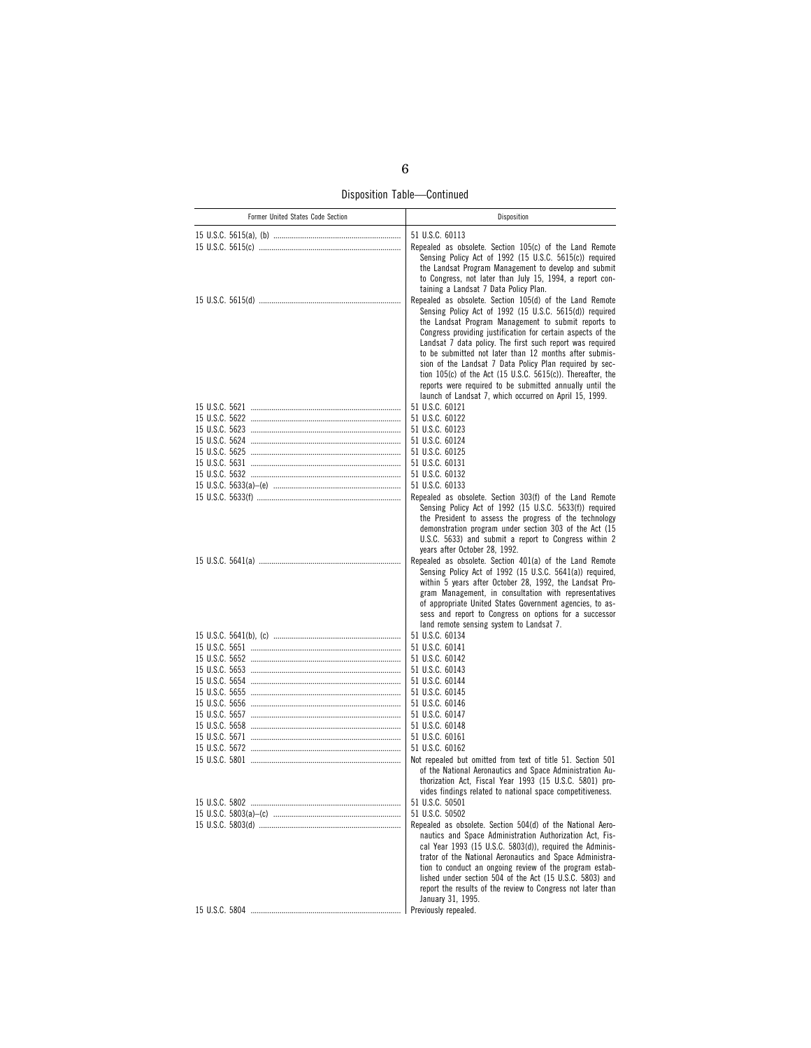Disposition Table—Continued

| Former United States Code Section | Disposition |
| --- | --- |
| 15 U.S.C. 5615(a), (b) | 51 U.S.C. 60113 |
| 15 U.S.C. 5615(c) | Repealed as obsolete. Section 105(c) of the Land Remote Sensing Policy Act of 1992 (15 U.S.C. 5615(c)) required the Landsat Program Management to develop and submit to Congress, not later than July 15, 1994, a report containing a Landsat 7 Data Policy Plan. |
| 15 U.S.C. 5615(d) | Repealed as obsolete. Section 105(d) of the Land Remote Sensing Policy Act of 1992 (15 U.S.C. 5615(d)) required the Landsat Program Management to submit reports to Congress providing justification for certain aspects of the Landsat 7 data policy. The first such report was required to be submitted not later than 12 months after submission of the Landsat 7 Data Policy Plan required by section 105(c) of the Act (15 U.S.C. 5615(c)). Thereafter, the reports were required to be submitted annually until the launch of Landsat 7, which occurred on April 15, 1999. |
| 15 U.S.C. 5621 | 51 U.S.C. 60121 |
| 15 U.S.C. 5622 | 51 U.S.C. 60122 |
| 15 U.S.C. 5623 | 51 U.S.C. 60123 |
| 15 U.S.C. 5624 | 51 U.S.C. 60124 |
| 15 U.S.C. 5625 | 51 U.S.C. 60125 |
| 15 U.S.C. 5631 | 51 U.S.C. 60131 |
| 15 U.S.C. 5632 | 51 U.S.C. 60132 |
| 15 U.S.C. 5633(a)–(e) | 51 U.S.C. 60133 |
| 15 U.S.C. 5633(f) | Repealed as obsolete. Section 303(f) of the Land Remote Sensing Policy Act of 1992 (15 U.S.C. 5633(f)) required the President to assess the progress of the technology demonstration program under section 303 of the Act (15 U.S.C. 5633) and submit a report to Congress within 2 years after October 28, 1992. |
| 15 U.S.C. 5641(a) | Repealed as obsolete. Section 401(a) of the Land Remote Sensing Policy Act of 1992 (15 U.S.C. 5641(a)) required, within 5 years after October 28, 1992, the Landsat Program Management, in consultation with representatives of appropriate United States Government agencies, to assess and report to Congress on options for a successor land remote sensing system to Landsat 7. |
| 15 U.S.C. 5641(b), (c) | 51 U.S.C. 60134 |
| 15 U.S.C. 5651 | 51 U.S.C. 60141 |
| 15 U.S.C. 5652 | 51 U.S.C. 60142 |
| 15 U.S.C. 5653 | 51 U.S.C. 60143 |
| 15 U.S.C. 5654 | 51 U.S.C. 60144 |
| 15 U.S.C. 5655 | 51 U.S.C. 60145 |
| 15 U.S.C. 5656 | 51 U.S.C. 60146 |
| 15 U.S.C. 5657 | 51 U.S.C. 60147 |
| 15 U.S.C. 5658 | 51 U.S.C. 60148 |
| 15 U.S.C. 5671 | 51 U.S.C. 60161 |
| 15 U.S.C. 5672 | 51 U.S.C. 60162 |
| 15 U.S.C. 5801 | Not repealed but omitted from text of title 51. Section 501 of the National Aeronautics and Space Administration Authorization Act, Fiscal Year 1993 (15 U.S.C. 5801) provides findings related to national space competitiveness. |
| 15 U.S.C. 5802 | 51 U.S.C. 50501 |
| 15 U.S.C. 5803(a)–(c) | 51 U.S.C. 50502 |
| 15 U.S.C. 5803(d) | Repealed as obsolete. Section 504(d) of the National Aeronautics and Space Administration Authorization Act, Fiscal Year 1993 (15 U.S.C. 5803(d)), required the Administrator of the National Aeronautics and Space Administration to conduct an ongoing review of the program established under section 504 of the Act (15 U.S.C. 5803) and report the results of the review to Congress not later than January 31, 1995. |
| 15 U.S.C. 5804 | Previously repealed. |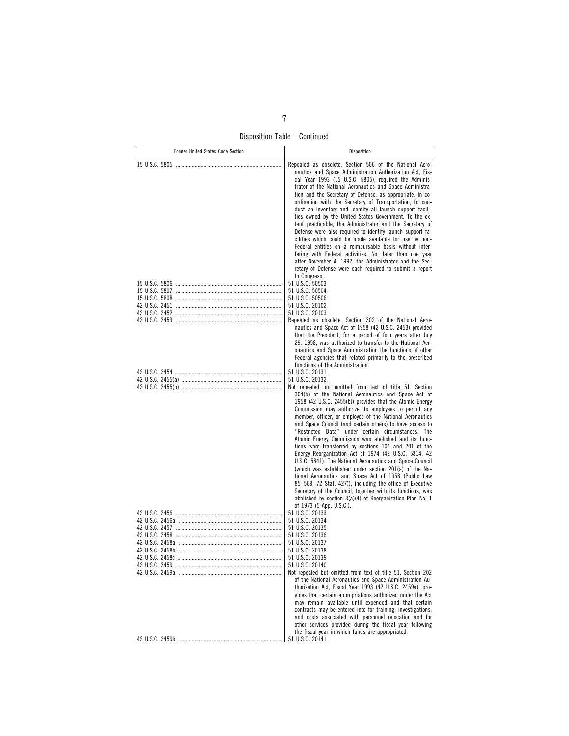Disposition Table—Continued

| Former United States Code Section | Disposition |
| --- | --- |
| 15 U.S.C. 5805 | Repealed as obsolete. Section 506 of the National Aeronautics and Space Administration Authorization Act, Fiscal Year 1993 (15 U.S.C. 5805), required the Administrator of the National Aeronautics and Space Administration and the Secretary of Defense, as appropriate, in coordination with the Secretary of Transportation, to conduct an inventory and identify all launch support facilities owned by the United States Government. To the extent practicable, the Administrator and the Secretary of Defense were also required to identify launch support facilities which could be made available for use by non-Federal entities on a reimbursable basis without interfering with Federal activities. Not later than one year after November 4, 1992, the Administrator and the Secretary of Defense were each required to submit a report to Congress. |
| 15 U.S.C. 5806 | 51 U.S.C. 50503 |
| 15 U.S.C. 5807 | 51 U.S.C. 50504 |
| 15 U.S.C. 5808 | 51 U.S.C. 50506 |
| 42 U.S.C. 2451 | 51 U.S.C. 20102 |
| 42 U.S.C. 2452 | 51 U.S.C. 20103 |
| 42 U.S.C. 2453 | Repealed as obsolete. Section 302 of the National Aeronautics and Space Act of 1958 (42 U.S.C. 2453) provided that the President, for a period of four years after July 29, 1958, was authorized to transfer to the National Aeronautics and Space Administration the functions of other Federal agencies that related primarily to the prescribed functions of the Administration. |
| 42 U.S.C. 2454 | 51 U.S.C. 20131 |
| 42 U.S.C. 2455(a) | 51 U.S.C. 20132 |
| 42 U.S.C. 2455(b) | Not repealed but omitted from text of title 51. Section 304(b) of the National Aeronautics and Space Act of 1958 (42 U.S.C. 2455(b)) provides that the Atomic Energy Commission may authorize its employees to permit any member, officer, or employee of the National Aeronautics and Space Council (and certain others) to have access to "Restricted Data" under certain circumstances. The Atomic Energy Commission was abolished and its functions were transferred by sections 104 and 201 of the Energy Reorganization Act of 1974 (42 U.S.C. 5814, 42 U.S.C. 5841). The National Aeronautics and Space Council (which was established under section 201(a) of the National Aeronautics and Space Act of 1958 (Public Law 85–568, 72 Stat. 427)), including the office of Executive Secretary of the Council, together with its functions, was abolished by section 3(a)(4) of Reorganization Plan No. 1 of 1973 (5 App. U.S.C.). |
| 42 U.S.C. 2456 | 51 U.S.C. 20133 |
| 42 U.S.C. 2456a | 51 U.S.C. 20134 |
| 42 U.S.C. 2457 | 51 U.S.C. 20135 |
| 42 U.S.C. 2458 | 51 U.S.C. 20136 |
| 42 U.S.C. 2458a | 51 U.S.C. 20137 |
| 42 U.S.C. 2458b | 51 U.S.C. 20138 |
| 42 U.S.C. 2458c | 51 U.S.C. 20139 |
| 42 U.S.C. 2459 | 51 U.S.C. 20140 |
| 42 U.S.C. 2459a | Not repealed but omitted from text of title 51. Section 202 of the National Aeronautics and Space Administration Authorization Act, Fiscal Year 1993 (42 U.S.C. 2459a), provides that certain appropriations authorized under the Act may remain available until expended and that certain contracts may be entered into for training, investigations, and costs associated with personnel relocation and for other services provided during the fiscal year following the fiscal year in which funds are appropriated. |
| 42 U.S.C. 2459b | 51 U.S.C. 20141 |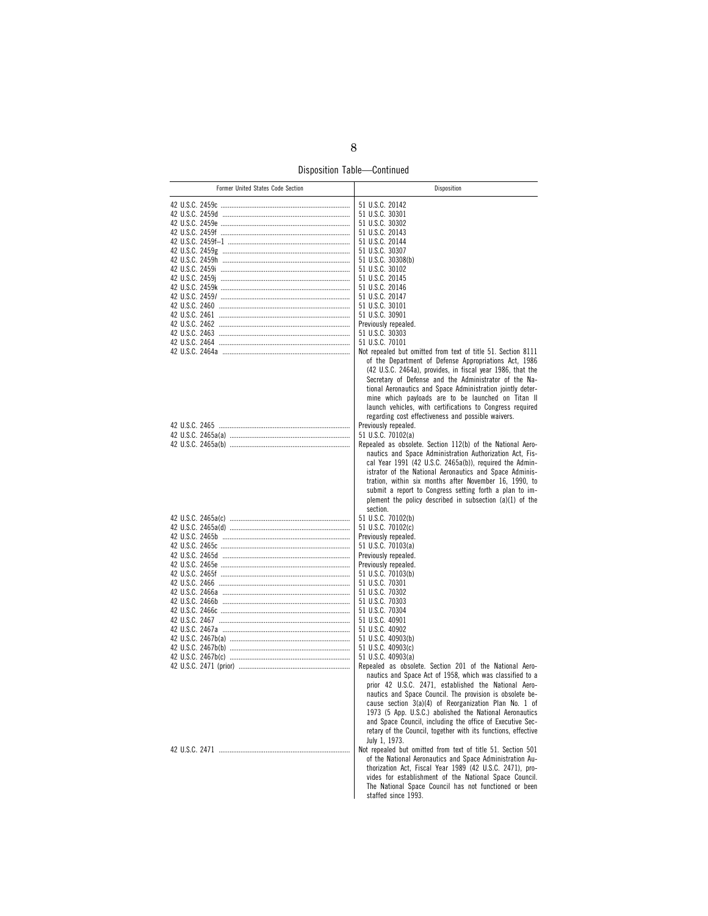Disposition Table—Continued

| Former United States Code Section | Disposition |
| --- | --- |
| 42 U.S.C. 2459c | 51 U.S.C. 20142 |
| 42 U.S.C. 2459d | 51 U.S.C. 30301 |
| 42 U.S.C. 2459e | 51 U.S.C. 30302 |
| 42 U.S.C. 2459f | 51 U.S.C. 20143 |
| 42 U.S.C. 2459f–1 | 51 U.S.C. 20144 |
| 42 U.S.C. 2459g | 51 U.S.C. 30307 |
| 42 U.S.C. 2459h | 51 U.S.C. 30308(b) |
| 42 U.S.C. 2459i | 51 U.S.C. 30102 |
| 42 U.S.C. 2459j | 51 U.S.C. 20145 |
| 42 U.S.C. 2459k | 51 U.S.C. 20146 |
| 42 U.S.C. 2459*l* | 51 U.S.C. 20147 |
| 42 U.S.C. 2460 | 51 U.S.C. 30101 |
| 42 U.S.C. 2461 | 51 U.S.C. 30901 |
| 42 U.S.C. 2462 | Previously repealed. |
| 42 U.S.C. 2463 | 51 U.S.C. 30303 |
| 42 U.S.C. 2464 | 51 U.S.C. 70101 |
| 42 U.S.C. 2464a | Not repealed but omitted from text of title 51. Section 8111 of the Department of Defense Appropriations Act, 1986 (42 U.S.C. 2464a), provides, in fiscal year 1986, that the Secretary of Defense and the Administrator of the National Aeronautics and Space Administration jointly determine which payloads are to be launched on Titan II launch vehicles, with certifications to Congress required regarding cost effectiveness and possible waivers. |
| 42 U.S.C. 2465 | Previously repealed. |
| 42 U.S.C. 2465a(a) | 51 U.S.C. 70102(a) |
| 42 U.S.C. 2465a(b) | Repealed as obsolete. Section 112(b) of the National Aeronautics and Space Administration Authorization Act, Fiscal Year 1991 (42 U.S.C. 2465a(b)), required the Administrator of the National Aeronautics and Space Administration, within six months after November 16, 1990, to submit a report to Congress setting forth a plan to implement the policy described in subsection (a)(1) of the section. |
| 42 U.S.C. 2465a(c) | 51 U.S.C. 70102(b) |
| 42 U.S.C. 2465a(d) | 51 U.S.C. 70102(c) |
| 42 U.S.C. 2465b | Previously repealed. |
| 42 U.S.C. 2465c | 51 U.S.C. 70103(a) |
| 42 U.S.C. 2465d | Previously repealed. |
| 42 U.S.C. 2465e | Previously repealed. |
| 42 U.S.C. 2465f | 51 U.S.C. 70103(b) |
| 42 U.S.C. 2466 | 51 U.S.C. 70301 |
| 42 U.S.C. 2466a | 51 U.S.C. 70302 |
| 42 U.S.C. 2466b | 51 U.S.C. 70303 |
| 42 U.S.C. 2466c | 51 U.S.C. 70304 |
| 42 U.S.C. 2467 | 51 U.S.C. 40901 |
| 42 U.S.C. 2467a | 51 U.S.C. 40902 |
| 42 U.S.C. 2467b(a) | 51 U.S.C. 40903(b) |
| 42 U.S.C. 2467b(b) | 51 U.S.C. 40903(c) |
| 42 U.S.C. 2467b(c) | 51 U.S.C. 40903(a) |
| 42 U.S.C. 2471 (prior) | Repealed as obsolete. Section 201 of the National Aeronautics and Space Act of 1958, which was classified to a prior 42 U.S.C. 2471, established the National Aeronautics and Space Council. The provision is obsolete because section 3(a)(4) of Reorganization Plan No. 1 of 1973 (5 App. U.S.C.) abolished the National Aeronautics and Space Council, including the office of Executive Secretary of the Council, together with its functions, effective July 1, 1973. |
| 42 U.S.C. 2471 | Not repealed but omitted from text of title 51. Section 501 of the National Aeronautics and Space Administration Authorization Act, Fiscal Year 1989 (42 U.S.C. 2471), provides for establishment of the National Space Council. The National Space Council has not functioned or been staffed since 1993. |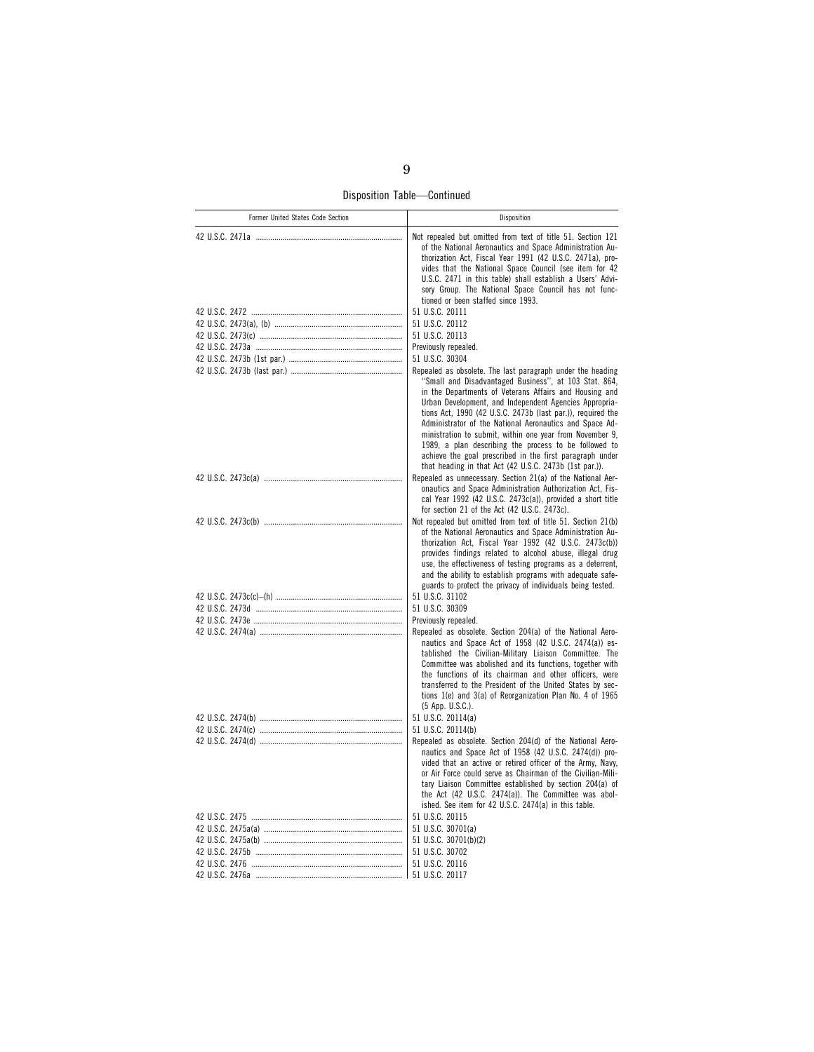Disposition Table—Continued

| Former United States Code Section | Disposition |
| --- | --- |
| 42 U.S.C. 2471a | Not repealed but omitted from text of title 51. Section 121 of the National Aeronautics and Space Administration Authorization Act, Fiscal Year 1991 (42 U.S.C. 2471a), provides that the National Space Council (see item for 42 U.S.C. 2471 in this table) shall establish a Users' Advisory Group. The National Space Council has not functioned or been staffed since 1993. |
| 42 U.S.C. 2472 | 51 U.S.C. 20111 |
| 42 U.S.C. 2473(a), (b) | 51 U.S.C. 20112 |
| 42 U.S.C. 2473(c) | 51 U.S.C. 20113 |
| 42 U.S.C. 2473a | Previously repealed. |
| 42 U.S.C. 2473b (1st par.) | 51 U.S.C. 30304 |
| 42 U.S.C. 2473b (last par.) | Repealed as obsolete. The last paragraph under the heading "Small and Disadvantaged Business", at 103 Stat. 864, in the Departments of Veterans Affairs and Housing and Urban Development, and Independent Agencies Appropriations Act, 1990 (42 U.S.C. 2473b (last par.)), required the Administrator of the National Aeronautics and Space Administration to submit, within one year from November 9, 1989, a plan describing the process to be followed to achieve the goal prescribed in the first paragraph under that heading in that Act (42 U.S.C. 2473b (1st par.)). |
| 42 U.S.C. 2473c(a) | Repealed as unnecessary. Section 21(a) of the National Aeronautics and Space Administration Authorization Act, Fiscal Year 1992 (42 U.S.C. 2473c(a)), provided a short title for section 21 of the Act (42 U.S.C. 2473c). |
| 42 U.S.C. 2473c(b) | Not repealed but omitted from text of title 51. Section 21(b) of the National Aeronautics and Space Administration Authorization Act, Fiscal Year 1992 (42 U.S.C. 2473c(b)) provides findings related to alcohol abuse, illegal drug use, the effectiveness of testing programs as a deterrent, and the ability to establish programs with adequate safeguards to protect the privacy of individuals being tested. |
| 42 U.S.C. 2473c(c)–(h) | 51 U.S.C. 31102 |
| 42 U.S.C. 2473d | 51 U.S.C. 30309 |
| 42 U.S.C. 2473e | Previously repealed. |
| 42 U.S.C. 2474(a) | Repealed as obsolete. Section 204(a) of the National Aeronautics and Space Act of 1958 (42 U.S.C. 2474(a)) established the Civilian-Military Liaison Committee. The Committee was abolished and its functions, together with the functions of its chairman and other officers, were transferred to the President of the United States by sections 1(e) and 3(a) of Reorganization Plan No. 4 of 1965 (5 App. U.S.C.). |
| 42 U.S.C. 2474(b) | 51 U.S.C. 20114(a) |
| 42 U.S.C. 2474(c) | 51 U.S.C. 20114(b) |
| 42 U.S.C. 2474(d) | Repealed as obsolete. Section 204(d) of the National Aeronautics and Space Act of 1958 (42 U.S.C. 2474(d)) provided that an active or retired officer of the Army, Navy, or Air Force could serve as Chairman of the Civilian-Military Liaison Committee established by section 204(a) of the Act (42 U.S.C. 2474(a)). The Committee was abolished. See item for 42 U.S.C. 2474(a) in this table. |
| 42 U.S.C. 2475 | 51 U.S.C. 20115 |
| 42 U.S.C. 2475a(a) | 51 U.S.C. 30701(a) |
| 42 U.S.C. 2475a(b) | 51 U.S.C. 30701(b)(2) |
| 42 U.S.C. 2475b | 51 U.S.C. 30702 |
| 42 U.S.C. 2476 | 51 U.S.C. 20116 |
| 42 U.S.C. 2476a | 51 U.S.C. 20117 |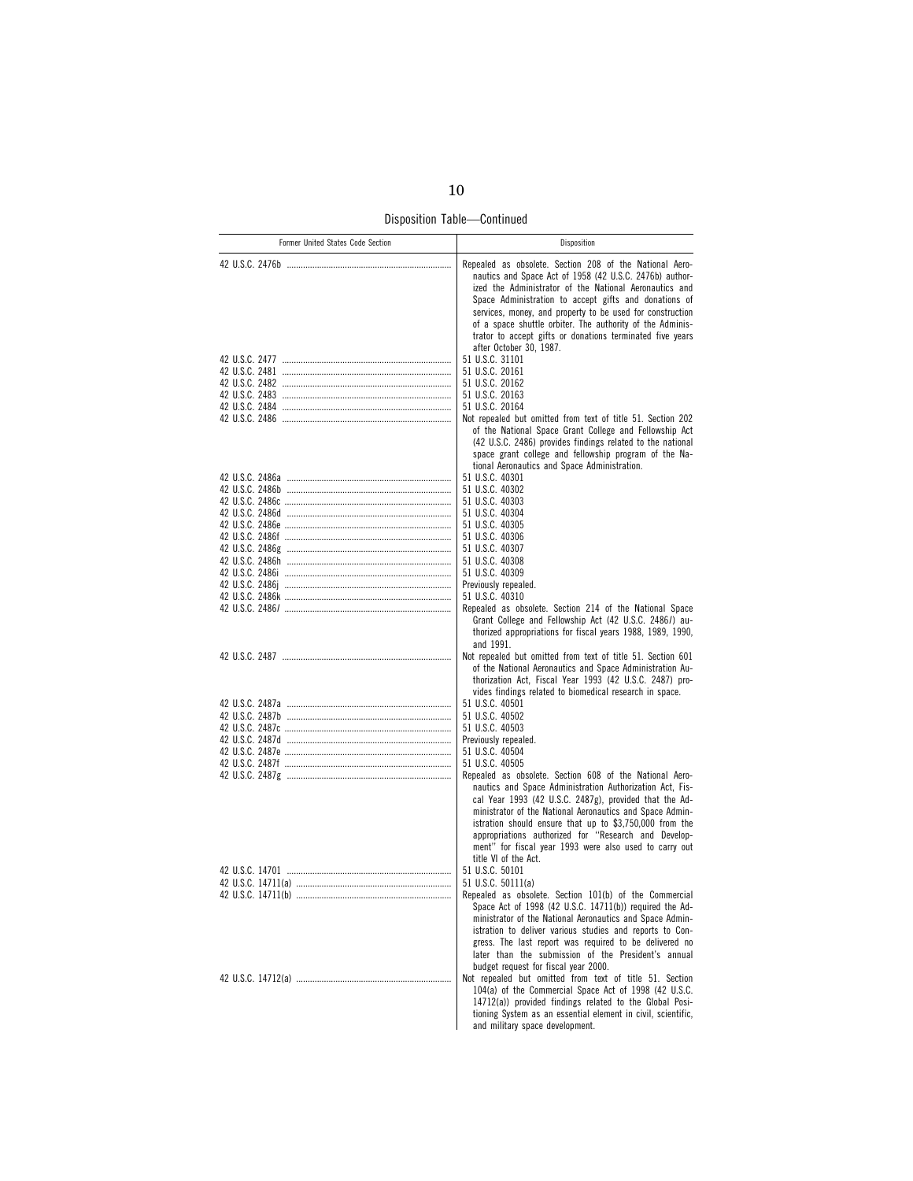Disposition Table—Continued

| Former United States Code Section | Disposition |
|---|---|
| 42 U.S.C. 2476b | Repealed as obsolete. Section 208 of the National Aeronautics and Space Act of 1958 (42 U.S.C. 2476b) authorized the Administrator of the National Aeronautics and Space Administration to accept gifts and donations of services, money, and property to be used for construction of a space shuttle orbiter. The authority of the Administrator to accept gifts or donations terminated five years after October 30, 1987. |
| 42 U.S.C. 2477 | 51 U.S.C. 31101 |
| 42 U.S.C. 2481 | 51 U.S.C. 20161 |
| 42 U.S.C. 2482 | 51 U.S.C. 20162 |
| 42 U.S.C. 2483 | 51 U.S.C. 20163 |
| 42 U.S.C. 2484 | 51 U.S.C. 20164 |
| 42 U.S.C. 2486 | Not repealed but omitted from text of title 51. Section 202 of the National Space Grant College and Fellowship Act (42 U.S.C. 2486) provides findings related to the national space grant college and fellowship program of the National Aeronautics and Space Administration. |
| 42 U.S.C. 2486a | 51 U.S.C. 40301 |
| 42 U.S.C. 2486b | 51 U.S.C. 40302 |
| 42 U.S.C. 2486c | 51 U.S.C. 40303 |
| 42 U.S.C. 2486d | 51 U.S.C. 40304 |
| 42 U.S.C. 2486e | 51 U.S.C. 40305 |
| 42 U.S.C. 2486f | 51 U.S.C. 40306 |
| 42 U.S.C. 2486g | 51 U.S.C. 40307 |
| 42 U.S.C. 2486h | 51 U.S.C. 40308 |
| 42 U.S.C. 2486i | 51 U.S.C. 40309 |
| 42 U.S.C. 2486j | Previously repealed. |
| 42 U.S.C. 2486k | 51 U.S.C. 40310 |
| 42 U.S.C. 2486*l* | Repealed as obsolete. Section 214 of the National Space Grant College and Fellowship Act (42 U.S.C. 2486*l*) authorized appropriations for fiscal years 1988, 1989, 1990, and 1991. |
| 42 U.S.C. 2487 | Not repealed but omitted from text of title 51. Section 601 of the National Aeronautics and Space Administration Authorization Act, Fiscal Year 1993 (42 U.S.C. 2487) provides findings related to biomedical research in space. |
| 42 U.S.C. 2487a | 51 U.S.C. 40501 |
| 42 U.S.C. 2487b | 51 U.S.C. 40502 |
| 42 U.S.C. 2487c | 51 U.S.C. 40503 |
| 42 U.S.C. 2487d | Previously repealed. |
| 42 U.S.C. 2487e | 51 U.S.C. 40504 |
| 42 U.S.C. 2487f | 51 U.S.C. 40505 |
| 42 U.S.C. 2487g | Repealed as obsolete. Section 608 of the National Aeronautics and Space Administration Authorization Act, Fiscal Year 1993 (42 U.S.C. 2487g), provided that the Administrator of the National Aeronautics and Space Administration should ensure that up to $3,750,000 from the appropriations authorized for "Research and Development" for fiscal year 1993 were also used to carry out title VI of the Act. |
| 42 U.S.C. 14701 | 51 U.S.C. 50101 |
| 42 U.S.C. 14711(a) | 51 U.S.C. 50111(a) |
| 42 U.S.C. 14711(b) | Repealed as obsolete. Section 101(b) of the Commercial Space Act of 1998 (42 U.S.C. 14711(b)) required the Administrator of the National Aeronautics and Space Administration to deliver various studies and reports to Congress. The last report was required to be delivered no later than the submission of the President's annual budget request for fiscal year 2000. |
| 42 U.S.C. 14712(a) | Not repealed but omitted from text of title 51. Section 104(a) of the Commercial Space Act of 1998 (42 U.S.C. 14712(a)) provided findings related to the Global Positioning System as an essential element in civil, scientific, and military space development. |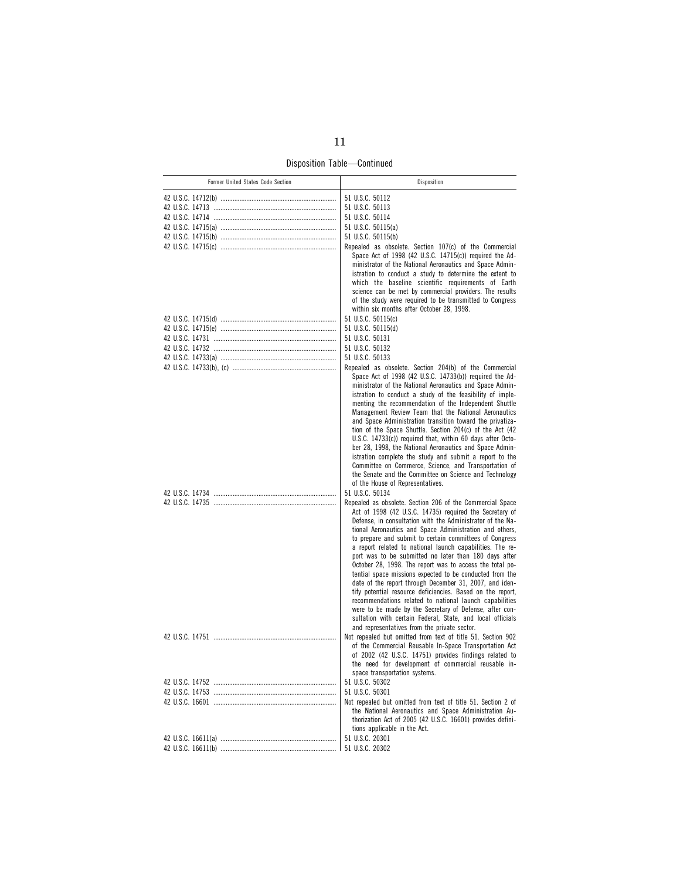Disposition Table—Continued

| Former United States Code Section | Disposition |
| --- | --- |
| 42 U.S.C. 14712(b) | 51 U.S.C. 50112 |
| 42 U.S.C. 14713 | 51 U.S.C. 50113 |
| 42 U.S.C. 14714 | 51 U.S.C. 50114 |
| 42 U.S.C. 14715(a) | 51 U.S.C. 50115(a) |
| 42 U.S.C. 14715(b) | 51 U.S.C. 50115(b) |
| 42 U.S.C. 14715(c) | Repealed as obsolete. Section 107(c) of the Commercial Space Act of 1998 (42 U.S.C. 14715(c)) required the Administrator of the National Aeronautics and Space Administration to conduct a study to determine the extent to which the baseline scientific requirements of Earth science can be met by commercial providers. The results of the study were required to be transmitted to Congress within six months after October 28, 1998. |
| 42 U.S.C. 14715(d) | 51 U.S.C. 50115(c) |
| 42 U.S.C. 14715(e) | 51 U.S.C. 50115(d) |
| 42 U.S.C. 14731 | 51 U.S.C. 50131 |
| 42 U.S.C. 14732 | 51 U.S.C. 50132 |
| 42 U.S.C. 14733(a) | 51 U.S.C. 50133 |
| 42 U.S.C. 14733(b), (c) | Repealed as obsolete. Section 204(b) of the Commercial Space Act of 1998 (42 U.S.C. 14733(b)) required the Administrator of the National Aeronautics and Space Administration to conduct a study of the feasibility of implementing the recommendation of the Independent Shuttle Management Review Team that the National Aeronautics and Space Administration transition toward the privatization of the Space Shuttle. Section 204(c) of the Act (42 U.S.C. 14733(c)) required that, within 60 days after October 28, 1998, the National Aeronautics and Space Administration complete the study and submit a report to the Committee on Commerce, Science, and Transportation of the Senate and the Committee on Science and Technology of the House of Representatives. |
| 42 U.S.C. 14734 | 51 U.S.C. 50134 |
| 42 U.S.C. 14735 | Repealed as obsolete. Section 206 of the Commercial Space Act of 1998 (42 U.S.C. 14735) required the Secretary of Defense, in consultation with the Administrator of the National Aeronautics and Space Administration and others, to prepare and submit to certain committees of Congress a report related to national launch capabilities. The report was to be submitted no later than 180 days after October 28, 1998. The report was to access the total potential space missions expected to be conducted from the date of the report through December 31, 2007, and identify potential resource deficiencies. Based on the report, recommendations related to national launch capabilities were to be made by the Secretary of Defense, after consultation with certain Federal, State, and local officials and representatives from the private sector. |
| 42 U.S.C. 14751 | Not repealed but omitted from text of title 51. Section 902 of the Commercial Reusable In-Space Transportation Act of 2002 (42 U.S.C. 14751) provides findings related to the need for development of commercial reusable in-space transportation systems. |
| 42 U.S.C. 14752 | 51 U.S.C. 50302 |
| 42 U.S.C. 14753 | 51 U.S.C. 50301 |
| 42 U.S.C. 16601 | Not repealed but omitted from text of title 51. Section 2 of the National Aeronautics and Space Administration Authorization Act of 2005 (42 U.S.C. 16601) provides definitions applicable in the Act. |
| 42 U.S.C. 16611(a) | 51 U.S.C. 20301 |
| 42 U.S.C. 16611(b) | 51 U.S.C. 20302 |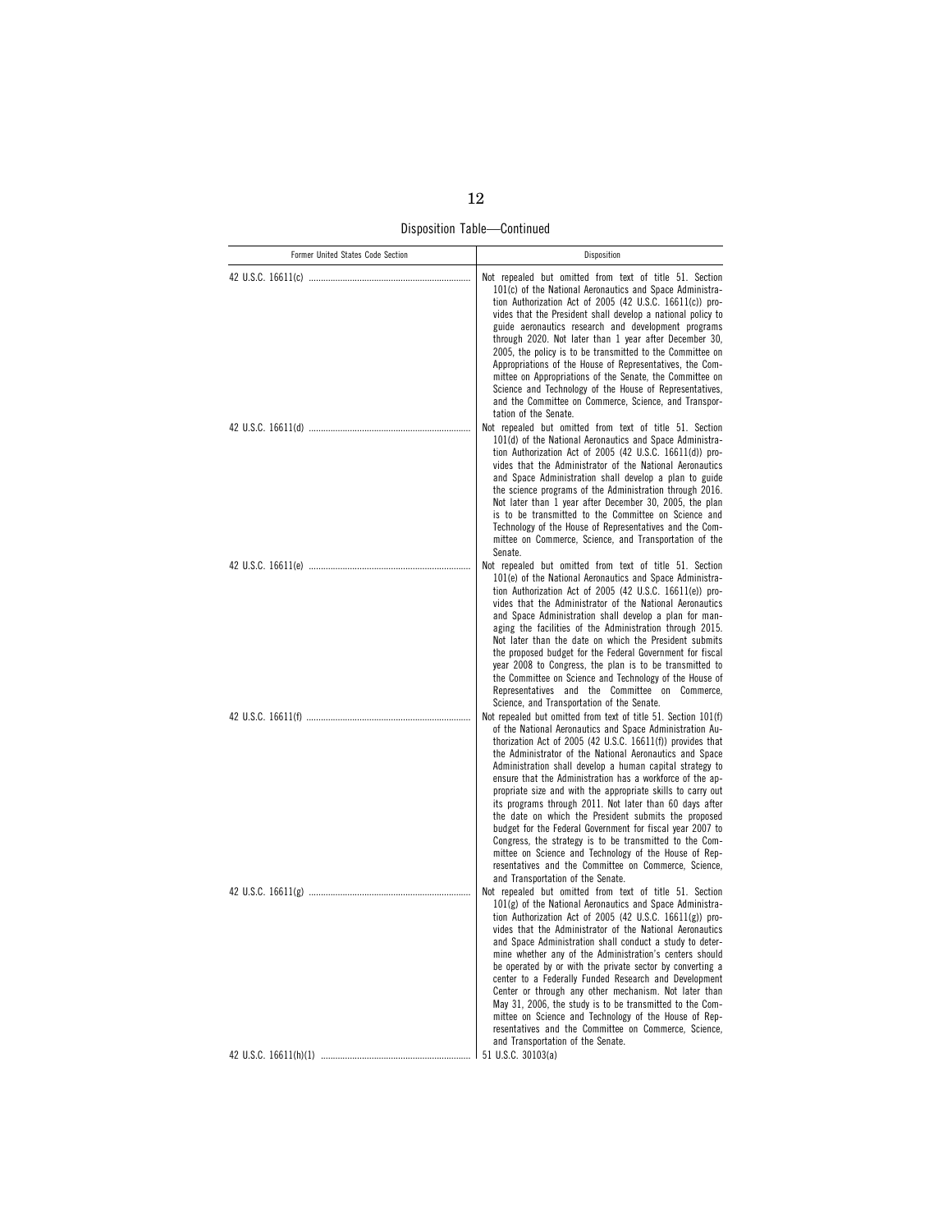Disposition Table—Continued

| Former United States Code Section | Disposition |
|---|---|
| 42 U.S.C. 16611(c) | Not repealed but omitted from text of title 51. Section 101(c) of the National Aeronautics and Space Administration Authorization Act of 2005 (42 U.S.C. 16611(c)) provides that the President shall develop a national policy to guide aeronautics research and development programs through 2020. Not later than 1 year after December 30, 2005, the policy is to be transmitted to the Committee on Appropriations of the House of Representatives, the Committee on Appropriations of the Senate, the Committee on Science and Technology of the House of Representatives, and the Committee on Commerce, Science, and Transportation of the Senate. |
| 42 U.S.C. 16611(d) | Not repealed but omitted from text of title 51. Section 101(d) of the National Aeronautics and Space Administration Authorization Act of 2005 (42 U.S.C. 16611(d)) provides that the Administrator of the National Aeronautics and Space Administration shall develop a plan to guide the science programs of the Administration through 2016. Not later than 1 year after December 30, 2005, the plan is to be transmitted to the Committee on Science and Technology of the House of Representatives and the Committee on Commerce, Science, and Transportation of the Senate. |
| 42 U.S.C. 16611(e) | Not repealed but omitted from text of title 51. Section 101(e) of the National Aeronautics and Space Administration Authorization Act of 2005 (42 U.S.C. 16611(e)) provides that the Administrator of the National Aeronautics and Space Administration shall develop a plan for managing the facilities of the Administration through 2015. Not later than the date on which the President submits the proposed budget for the Federal Government for fiscal year 2008 to Congress, the plan is to be transmitted to the Committee on Science and Technology of the House of Representatives and the Committee on Commerce, Science, and Transportation of the Senate. |
| 42 U.S.C. 16611(f) | Not repealed but omitted from text of title 51. Section 101(f) of the National Aeronautics and Space Administration Authorization Act of 2005 (42 U.S.C. 16611(f)) provides that the Administrator of the National Aeronautics and Space Administration shall develop a human capital strategy to ensure that the Administration has a workforce of the appropriate size and with the appropriate skills to carry out its programs through 2011. Not later than 60 days after the date on which the President submits the proposed budget for the Federal Government for fiscal year 2007 to Congress, the strategy is to be transmitted to the Committee on Science and Technology of the House of Representatives and the Committee on Commerce, Science, and Transportation of the Senate. |
| 42 U.S.C. 16611(g) | Not repealed but omitted from text of title 51. Section 101(g) of the National Aeronautics and Space Administration Authorization Act of 2005 (42 U.S.C. 16611(g)) provides that the Administrator of the National Aeronautics and Space Administration shall conduct a study to determine whether any of the Administration's centers should be operated by or with the private sector by converting a center to a Federally Funded Research and Development Center or through any other mechanism. Not later than May 31, 2006, the study is to be transmitted to the Committee on Science and Technology of the House of Representatives and the Committee on Commerce, Science, and Transportation of the Senate. |
| 42 U.S.C. 16611(h)(1) | 51 U.S.C. 30103(a) |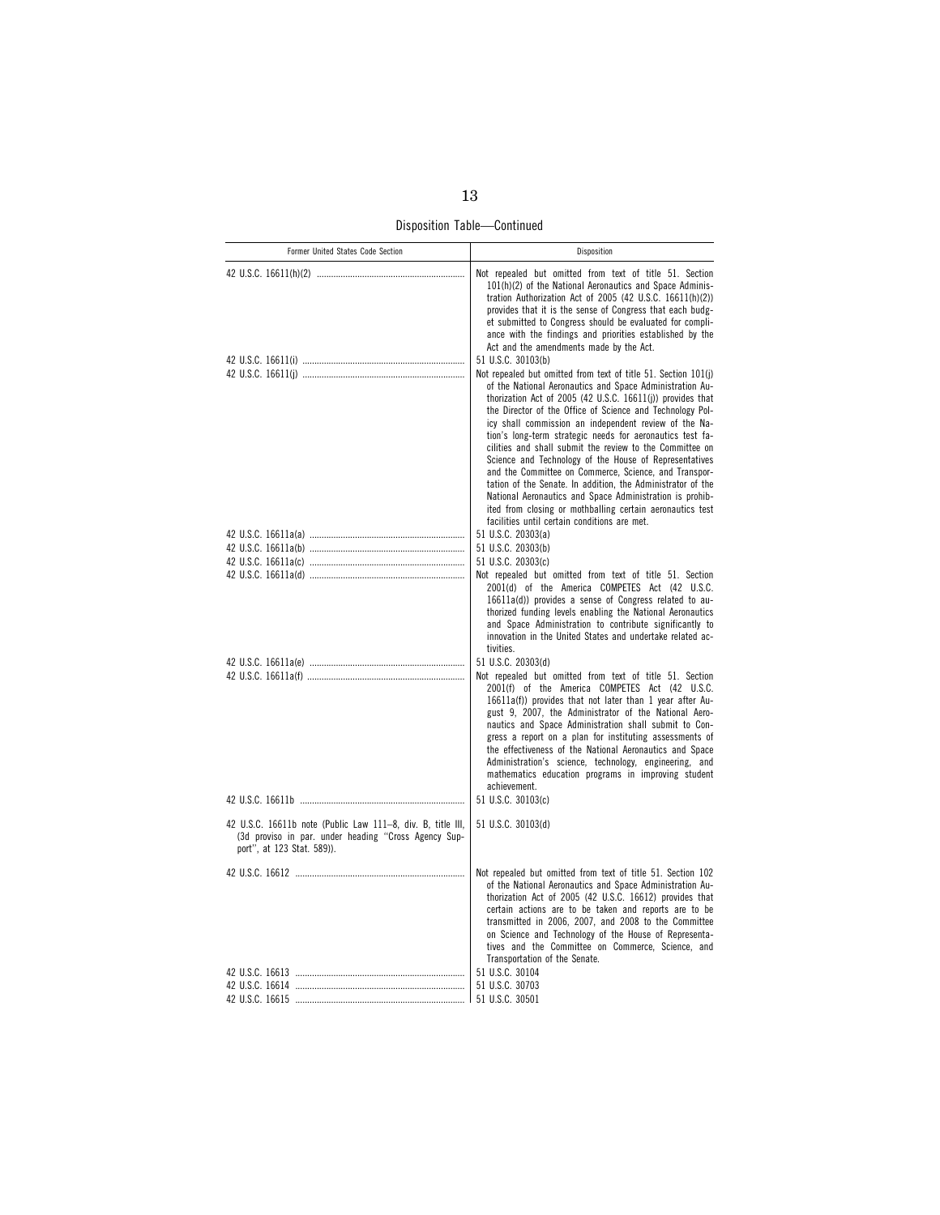Disposition Table—Continued

| Former United States Code Section | Disposition |
| --- | --- |
| 42 U.S.C. 16611(h)(2) | Not repealed but omitted from text of title 51. Section 101(h)(2) of the National Aeronautics and Space Administration Authorization Act of 2005 (42 U.S.C. 16611(h)(2)) provides that it is the sense of Congress that each budget submitted to Congress should be evaluated for compliance with the findings and priorities established by the Act and the amendments made by the Act. |
| 42 U.S.C. 16611(i) | 51 U.S.C. 30103(b) |
| 42 U.S.C. 16611(j) | Not repealed but omitted from text of title 51. Section 101(j) of the National Aeronautics and Space Administration Authorization Act of 2005 (42 U.S.C. 16611(j)) provides that the Director of the Office of Science and Technology Policy shall commission an independent review of the Nation's long-term strategic needs for aeronautics test facilities and shall submit the review to the Committee on Science and Technology of the House of Representatives and the Committee on Commerce, Science, and Transportation of the Senate. In addition, the Administrator of the National Aeronautics and Space Administration is prohibited from closing or mothballing certain aeronautics test facilities until certain conditions are met. |
| 42 U.S.C. 16611a(a) | 51 U.S.C. 20303(a) |
| 42 U.S.C. 16611a(b) | 51 U.S.C. 20303(b) |
| 42 U.S.C. 16611a(c) | 51 U.S.C. 20303(c) |
| 42 U.S.C. 16611a(d) | Not repealed but omitted from text of title 51. Section 2001(d) of the America COMPETES Act (42 U.S.C. 16611a(d)) provides a sense of Congress related to authorized funding levels enabling the National Aeronautics and Space Administration to contribute significantly to innovation in the United States and undertake related activities. |
| 42 U.S.C. 16611a(e) | 51 U.S.C. 20303(d) |
| 42 U.S.C. 16611a(f) | Not repealed but omitted from text of title 51. Section 2001(f) of the America COMPETES Act (42 U.S.C. 16611a(f)) provides that not later than 1 year after August 9, 2007, the Administrator of the National Aeronautics and Space Administration shall submit to Congress a report on a plan for instituting assessments of the effectiveness of the National Aeronautics and Space Administration's science, technology, engineering, and mathematics education programs in improving student achievement. |
| 42 U.S.C. 16611b | 51 U.S.C. 30103(c) |
| 42 U.S.C. 16611b note (Public Law 111–8, div. B, title III, (3d proviso in par. under heading "Cross Agency Support", at 123 Stat. 589)). | 51 U.S.C. 30103(d) |
| 42 U.S.C. 16612 | Not repealed but omitted from text of title 51. Section 102 of the National Aeronautics and Space Administration Authorization Act of 2005 (42 U.S.C. 16612) provides that certain actions are to be taken and reports are to be transmitted in 2006, 2007, and 2008 to the Committee on Science and Technology of the House of Representatives and the Committee on Commerce, Science, and Transportation of the Senate. |
| 42 U.S.C. 16613 | 51 U.S.C. 30104 |
| 42 U.S.C. 16614 | 51 U.S.C. 30703 |
| 42 U.S.C. 16615 | 51 U.S.C. 30501 |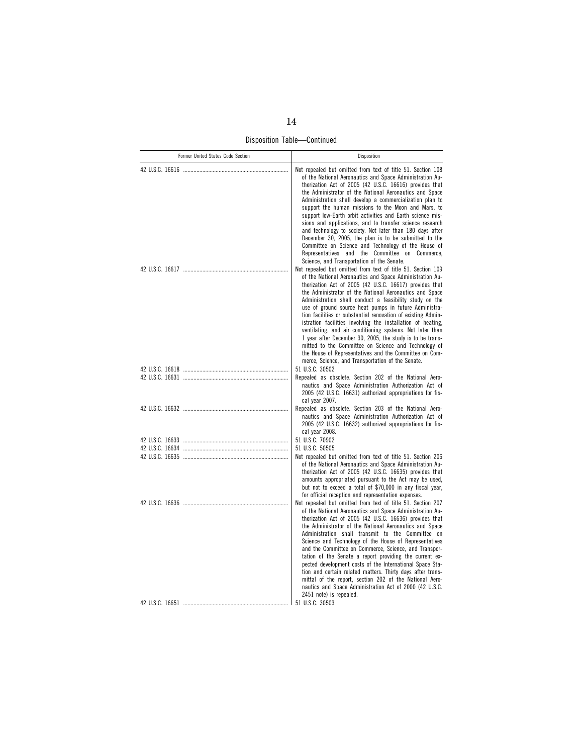Disposition Table—Continued

| Former United States Code Section | Disposition |
| --- | --- |
| 42 U.S.C. 16616 | Not repealed but omitted from text of title 51. Section 108 of the National Aeronautics and Space Administration Authorization Act of 2005 (42 U.S.C. 16616) provides that the Administrator of the National Aeronautics and Space Administration shall develop a commercialization plan to support the human missions to the Moon and Mars, to support low-Earth orbit activities and Earth science missions and applications, and to transfer science research and technology to society. Not later than 180 days after December 30, 2005, the plan is to be submitted to the Committee on Science and Technology of the House of Representatives and the Committee on Commerce, Science, and Transportation of the Senate. |
| 42 U.S.C. 16617 | Not repealed but omitted from text of title 51. Section 109 of the National Aeronautics and Space Administration Authorization Act of 2005 (42 U.S.C. 16617) provides that the Administrator of the National Aeronautics and Space Administration shall conduct a feasibility study on the use of ground source heat pumps in future Administration facilities or substantial renovation of existing Administration facilities involving the installation of heating, ventilating, and air conditioning systems. Not later than 1 year after December 30, 2005, the study is to be transmitted to the Committee on Science and Technology of the House of Representatives and the Committee on Commerce, Science, and Transportation of the Senate. |
| 42 U.S.C. 16618 | 51 U.S.C. 30502 |
| 42 U.S.C. 16631 | Repealed as obsolete. Section 202 of the National Aeronautics and Space Administration Authorization Act of 2005 (42 U.S.C. 16631) authorized appropriations for fiscal year 2007. |
| 42 U.S.C. 16632 | Repealed as obsolete. Section 203 of the National Aeronautics and Space Administration Authorization Act of 2005 (42 U.S.C. 16632) authorized appropriations for fiscal year 2008. |
| 42 U.S.C. 16633 | 51 U.S.C. 70902 |
| 42 U.S.C. 16634 | 51 U.S.C. 50505 |
| 42 U.S.C. 16635 | Not repealed but omitted from text of title 51. Section 206 of the National Aeronautics and Space Administration Authorization Act of 2005 (42 U.S.C. 16635) provides that amounts appropriated pursuant to the Act may be used, but not to exceed a total of $70,000 in any fiscal year, for official reception and representation expenses. |
| 42 U.S.C. 16636 | Not repealed but omitted from text of title 51. Section 207 of the National Aeronautics and Space Administration Authorization Act of 2005 (42 U.S.C. 16636) provides that the Administrator of the National Aeronautics and Space Administration shall transmit to the Committee on Science and Technology of the House of Representatives and the Committee on Commerce, Science, and Transportation of the Senate a report providing the current expected development costs of the International Space Station and certain related matters. Thirty days after transmittal of the report, section 202 of the National Aeronautics and Space Administration Act of 2000 (42 U.S.C. 2451 note) is repealed. |
| 42 U.S.C. 16651 | 51 U.S.C. 30503 |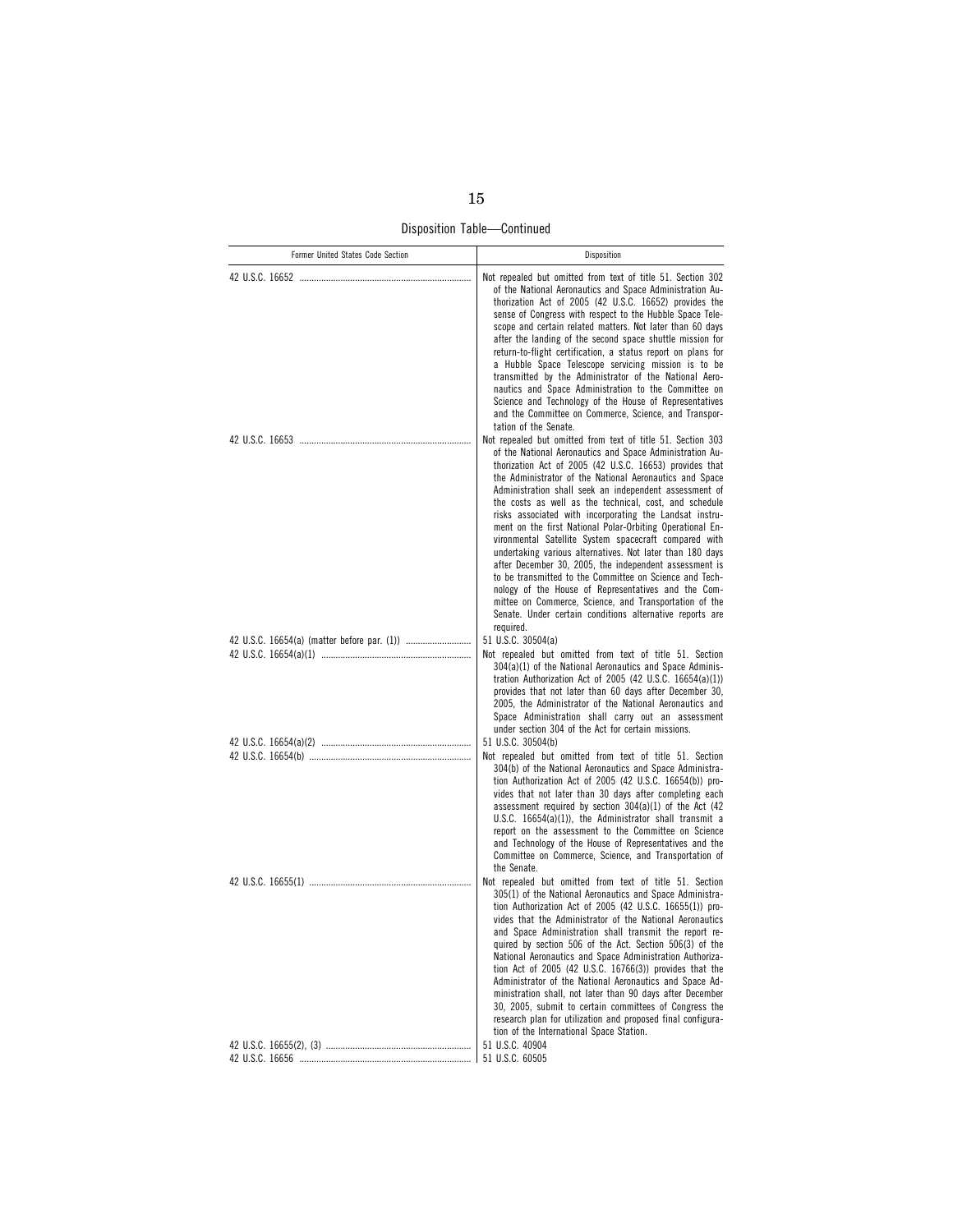Disposition Table—Continued

| Former United States Code Section | Disposition |
| --- | --- |
| 42 U.S.C. 16652 | Not repealed but omitted from text of title 51. Section 302 of the National Aeronautics and Space Administration Authorization Act of 2005 (42 U.S.C. 16652) provides the sense of Congress with respect to the Hubble Space Telescope and certain related matters. Not later than 60 days after the landing of the second space shuttle mission for return-to-flight certification, a status report on plans for a Hubble Space Telescope servicing mission is to be transmitted by the Administrator of the National Aeronautics and Space Administration to the Committee on Science and Technology of the House of Representatives and the Committee on Commerce, Science, and Transportation of the Senate. |
| 42 U.S.C. 16653 | Not repealed but omitted from text of title 51. Section 303 of the National Aeronautics and Space Administration Authorization Act of 2005 (42 U.S.C. 16653) provides that the Administrator of the National Aeronautics and Space Administration shall seek an independent assessment of the costs as well as the technical, cost, and schedule risks associated with incorporating the Landsat instrument on the first National Polar-Orbiting Operational Environmental Satellite System spacecraft compared with undertaking various alternatives. Not later than 180 days after December 30, 2005, the independent assessment is to be transmitted to the Committee on Science and Technology of the House of Representatives and the Committee on Commerce, Science, and Transportation of the Senate. Under certain conditions alternative reports are required. |
| 42 U.S.C. 16654(a) (matter before par. (1)) | 51 U.S.C. 30504(a) |
| 42 U.S.C. 16654(a)(1) | Not repealed but omitted from text of title 51. Section 304(a)(1) of the National Aeronautics and Space Administration Authorization Act of 2005 (42 U.S.C. 16654(a)(1)) provides that not later than 60 days after December 30, 2005, the Administrator of the National Aeronautics and Space Administration shall carry out an assessment under section 304 of the Act for certain missions. |
| 42 U.S.C. 16654(a)(2) | 51 U.S.C. 30504(b) |
| 42 U.S.C. 16654(b) | Not repealed but omitted from text of title 51. Section 304(b) of the National Aeronautics and Space Administration Authorization Act of 2005 (42 U.S.C. 16654(b)) provides that not later than 30 days after completing each assessment required by section 304(a)(1) of the Act (42 U.S.C. 16654(a)(1)), the Administrator shall transmit a report on the assessment to the Committee on Science and Technology of the House of Representatives and the Committee on Commerce, Science, and Transportation of the Senate. |
| 42 U.S.C. 16655(1) | Not repealed but omitted from text of title 51. Section 305(1) of the National Aeronautics and Space Administration Authorization Act of 2005 (42 U.S.C. 16655(1)) provides that the Administrator of the National Aeronautics and Space Administration shall transmit the report required by section 506 of the Act. Section 506(3) of the National Aeronautics and Space Administration Authorization Act of 2005 (42 U.S.C. 16766(3)) provides that the Administrator of the National Aeronautics and Space Administration shall, not later than 90 days after December 30, 2005, submit to certain committees of Congress the research plan for utilization and proposed final configuration of the International Space Station. |
| 42 U.S.C. 16655(2), (3) | 51 U.S.C. 40904 |
| 42 U.S.C. 16656 | 51 U.S.C. 60505 |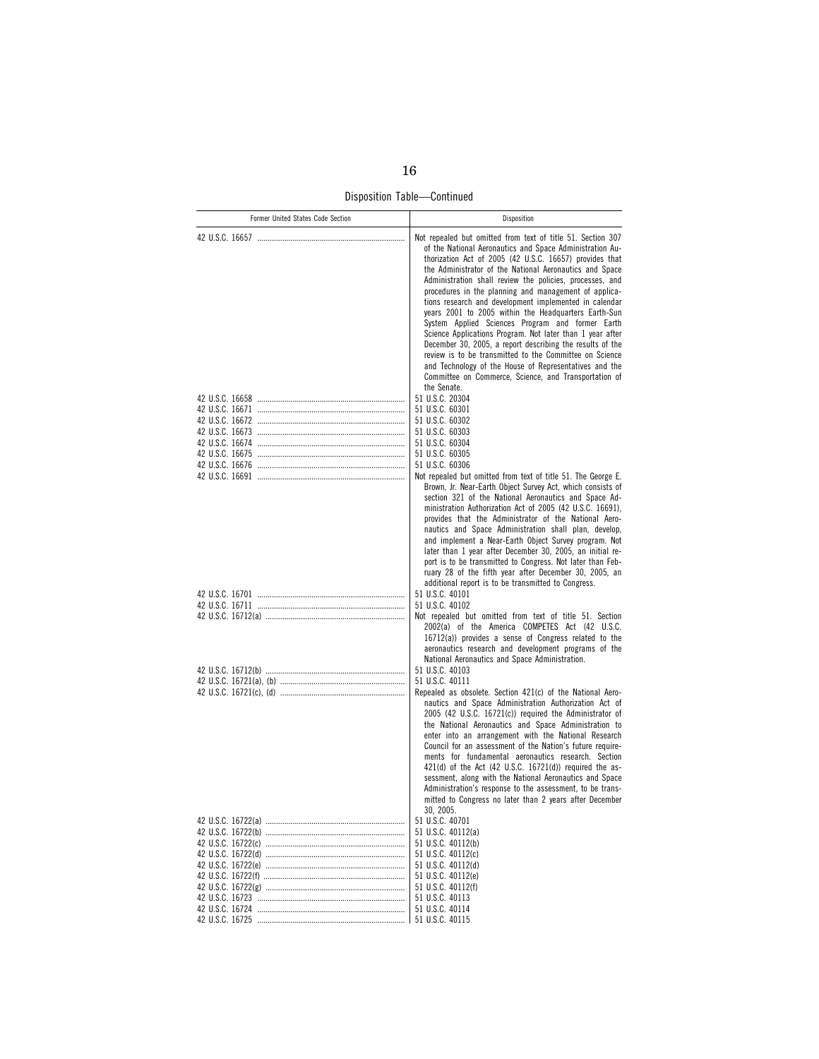Disposition Table—Continued

| Former United States Code Section | Disposition |
|---|---|
| 42 U.S.C. 16657 | Not repealed but omitted from text of title 51. Section 307 of the National Aeronautics and Space Administration Authorization Act of 2005 (42 U.S.C. 16657) provides that the Administrator of the National Aeronautics and Space Administration shall review the policies, processes, and procedures in the planning and management of applications research and development implemented in calendar years 2001 to 2005 within the Headquarters Earth-Sun System Applied Sciences Program and former Earth Science Applications Program. Not later than 1 year after December 30, 2005, a report describing the results of the review is to be transmitted to the Committee on Science and Technology of the House of Representatives and the Committee on Commerce, Science, and Transportation of the Senate. |
| 42 U.S.C. 16658 | 51 U.S.C. 20304 |
| 42 U.S.C. 16671 | 51 U.S.C. 60301 |
| 42 U.S.C. 16672 | 51 U.S.C. 60302 |
| 42 U.S.C. 16673 | 51 U.S.C. 60303 |
| 42 U.S.C. 16674 | 51 U.S.C. 60304 |
| 42 U.S.C. 16675 | 51 U.S.C. 60305 |
| 42 U.S.C. 16676 | 51 U.S.C. 60306 |
| 42 U.S.C. 16691 | Not repealed but omitted from text of title 51. The George E. Brown, Jr. Near-Earth Object Survey Act, which consists of section 321 of the National Aeronautics and Space Administration Authorization Act of 2005 (42 U.S.C. 16691), provides that the Administrator of the National Aeronautics and Space Administration shall plan, develop, and implement a Near-Earth Object Survey program. Not later than 1 year after December 30, 2005, an initial report is to be transmitted to Congress. Not later than February 28 of the fifth year after December 30, 2005, an additional report is to be transmitted to Congress. |
| 42 U.S.C. 16701 | 51 U.S.C. 40101 |
| 42 U.S.C. 16711 | 51 U.S.C. 40102 |
| 42 U.S.C. 16712(a) | Not repealed but omitted from text of title 51. Section 2002(a) of the America COMPETES Act (42 U.S.C. 16712(a)) provides a sense of Congress related to the aeronautics research and development programs of the National Aeronautics and Space Administration. |
| 42 U.S.C. 16712(b) | 51 U.S.C. 40103 |
| 42 U.S.C. 16721(a), (b) | 51 U.S.C. 40111 |
| 42 U.S.C. 16721(c), (d) | Repealed as obsolete. Section 421(c) of the National Aeronautics and Space Administration Authorization Act of 2005 (42 U.S.C. 16721(c)) required the Administrator of the National Aeronautics and Space Administration to enter into an arrangement with the National Research Council for an assessment of the Nation's future requirements for fundamental aeronautics research. Section 421(d) of the Act (42 U.S.C. 16721(d)) required the assessment, along with the National Aeronautics and Space Administration's response to the assessment, to be transmitted to Congress no later than 2 years after December 30, 2005. |
| 42 U.S.C. 16722(a) | 51 U.S.C. 40701 |
| 42 U.S.C. 16722(b) | 51 U.S.C. 40112(a) |
| 42 U.S.C. 16722(c) | 51 U.S.C. 40112(b) |
| 42 U.S.C. 16722(d) | 51 U.S.C. 40112(c) |
| 42 U.S.C. 16722(e) | 51 U.S.C. 40112(d) |
| 42 U.S.C. 16722(f) | 51 U.S.C. 40112(e) |
| 42 U.S.C. 16722(g) | 51 U.S.C. 40112(f) |
| 42 U.S.C. 16723 | 51 U.S.C. 40113 |
| 42 U.S.C. 16724 | 51 U.S.C. 40114 |
| 42 U.S.C. 16725 | 51 U.S.C. 40115 |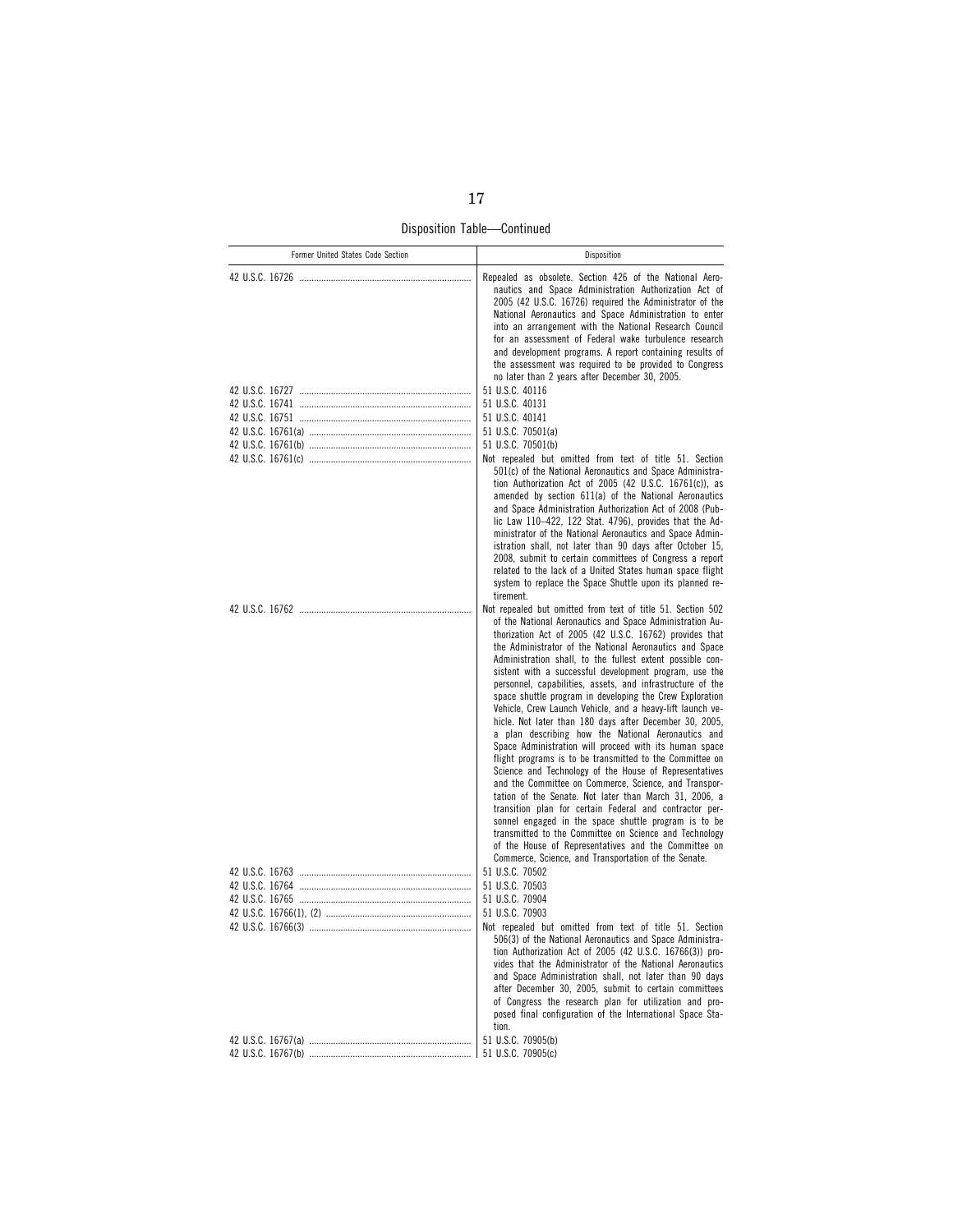Disposition Table—Continued

| Former United States Code Section | Disposition |
|---|---|
| 42 U.S.C. 16726 | Repealed as obsolete. Section 426 of the National Aeronautics and Space Administration Authorization Act of 2005 (42 U.S.C. 16726) required the Administrator of the National Aeronautics and Space Administration to enter into an arrangement with the National Research Council for an assessment of Federal wake turbulence research and development programs. A report containing results of the assessment was required to be provided to Congress no later than 2 years after December 30, 2005. |
| 42 U.S.C. 16727 | 51 U.S.C. 40116 |
| 42 U.S.C. 16741 | 51 U.S.C. 40131 |
| 42 U.S.C. 16751 | 51 U.S.C. 40141 |
| 42 U.S.C. 16761(a) | 51 U.S.C. 70501(a) |
| 42 U.S.C. 16761(b) | 51 U.S.C. 70501(b) |
| 42 U.S.C. 16761(c) | Not repealed but omitted from text of title 51. Section 501(c) of the National Aeronautics and Space Administration Authorization Act of 2005 (42 U.S.C. 16761(c)), as amended by section 611(a) of the National Aeronautics and Space Administration Authorization Act of 2008 (Public Law 110–422, 122 Stat. 4796), provides that the Administrator of the National Aeronautics and Space Administration shall, not later than 90 days after October 15, 2008, submit to certain committees of Congress a report related to the lack of a United States human space flight system to replace the Space Shuttle upon its planned retirement. |
| 42 U.S.C. 16762 | Not repealed but omitted from text of title 51. Section 502 of the National Aeronautics and Space Administration Authorization Act of 2005 (42 U.S.C. 16762) provides that the Administrator of the National Aeronautics and Space Administration shall, to the fullest extent possible consistent with a successful development program, use the personnel, capabilities, assets, and infrastructure of the space shuttle program in developing the Crew Exploration Vehicle, Crew Launch Vehicle, and a heavy-lift launch vehicle. Not later than 180 days after December 30, 2005, a plan describing how the National Aeronautics and Space Administration will proceed with its human space flight programs is to be transmitted to the Committee on Science and Technology of the House of Representatives and the Committee on Commerce, Science, and Transportation of the Senate. Not later than March 31, 2006, a transition plan for certain Federal and contractor personnel engaged in the space shuttle program is to be transmitted to the Committee on Science and Technology of the House of Representatives and the Committee on Commerce, Science, and Transportation of the Senate. |
| 42 U.S.C. 16763 | 51 U.S.C. 70502 |
| 42 U.S.C. 16764 | 51 U.S.C. 70503 |
| 42 U.S.C. 16765 | 51 U.S.C. 70904 |
| 42 U.S.C. 16766(1), (2) | 51 U.S.C. 70903 |
| 42 U.S.C. 16766(3) | Not repealed but omitted from text of title 51. Section 506(3) of the National Aeronautics and Space Administration Authorization Act of 2005 (42 U.S.C. 16766(3)) provides that the Administrator of the National Aeronautics and Space Administration shall, not later than 90 days after December 30, 2005, submit to certain committees of Congress the research plan for utilization and proposed final configuration of the International Space Station. |
| 42 U.S.C. 16767(a) | 51 U.S.C. 70905(b) |
| 42 U.S.C. 16767(b) | 51 U.S.C. 70905(c) |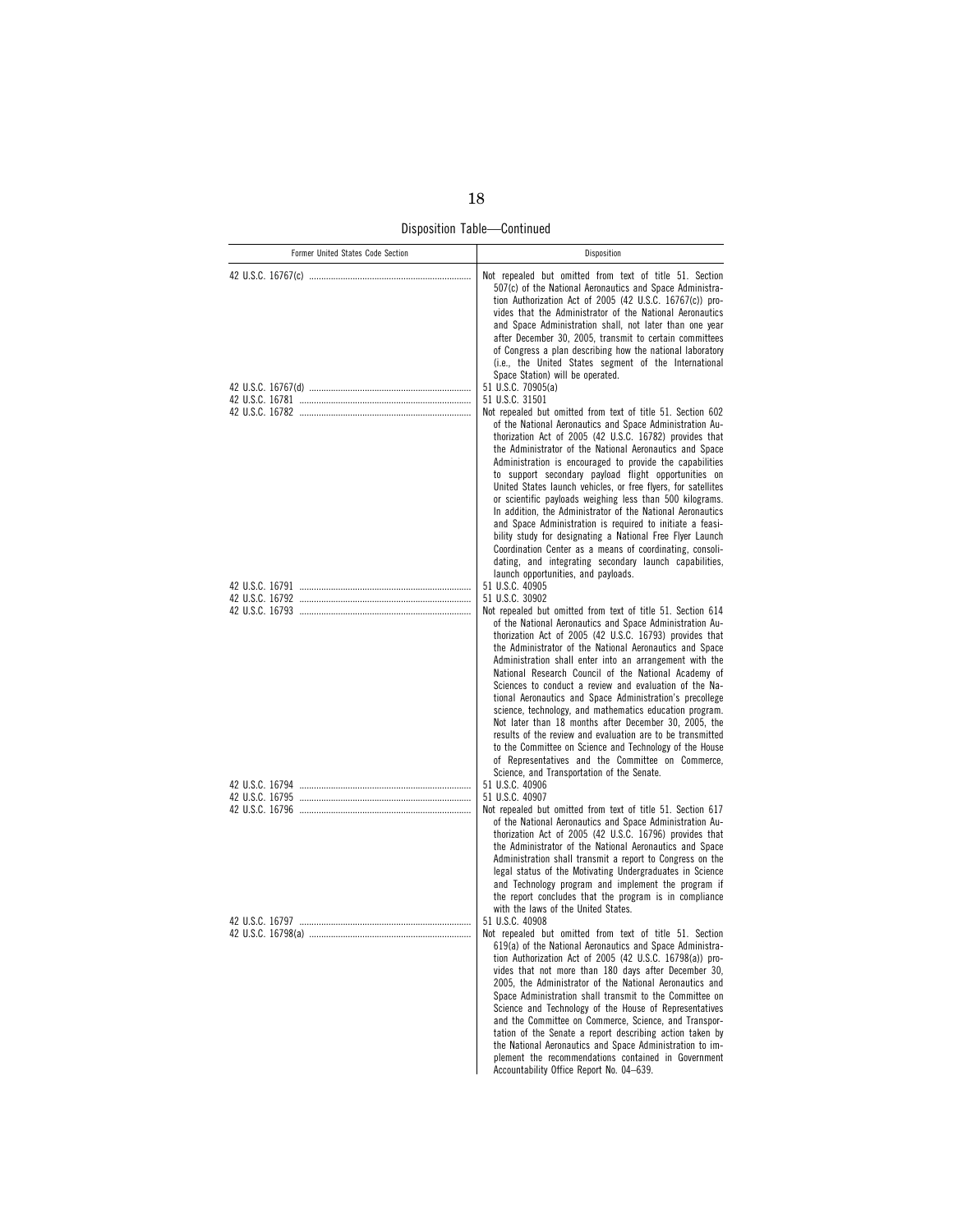Disposition Table—Continued

| Former United States Code Section | Disposition |
|---|---|
| 42 U.S.C. 16767(c) | Not repealed but omitted from text of title 51. Section 507(c) of the National Aeronautics and Space Administration Authorization Act of 2005 (42 U.S.C. 16767(c)) provides that the Administrator of the National Aeronautics and Space Administration shall, not later than one year after December 30, 2005, transmit to certain committees of Congress a plan describing how the national laboratory (i.e., the United States segment of the International Space Station) will be operated. |
| 42 U.S.C. 16767(d) | 51 U.S.C. 70905(a) |
| 42 U.S.C. 16781 | 51 U.S.C. 31501 |
| 42 U.S.C. 16782 | Not repealed but omitted from text of title 51. Section 602 of the National Aeronautics and Space Administration Authorization Act of 2005 (42 U.S.C. 16782) provides that the Administrator of the National Aeronautics and Space Administration is encouraged to provide the capabilities to support secondary payload flight opportunities on United States launch vehicles, or free flyers, for satellites or scientific payloads weighing less than 500 kilograms. In addition, the Administrator of the National Aeronautics and Space Administration is required to initiate a feasibility study for designating a National Free Flyer Launch Coordination Center as a means of coordinating, consolidating, and integrating secondary launch capabilities, launch opportunities, and payloads. |
| 42 U.S.C. 16791 | 51 U.S.C. 40905 |
| 42 U.S.C. 16792 | 51 U.S.C. 30902 |
| 42 U.S.C. 16793 | Not repealed but omitted from text of title 51. Section 614 of the National Aeronautics and Space Administration Authorization Act of 2005 (42 U.S.C. 16793) provides that the Administrator of the National Aeronautics and Space Administration shall enter into an arrangement with the National Research Council of the National Academy of Sciences to conduct a review and evaluation of the National Aeronautics and Space Administration's precollege science, technology, and mathematics education program. Not later than 18 months after December 30, 2005, the results of the review and evaluation are to be transmitted to the Committee on Science and Technology of the House of Representatives and the Committee on Commerce, Science, and Transportation of the Senate. |
| 42 U.S.C. 16794 | 51 U.S.C. 40906 |
| 42 U.S.C. 16795 | 51 U.S.C. 40907 |
| 42 U.S.C. 16796 | Not repealed but omitted from text of title 51. Section 617 of the National Aeronautics and Space Administration Authorization Act of 2005 (42 U.S.C. 16796) provides that the Administrator of the National Aeronautics and Space Administration shall transmit a report to Congress on the legal status of the Motivating Undergraduates in Science and Technology program and implement the program if the report concludes that the program is in compliance with the laws of the United States. |
| 42 U.S.C. 16797 | 51 U.S.C. 40908 |
| 42 U.S.C. 16798(a) | Not repealed but omitted from text of title 51. Section 619(a) of the National Aeronautics and Space Administration Authorization Act of 2005 (42 U.S.C. 16798(a)) provides that not more than 180 days after December 30, 2005, the Administrator of the National Aeronautics and Space Administration shall transmit to the Committee on Science and Technology of the House of Representatives and the Committee on Commerce, Science, and Transportation of the Senate a report describing action taken by the National Aeronautics and Space Administration to implement the recommendations contained in Government Accountability Office Report No. 04–639. |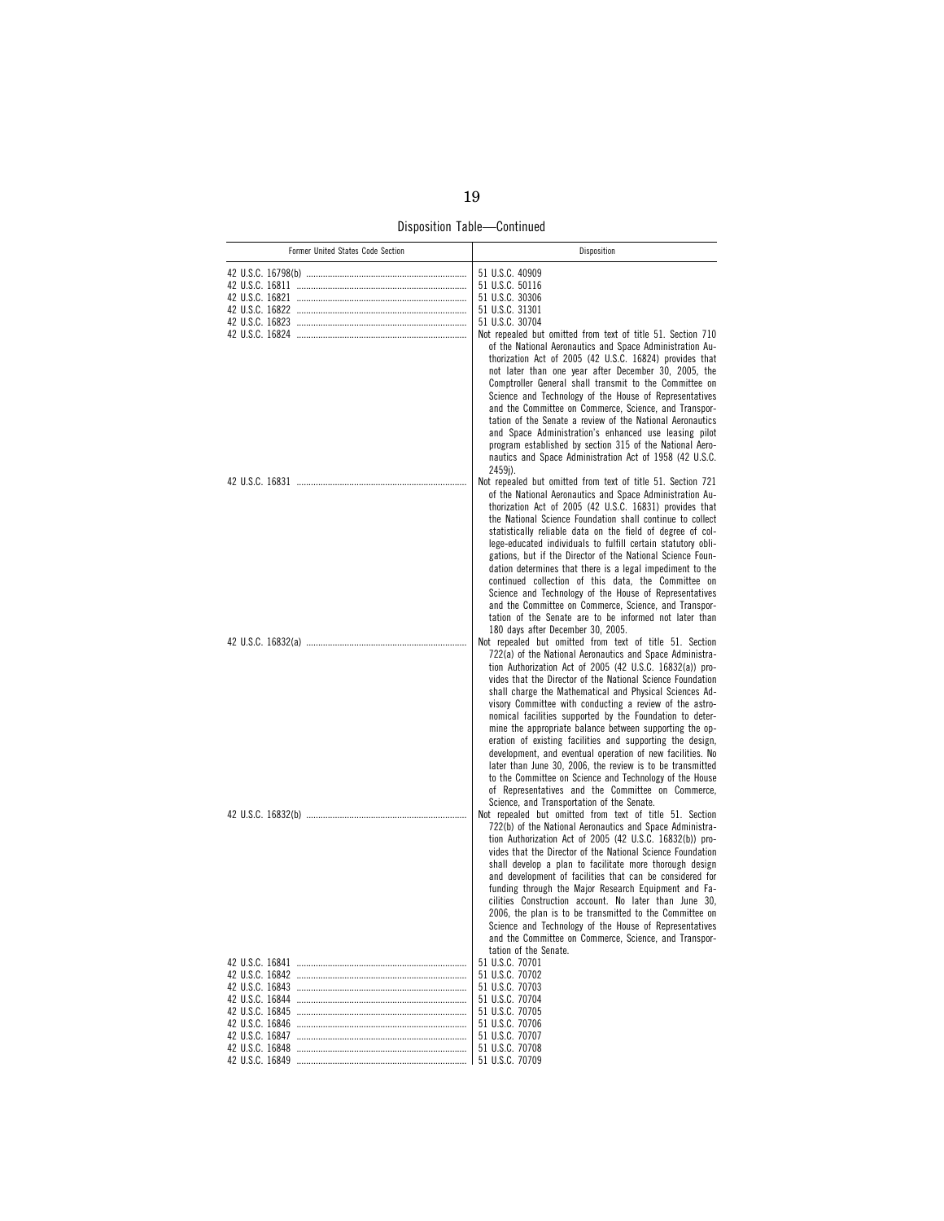Disposition Table—Continued

| Former United States Code Section | Disposition |
|---|---|
| 42 U.S.C. 16798(b) | 51 U.S.C. 40909 |
| 42 U.S.C. 16811 | 51 U.S.C. 50116 |
| 42 U.S.C. 16821 | 51 U.S.C. 30306 |
| 42 U.S.C. 16822 | 51 U.S.C. 31301 |
| 42 U.S.C. 16823 | 51 U.S.C. 30704 |
| 42 U.S.C. 16824 | Not repealed but omitted from text of title 51. Section 710 of the National Aeronautics and Space Administration Authorization Act of 2005 (42 U.S.C. 16824) provides that not later than one year after December 30, 2005, the Comptroller General shall transmit to the Committee on Science and Technology of the House of Representatives and the Committee on Commerce, Science, and Transportation of the Senate a review of the National Aeronautics and Space Administration's enhanced use leasing pilot program established by section 315 of the National Aeronautics and Space Administration Act of 1958 (42 U.S.C. 2459j). |
| 42 U.S.C. 16831 | Not repealed but omitted from text of title 51. Section 721 of the National Aeronautics and Space Administration Authorization Act of 2005 (42 U.S.C. 16831) provides that the National Science Foundation shall continue to collect statistically reliable data on the field of degree of college-educated individuals to fulfill certain statutory obligations, but if the Director of the National Science Foundation determines that there is a legal impediment to the continued collection of this data, the Committee on Science and Technology of the House of Representatives and the Committee on Commerce, Science, and Transportation of the Senate are to be informed not later than 180 days after December 30, 2005. |
| 42 U.S.C. 16832(a) | Not repealed but omitted from text of title 51. Section 722(a) of the National Aeronautics and Space Administration Authorization Act of 2005 (42 U.S.C. 16832(a)) provides that the Director of the National Science Foundation shall charge the Mathematical and Physical Sciences Advisory Committee with conducting a review of the astronomical facilities supported by the Foundation to determine the appropriate balance between supporting the operation of existing facilities and supporting the design, development, and eventual operation of new facilities. No later than June 30, 2006, the review is to be transmitted to the Committee on Science and Technology of the House of Representatives and the Committee on Commerce, Science, and Transportation of the Senate. |
| 42 U.S.C. 16832(b) | Not repealed but omitted from text of title 51. Section 722(b) of the National Aeronautics and Space Administration Authorization Act of 2005 (42 U.S.C. 16832(b)) provides that the Director of the National Science Foundation shall develop a plan to facilitate more thorough design and development of facilities that can be considered for funding through the Major Research Equipment and Facilities Construction account. No later than June 30, 2006, the plan is to be transmitted to the Committee on Science and Technology of the House of Representatives and the Committee on Commerce, Science, and Transportation of the Senate. |
| 42 U.S.C. 16841 | 51 U.S.C. 70701 |
| 42 U.S.C. 16842 | 51 U.S.C. 70702 |
| 42 U.S.C. 16843 | 51 U.S.C. 70703 |
| 42 U.S.C. 16844 | 51 U.S.C. 70704 |
| 42 U.S.C. 16845 | 51 U.S.C. 70705 |
| 42 U.S.C. 16846 | 51 U.S.C. 70706 |
| 42 U.S.C. 16847 | 51 U.S.C. 70707 |
| 42 U.S.C. 16848 | 51 U.S.C. 70708 |
| 42 U.S.C. 16849 | 51 U.S.C. 70709 |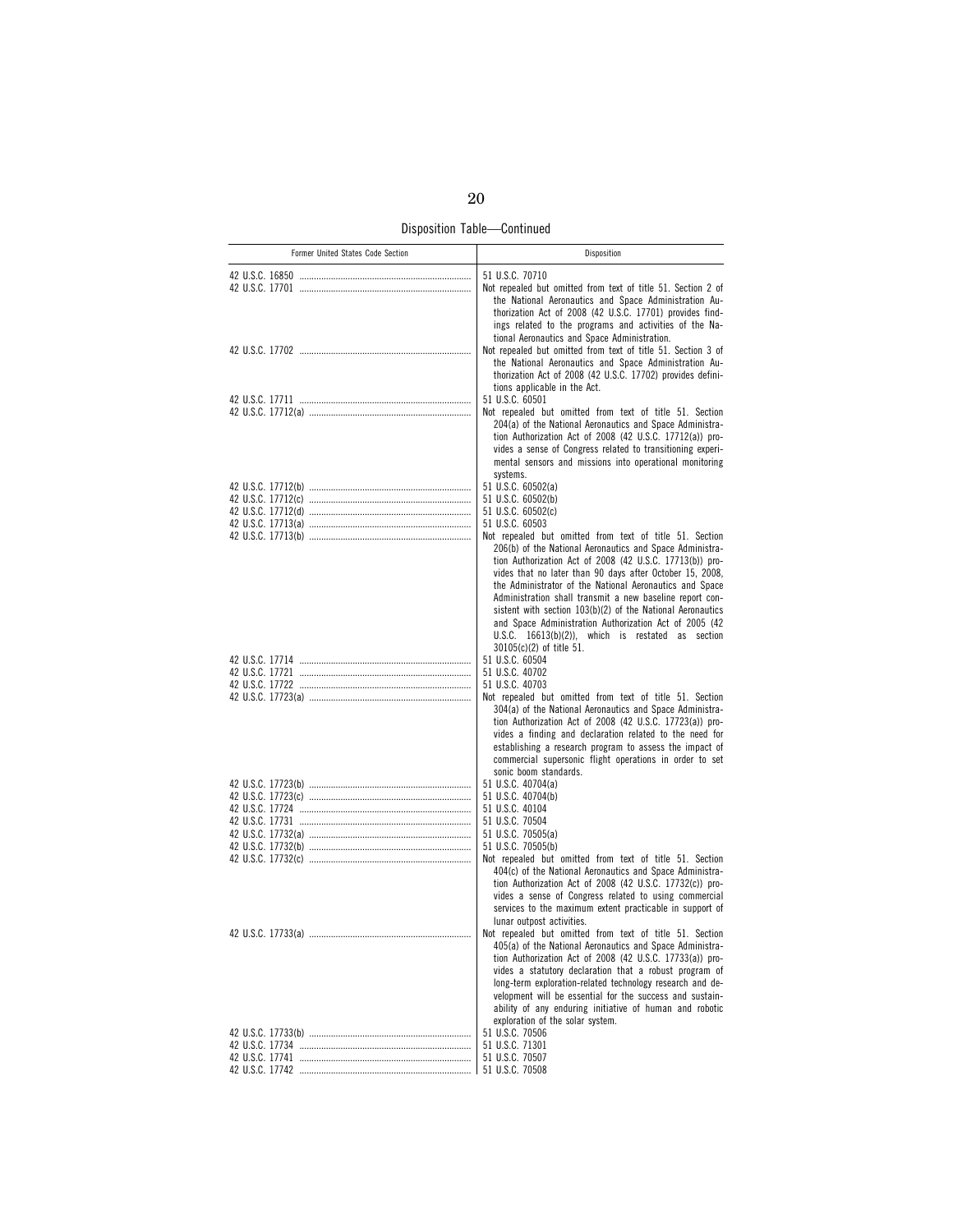Disposition Table—Continued

| Former United States Code Section | Disposition |
|---|---|
| 42 U.S.C. 16850 | 51 U.S.C. 70710 |
| 42 U.S.C. 17701 | Not repealed but omitted from text of title 51. Section 2 of the National Aeronautics and Space Administration Authorization Act of 2008 (42 U.S.C. 17701) provides findings related to the programs and activities of the National Aeronautics and Space Administration. |
| 42 U.S.C. 17702 | Not repealed but omitted from text of title 51. Section 3 of the National Aeronautics and Space Administration Authorization Act of 2008 (42 U.S.C. 17702) provides definitions applicable in the Act. |
| 42 U.S.C. 17711 | 51 U.S.C. 60501 |
| 42 U.S.C. 17712(a) | Not repealed but omitted from text of title 51. Section 204(a) of the National Aeronautics and Space Administration Authorization Act of 2008 (42 U.S.C. 17712(a)) provides a sense of Congress related to transitioning experimental sensors and missions into operational monitoring systems. |
| 42 U.S.C. 17712(b) | 51 U.S.C. 60502(a) |
| 42 U.S.C. 17712(c) | 51 U.S.C. 60502(b) |
| 42 U.S.C. 17712(d) | 51 U.S.C. 60502(c) |
| 42 U.S.C. 17713(a) | 51 U.S.C. 60503 |
| 42 U.S.C. 17713(b) | Not repealed but omitted from text of title 51. Section 206(b) of the National Aeronautics and Space Administration Authorization Act of 2008 (42 U.S.C. 17713(b)) provides that no later than 90 days after October 15, 2008, the Administrator of the National Aeronautics and Space Administration shall transmit a new baseline report consistent with section 103(b)(2) of the National Aeronautics and Space Administration Authorization Act of 2005 (42 U.S.C. 16613(b)(2)), which is restated as section 30105(c)(2) of title 51. |
| 42 U.S.C. 17714 | 51 U.S.C. 60504 |
| 42 U.S.C. 17721 | 51 U.S.C. 40702 |
| 42 U.S.C. 17722 | 51 U.S.C. 40703 |
| 42 U.S.C. 17723(a) | Not repealed but omitted from text of title 51. Section 304(a) of the National Aeronautics and Space Administration Authorization Act of 2008 (42 U.S.C. 17723(a)) provides a finding and declaration related to the need for establishing a research program to assess the impact of commercial supersonic flight operations in order to set sonic boom standards. |
| 42 U.S.C. 17723(b) | 51 U.S.C. 40704(a) |
| 42 U.S.C. 17723(c) | 51 U.S.C. 40704(b) |
| 42 U.S.C. 17724 | 51 U.S.C. 40104 |
| 42 U.S.C. 17731 | 51 U.S.C. 70504 |
| 42 U.S.C. 17732(a) | 51 U.S.C. 70505(a) |
| 42 U.S.C. 17732(b) | 51 U.S.C. 70505(b) |
| 42 U.S.C. 17732(c) | Not repealed but omitted from text of title 51. Section 404(c) of the National Aeronautics and Space Administration Authorization Act of 2008 (42 U.S.C. 17732(c)) provides a sense of Congress related to using commercial services to the maximum extent practicable in support of lunar outpost activities. |
| 42 U.S.C. 17733(a) | Not repealed but omitted from text of title 51. Section 405(a) of the National Aeronautics and Space Administration Authorization Act of 2008 (42 U.S.C. 17733(a)) provides a statutory declaration that a robust program of long-term exploration-related technology research and development will be essential for the success and sustainability of any enduring initiative of human and robotic exploration of the solar system. |
| 42 U.S.C. 17733(b) | 51 U.S.C. 70506 |
| 42 U.S.C. 17734 | 51 U.S.C. 71301 |
| 42 U.S.C. 17741 | 51 U.S.C. 70507 |
| 42 U.S.C. 17742 | 51 U.S.C. 70508 |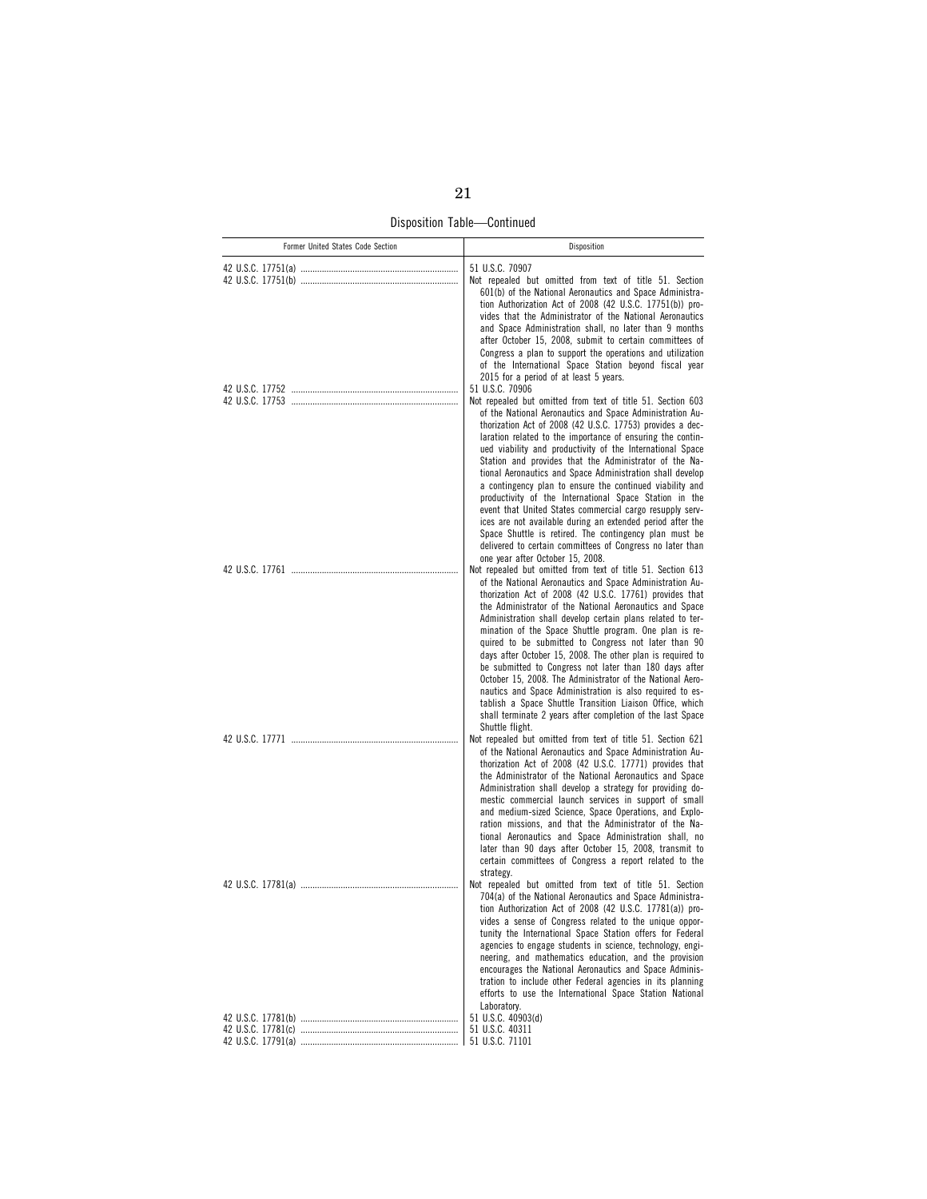Disposition Table—Continued

| Former United States Code Section | Disposition |
| --- | --- |
| 42 U.S.C. 17751(a) | 51 U.S.C. 70907 |
| 42 U.S.C. 17751(b) | Not repealed but omitted from text of title 51. Section 601(b) of the National Aeronautics and Space Administration Authorization Act of 2008 (42 U.S.C. 17751(b)) provides that the Administrator of the National Aeronautics and Space Administration shall, no later than 9 months after October 15, 2008, submit to certain committees of Congress a plan to support the operations and utilization of the International Space Station beyond fiscal year 2015 for a period of at least 5 years. |
| 42 U.S.C. 17752 | 51 U.S.C. 70906 |
| 42 U.S.C. 17753 | Not repealed but omitted from text of title 51. Section 603 of the National Aeronautics and Space Administration Authorization Act of 2008 (42 U.S.C. 17753) provides a declaration related to the importance of ensuring the continued viability and productivity of the International Space Station and provides that the Administrator of the National Aeronautics and Space Administration shall develop a contingency plan to ensure the continued viability and productivity of the International Space Station in the event that United States commercial cargo resupply services are not available during an extended period after the Space Shuttle is retired. The contingency plan must be delivered to certain committees of Congress no later than one year after October 15, 2008. |
| 42 U.S.C. 17761 | Not repealed but omitted from text of title 51. Section 613 of the National Aeronautics and Space Administration Authorization Act of 2008 (42 U.S.C. 17761) provides that the Administrator of the National Aeronautics and Space Administration shall develop certain plans related to termination of the Space Shuttle program. One plan is required to be submitted to Congress not later than 90 days after October 15, 2008. The other plan is required to be submitted to Congress not later than 180 days after October 15, 2008. The Administrator of the National Aeronautics and Space Administration is also required to establish a Space Shuttle Transition Liaison Office, which shall terminate 2 years after completion of the last Space Shuttle flight. |
| 42 U.S.C. 17771 | Not repealed but omitted from text of title 51. Section 621 of the National Aeronautics and Space Administration Authorization Act of 2008 (42 U.S.C. 17771) provides that the Administrator of the National Aeronautics and Space Administration shall develop a strategy for providing domestic commercial launch services in support of small and medium-sized Science, Space Operations, and Exploration missions, and that the Administrator of the National Aeronautics and Space Administration shall, no later than 90 days after October 15, 2008, transmit to certain committees of Congress a report related to the strategy. |
| 42 U.S.C. 17781(a) | Not repealed but omitted from text of title 51. Section 704(a) of the National Aeronautics and Space Administration Authorization Act of 2008 (42 U.S.C. 17781(a)) provides a sense of Congress related to the unique opportunity the International Space Station offers for Federal agencies to engage students in science, technology, engineering, and mathematics education, and the provision encourages the National Aeronautics and Space Administration to include other Federal agencies in its planning efforts to use the International Space Station National Laboratory. |
| 42 U.S.C. 17781(b) | 51 U.S.C. 40903(d) |
| 42 U.S.C. 17781(c) | 51 U.S.C. 40311 |
| 42 U.S.C. 17791(a) | 51 U.S.C. 71101 |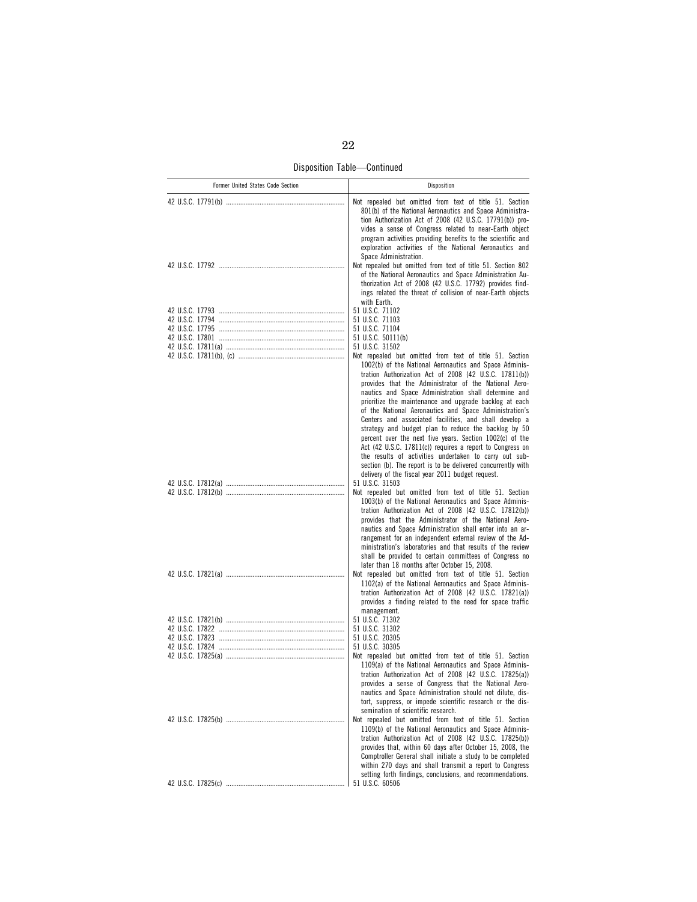Disposition Table—Continued

| Former United States Code Section | Disposition |
| --- | --- |
| 42 U.S.C. 17791(b) | Not repealed but omitted from text of title 51. Section 801(b) of the National Aeronautics and Space Administration Authorization Act of 2008 (42 U.S.C. 17791(b)) provides a sense of Congress related to near-Earth object program activities providing benefits to the scientific and exploration activities of the National Aeronautics and Space Administration. |
| 42 U.S.C. 17792 | Not repealed but omitted from text of title 51. Section 802 of the National Aeronautics and Space Administration Authorization Act of 2008 (42 U.S.C. 17792) provides findings related the threat of collision of near-Earth objects with Earth. |
| 42 U.S.C. 17793 | 51 U.S.C. 71102 |
| 42 U.S.C. 17794 | 51 U.S.C. 71103 |
| 42 U.S.C. 17795 | 51 U.S.C. 71104 |
| 42 U.S.C. 17801 | 51 U.S.C. 50111(b) |
| 42 U.S.C. 17811(a) | 51 U.S.C. 31502 |
| 42 U.S.C. 17811(b), (c) | Not repealed but omitted from text of title 51. Section 1002(b) of the National Aeronautics and Space Administration Authorization Act of 2008 (42 U.S.C. 17811(b)) provides that the Administrator of the National Aeronautics and Space Administration shall determine and prioritize the maintenance and upgrade backlog at each of the National Aeronautics and Space Administration's Centers and associated facilities, and shall develop a strategy and budget plan to reduce the backlog by 50 percent over the next five years. Section 1002(c) of the Act (42 U.S.C. 17811(c)) requires a report to Congress on the results of activities undertaken to carry out subsection (b). The report is to be delivered concurrently with delivery of the fiscal year 2011 budget request. |
| 42 U.S.C. 17812(a) | 51 U.S.C. 31503 |
| 42 U.S.C. 17812(b) | Not repealed but omitted from text of title 51. Section 1003(b) of the National Aeronautics and Space Administration Authorization Act of 2008 (42 U.S.C. 17812(b)) provides that the Administrator of the National Aeronautics and Space Administration shall enter into an arrangement for an independent external review of the Administration's laboratories and that results of the review shall be provided to certain committees of Congress no later than 18 months after October 15, 2008. |
| 42 U.S.C. 17821(a) | Not repealed but omitted from text of title 51. Section 1102(a) of the National Aeronautics and Space Administration Authorization Act of 2008 (42 U.S.C. 17821(a)) provides a finding related to the need for space traffic management. |
| 42 U.S.C. 17821(b) | 51 U.S.C. 71302 |
| 42 U.S.C. 17822 | 51 U.S.C. 31302 |
| 42 U.S.C. 17823 | 51 U.S.C. 20305 |
| 42 U.S.C. 17824 | 51 U.S.C. 30305 |
| 42 U.S.C. 17825(a) | Not repealed but omitted from text of title 51. Section 1109(a) of the National Aeronautics and Space Administration Authorization Act of 2008 (42 U.S.C. 17825(a)) provides a sense of Congress that the National Aeronautics and Space Administration should not dilute, distort, suppress, or impede scientific research or the dissemination of scientific research. |
| 42 U.S.C. 17825(b) | Not repealed but omitted from text of title 51. Section 1109(b) of the National Aeronautics and Space Administration Authorization Act of 2008 (42 U.S.C. 17825(b)) provides that, within 60 days after October 15, 2008, the Comptroller General shall initiate a study to be completed within 270 days and shall transmit a report to Congress setting forth findings, conclusions, and recommendations. |
| 42 U.S.C. 17825(c) | 51 U.S.C. 60506 |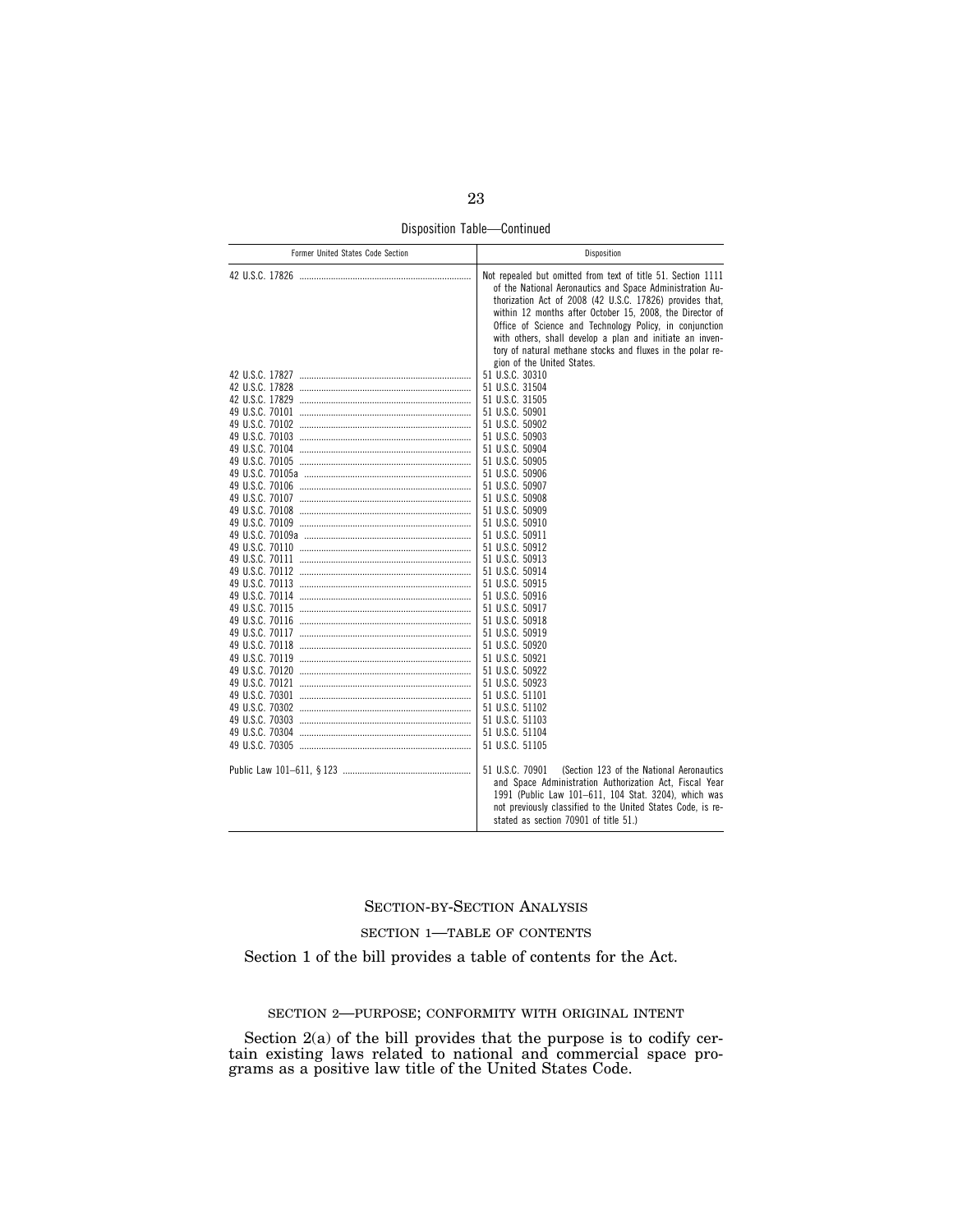Disposition Table—Continued

| Former United States Code Section | Disposition |
|---|---|
| 42 U.S.C. 17826 | Not repealed but omitted from text of title 51. Section 1111 of the National Aeronautics and Space Administration Authorization Act of 2008 (42 U.S.C. 17826) provides that, within 12 months after October 15, 2008, the Director of Office of Science and Technology Policy, in conjunction with others, shall develop a plan and initiate an inventory of natural methane stocks and fluxes in the polar region of the United States. |
| 42 U.S.C. 17827 | 51 U.S.C. 30310 |
| 42 U.S.C. 17828 | 51 U.S.C. 31504 |
| 42 U.S.C. 17829 | 51 U.S.C. 31505 |
| 49 U.S.C. 70101 | 51 U.S.C. 50901 |
| 49 U.S.C. 70102 | 51 U.S.C. 50902 |
| 49 U.S.C. 70103 | 51 U.S.C. 50903 |
| 49 U.S.C. 70104 | 51 U.S.C. 50904 |
| 49 U.S.C. 70105 | 51 U.S.C. 50905 |
| 49 U.S.C. 70105a | 51 U.S.C. 50906 |
| 49 U.S.C. 70106 | 51 U.S.C. 50907 |
| 49 U.S.C. 70107 | 51 U.S.C. 50908 |
| 49 U.S.C. 70108 | 51 U.S.C. 50909 |
| 49 U.S.C. 70109 | 51 U.S.C. 50910 |
| 49 U.S.C. 70109a | 51 U.S.C. 50911 |
| 49 U.S.C. 70110 | 51 U.S.C. 50912 |
| 49 U.S.C. 70111 | 51 U.S.C. 50913 |
| 49 U.S.C. 70112 | 51 U.S.C. 50914 |
| 49 U.S.C. 70113 | 51 U.S.C. 50915 |
| 49 U.S.C. 70114 | 51 U.S.C. 50916 |
| 49 U.S.C. 70115 | 51 U.S.C. 50917 |
| 49 U.S.C. 70116 | 51 U.S.C. 50918 |
| 49 U.S.C. 70117 | 51 U.S.C. 50919 |
| 49 U.S.C. 70118 | 51 U.S.C. 50920 |
| 49 U.S.C. 70119 | 51 U.S.C. 50921 |
| 49 U.S.C. 70120 | 51 U.S.C. 50922 |
| 49 U.S.C. 70121 | 51 U.S.C. 50923 |
| 49 U.S.C. 70301 | 51 U.S.C. 51101 |
| 49 U.S.C. 70302 | 51 U.S.C. 51102 |
| 49 U.S.C. 70303 | 51 U.S.C. 51103 |
| 49 U.S.C. 70304 | 51 U.S.C. 51104 |
| 49 U.S.C. 70305 | 51 U.S.C. 51105 |
| Public Law 101–611, § 123 | 51 U.S.C. 70901 (Section 123 of the National Aeronautics and Space Administration Authorization Act, Fiscal Year 1991 (Public Law 101–611, 104 Stat. 3204), which was not previously classified to the United States Code, is restated as section 70901 of title 51.) |

## SECTION-BY-SECTION ANALYSIS

### SECTION 1—TABLE OF CONTENTS

Section 1 of the bill provides a table of contents for the Act.

### SECTION 2—PURPOSE; CONFORMITY WITH ORIGINAL INTENT

Section 2(a) of the bill provides that the purpose is to codify certain existing laws related to national and commercial space programs as a positive law title of the United States Code.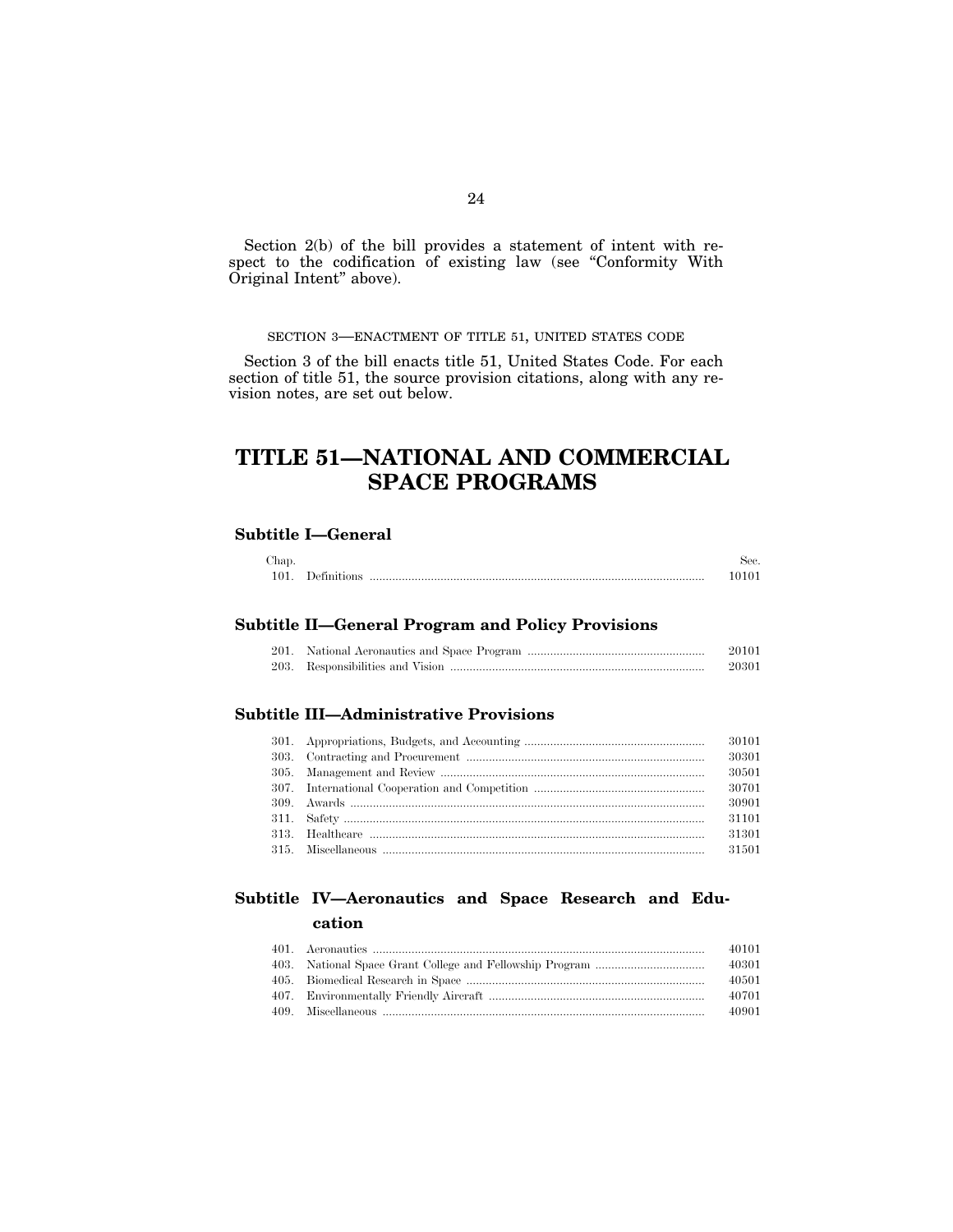Section 2(b) of the bill provides a statement of intent with respect to the codification of existing law (see "Conformity With Original Intent" above).

SECTION 3—ENACTMENT OF TITLE 51, UNITED STATES CODE

Section 3 of the bill enacts title 51, United States Code. For each section of title 51, the source provision citations, along with any revision notes, are set out below.

# TITLE 51—NATIONAL AND COMMERCIAL SPACE PROGRAMS

### Subtitle I—General

| Chap. | | Sec. |
|---|---|---|
| 101. | Definitions | 10101 |

### Subtitle II—General Program and Policy Provisions

| Chap. | | Sec. |
|---|---|---|
| 201. | National Aeronautics and Space Program | 20101 |
| 203. | Responsibilities and Vision | 20301 |

### Subtitle III—Administrative Provisions

| Chap. | | Sec. |
|---|---|---|
| 301. | Appropriations, Budgets, and Accounting | 30101 |
| 303. | Contracting and Procurement | 30301 |
| 305. | Management and Review | 30501 |
| 307. | International Cooperation and Competition | 30701 |
| 309. | Awards | 30901 |
| 311. | Safety | 31101 |
| 313. | Healthcare | 31301 |
| 315. | Miscellaneous | 31501 |

### Subtitle IV—Aeronautics and Space Research and Education

| Chap. | | Sec. |
|---|---|---|
| 401. | Aeronautics | 40101 |
| 403. | National Space Grant College and Fellowship Program | 40301 |
| 405. | Biomedical Research in Space | 40501 |
| 407. | Environmentally Friendly Aircraft | 40701 |
| 409. | Miscellaneous | 40901 |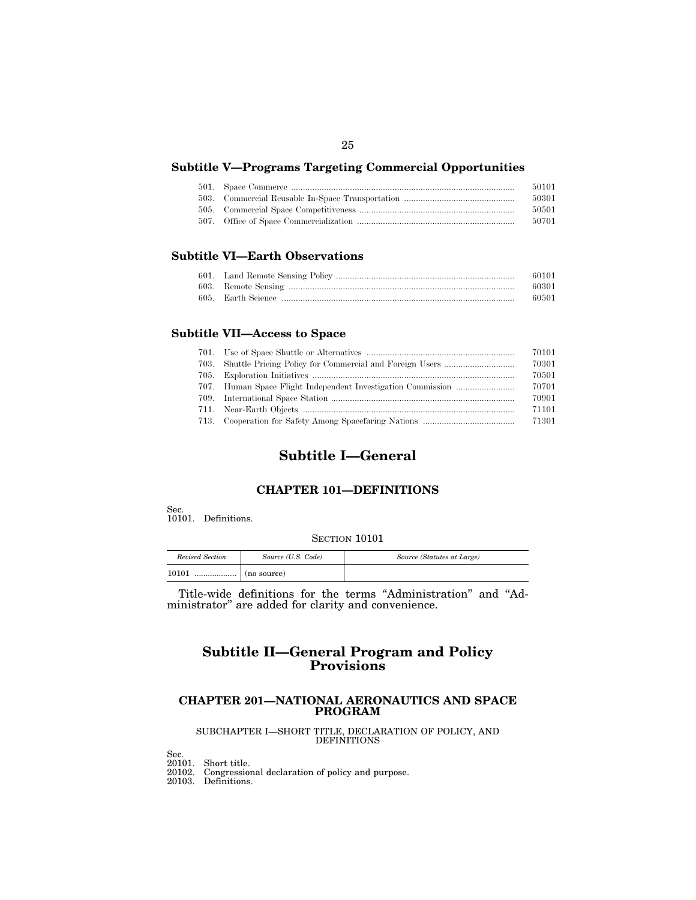### Subtitle V—Programs Targeting Commercial Opportunities

| | | |
|---|---|---|
| 501. | Space Commerce | 50101 |
| 503. | Commercial Reusable In-Space Transportation | 50301 |
| 505. | Commercial Space Competitiveness | 50501 |
| 507. | Office of Space Commercialization | 50701 |

### Subtitle VI—Earth Observations

| | | |
|---|---|---|
| 601. | Land Remote Sensing Policy | 60101 |
| 603. | Remote Sensing | 60301 |
| 605. | Earth Science | 60501 |

### Subtitle VII—Access to Space

| | | |
|---|---|---|
| 701. | Use of Space Shuttle or Alternatives | 70101 |
| 703. | Shuttle Pricing Policy for Commercial and Foreign Users | 70301 |
| 705. | Exploration Initiatives | 70501 |
| 707. | Human Space Flight Independent Investigation Commission | 70701 |
| 709. | International Space Station | 70901 |
| 711. | Near-Earth Objects | 71101 |
| 713. | Cooperation for Safety Among Spacefaring Nations | 71301 |

# Subtitle I—General

## CHAPTER 101—DEFINITIONS

Sec.
10101. Definitions.

SECTION 10101

| *Revised Section* | *Source (U.S. Code)* | *Source (Statutes at Large)* |
|---|---|---|
| 10101 | (no source) | |

Title-wide definitions for the terms "Administration" and "Administrator" are added for clarity and convenience.

# Subtitle II—General Program and Policy Provisions

## CHAPTER 201—NATIONAL AERONAUTICS AND SPACE PROGRAM

SUBCHAPTER I—SHORT TITLE, DECLARATION OF POLICY, AND DEFINITIONS

Sec.
20101. Short title.
20102. Congressional declaration of policy and purpose.
20103. Definitions.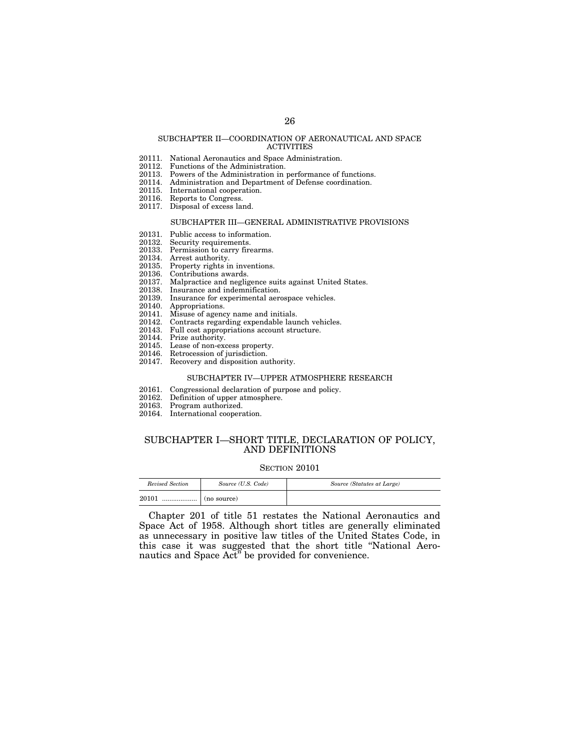SUBCHAPTER II—COORDINATION OF AERONAUTICAL AND SPACE ACTIVITIES

20111. National Aeronautics and Space Administration.
20112. Functions of the Administration.
20113. Powers of the Administration in performance of functions.
20114. Administration and Department of Defense coordination.
20115. International cooperation.
20116. Reports to Congress.
20117. Disposal of excess land.

SUBCHAPTER III—GENERAL ADMINISTRATIVE PROVISIONS

20131. Public access to information.
20132. Security requirements.
20133. Permission to carry firearms.
20134. Arrest authority.
20135. Property rights in inventions.
20136. Contributions awards.
20137. Malpractice and negligence suits against United States.
20138. Insurance and indemnification.
20139. Insurance for experimental aerospace vehicles.
20140. Appropriations.
20141. Misuse of agency name and initials.
20142. Contracts regarding expendable launch vehicles.
20143. Full cost appropriations account structure.
20144. Prize authority.
20145. Lease of non-excess property.
20146. Retrocession of jurisdiction.
20147. Recovery and disposition authority.

SUBCHAPTER IV—UPPER ATMOSPHERE RESEARCH

20161. Congressional declaration of purpose and policy.
20162. Definition of upper atmosphere.
20163. Program authorized.
20164. International cooperation.

## SUBCHAPTER I—SHORT TITLE, DECLARATION OF POLICY, AND DEFINITIONS

### SECTION 20101

| *Revised Section* | *Source (U.S. Code)* | *Source (Statutes at Large)* |
|---|---|---|
| 20101 .................. | (no source) | |

Chapter 201 of title 51 restates the National Aeronautics and Space Act of 1958. Although short titles are generally eliminated as unnecessary in positive law titles of the United States Code, in this case it was suggested that the short title "National Aeronautics and Space Act" be provided for convenience.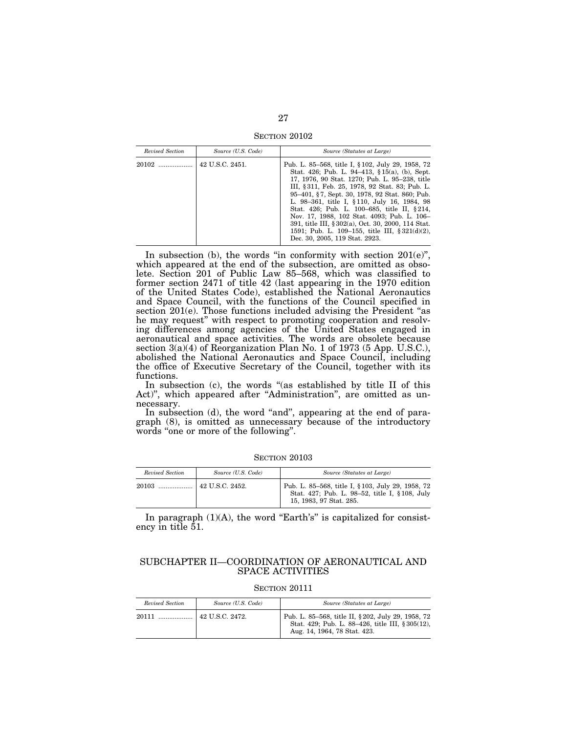SECTION 20102

| Revised Section | Source (U.S. Code) | Source (Statutes at Large) |
|---|---|---|
| 20102 .................. | 42 U.S.C. 2451. | Pub. L. 85–568, title I, § 102, July 29, 1958, 72 Stat. 426; Pub. L. 94–413, § 15(a), (b), Sept. 17, 1976, 90 Stat. 1270; Pub. L. 95–238, title III, § 311, Feb. 25, 1978, 92 Stat. 83; Pub. L. 95–401, § 7, Sept. 30, 1978, 92 Stat. 860; Pub. L. 98–361, title I, § 110, July 16, 1984, 98 Stat. 426; Pub. L. 100–685, title II, § 214, Nov. 17, 1988, 102 Stat. 4093; Pub. L. 106–391, title III, § 302(a), Oct. 30, 2000, 114 Stat. 1591; Pub. L. 109–155, title III, § 321(d)(2), Dec. 30, 2005, 119 Stat. 2923. |

In subsection (b), the words "in conformity with section 201(e)", which appeared at the end of the subsection, are omitted as obsolete. Section 201 of Public Law 85–568, which was classified to former section 2471 of title 42 (last appearing in the 1970 edition of the United States Code), established the National Aeronautics and Space Council, with the functions of the Council specified in section 201(e). Those functions included advising the President "as he may request" with respect to promoting cooperation and resolving differences among agencies of the United States engaged in aeronautical and space activities. The words are obsolete because section 3(a)(4) of Reorganization Plan No. 1 of 1973 (5 App. U.S.C.), abolished the National Aeronautics and Space Council, including the office of Executive Secretary of the Council, together with its functions.

In subsection (c), the words "(as established by title II of this Act)", which appeared after "Administration", are omitted as unnecessary.

In subsection (d), the word "and", appearing at the end of paragraph (8), is omitted as unnecessary because of the introductory words "one or more of the following".

SECTION 20103

| Revised Section | Source (U.S. Code) | Source (Statutes at Large) |
|---|---|---|
| 20103 .................. | 42 U.S.C. 2452. | Pub. L. 85–568, title I, § 103, July 29, 1958, 72 Stat. 427; Pub. L. 98–52, title I, § 108, July 15, 1983, 97 Stat. 285. |

In paragraph (1)(A), the word "Earth's" is capitalized for consistency in title 51.

## SUBCHAPTER II—COORDINATION OF AERONAUTICAL AND SPACE ACTIVITIES

SECTION 20111

| Revised Section | Source (U.S. Code) | Source (Statutes at Large) |
|---|---|---|
| 20111 .................. | 42 U.S.C. 2472. | Pub. L. 85–568, title II, § 202, July 29, 1958, 72 Stat. 429; Pub. L. 88–426, title III, § 305(12), Aug. 14, 1964, 78 Stat. 423. |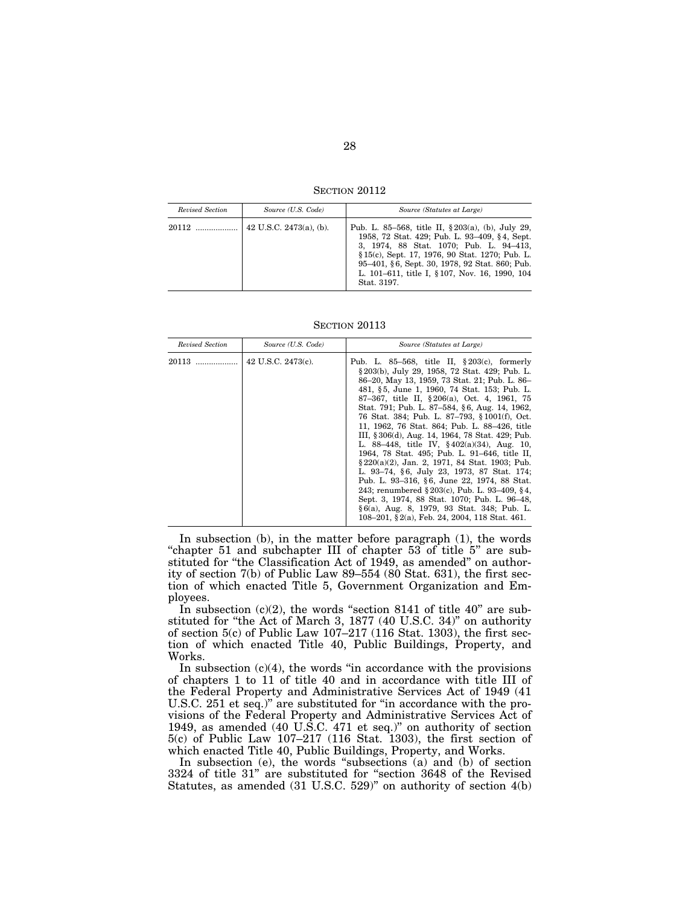SECTION 20112

| *Revised Section* | *Source (U.S. Code)* | *Source (Statutes at Large)* |
|---|---|---|
| 20112 .................. | 42 U.S.C. 2473(a), (b). | Pub. L. 85–568, title II, §203(a), (b), July 29, 1958, 72 Stat. 429; Pub. L. 93–409, §4, Sept. 3, 1974, 88 Stat. 1070; Pub. L. 94–413, §15(c), Sept. 17, 1976, 90 Stat. 1270; Pub. L. 95–401, §6, Sept. 30, 1978, 92 Stat. 860; Pub. L. 101–611, title I, §107, Nov. 16, 1990, 104 Stat. 3197. |

SECTION 20113

| *Revised Section* | *Source (U.S. Code)* | *Source (Statutes at Large)* |
|---|---|---|
| 20113 .................. | 42 U.S.C. 2473(c). | Pub. L. 85–568, title II, §203(c), formerly §203(b), July 29, 1958, 72 Stat. 429; Pub. L. 86–20, May 13, 1959, 73 Stat. 21; Pub. L. 86–481, §5, June 1, 1960, 74 Stat. 153; Pub. L. 87–367, title II, §206(a), Oct. 4, 1961, 75 Stat. 791; Pub. L. 87–584, §6, Aug. 14, 1962, 76 Stat. 384; Pub. L. 87–793, §1001(f), Oct. 11, 1962, 76 Stat. 864; Pub. L. 88–426, title III, §306(d), Aug. 14, 1964, 78 Stat. 429; Pub. L. 88–448, title IV, §402(a)(34), Aug. 10, 1964, 78 Stat. 495; Pub. L. 91–646, title II, §220(a)(2), Jan. 2, 1971, 84 Stat. 1903; Pub. L. 93–74, §6, July 23, 1973, 87 Stat. 174; Pub. L. 93–316, §6, June 22, 1974, 88 Stat. 243; renumbered §203(c), Pub. L. 93–409, §4, Sept. 3, 1974, 88 Stat. 1070; Pub. L. 96–48, §6(a), Aug. 8, 1979, 93 Stat. 348; Pub. L. 108–201, §2(a), Feb. 24, 2004, 118 Stat. 461. |

In subsection (b), in the matter before paragraph (1), the words "chapter 51 and subchapter III of chapter 53 of title 5" are substituted for "the Classification Act of 1949, as amended" on authority of section 7(b) of Public Law 89–554 (80 Stat. 631), the first section of which enacted Title 5, Government Organization and Employees.

In subsection (c)(2), the words "section 8141 of title 40" are substituted for "the Act of March 3, 1877 (40 U.S.C. 34)" on authority of section 5(c) of Public Law 107–217 (116 Stat. 1303), the first section of which enacted Title 40, Public Buildings, Property, and Works.

In subsection (c)(4), the words "in accordance with the provisions of chapters 1 to 11 of title 40 and in accordance with title III of the Federal Property and Administrative Services Act of 1949 (41 U.S.C. 251 et seq.)" are substituted for "in accordance with the provisions of the Federal Property and Administrative Services Act of 1949, as amended (40 U.S.C. 471 et seq.)" on authority of section 5(c) of Public Law 107–217 (116 Stat. 1303), the first section of which enacted Title 40, Public Buildings, Property, and Works.

In subsection (e), the words "subsections (a) and (b) of section 3324 of title 31" are substituted for "section 3648 of the Revised Statutes, as amended (31 U.S.C. 529)" on authority of section 4(b)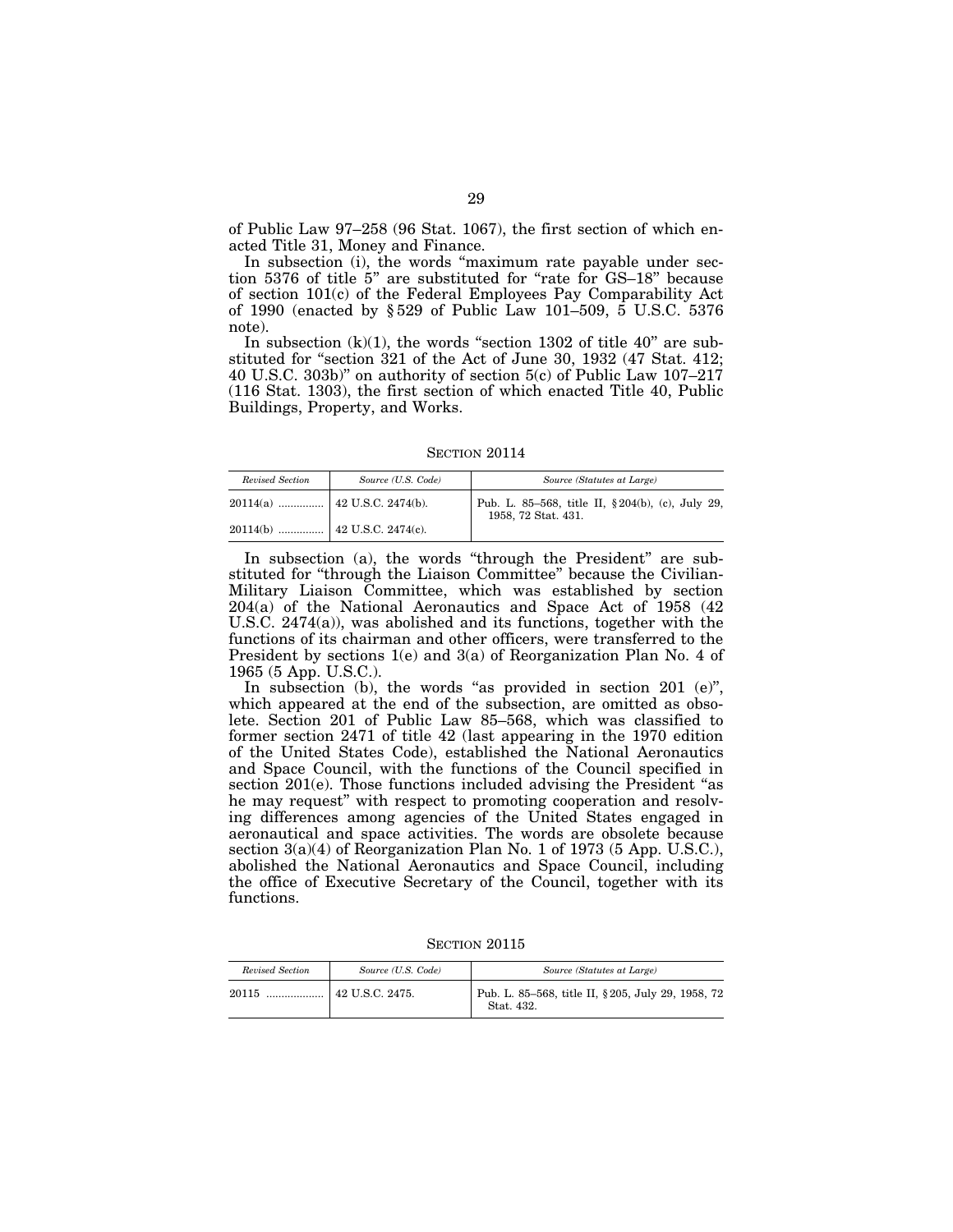of Public Law 97–258 (96 Stat. 1067), the first section of which enacted Title 31, Money and Finance.

In subsection (i), the words "maximum rate payable under section 5376 of title 5" are substituted for "rate for GS–18" because of section 101(c) of the Federal Employees Pay Comparability Act of 1990 (enacted by § 529 of Public Law 101–509, 5 U.S.C. 5376 note).

In subsection (k)(1), the words "section 1302 of title 40" are substituted for "section 321 of the Act of June 30, 1932 (47 Stat. 412; 40 U.S.C. 303b)" on authority of section 5(c) of Public Law 107–217 (116 Stat. 1303), the first section of which enacted Title 40, Public Buildings, Property, and Works.

SECTION 20114

| *Revised Section* | *Source (U.S. Code)* | *Source (Statutes at Large)* |
|---|---|---|
| 20114(a) ............... | 42 U.S.C. 2474(b). | Pub. L. 85–568, title II, § 204(b), (c), July 29, 1958, 72 Stat. 431. |
| 20114(b) ............... | 42 U.S.C. 2474(c). | |

In subsection (a), the words "through the President" are substituted for "through the Liaison Committee" because the Civilian-Military Liaison Committee, which was established by section 204(a) of the National Aeronautics and Space Act of 1958 (42 U.S.C. 2474(a)), was abolished and its functions, together with the functions of its chairman and other officers, were transferred to the President by sections 1(e) and 3(a) of Reorganization Plan No. 4 of 1965 (5 App. U.S.C.).

In subsection (b), the words "as provided in section 201 (e)", which appeared at the end of the subsection, are omitted as obsolete. Section 201 of Public Law 85–568, which was classified to former section 2471 of title 42 (last appearing in the 1970 edition of the United States Code), established the National Aeronautics and Space Council, with the functions of the Council specified in section 201(e). Those functions included advising the President "as he may request" with respect to promoting cooperation and resolving differences among agencies of the United States engaged in aeronautical and space activities. The words are obsolete because section 3(a)(4) of Reorganization Plan No. 1 of 1973 (5 App. U.S.C.), abolished the National Aeronautics and Space Council, including the office of Executive Secretary of the Council, together with its functions.

SECTION 20115

| *Revised Section* | *Source (U.S. Code)* | *Source (Statutes at Large)* |
|---|---|---|
| 20115 ................... | 42 U.S.C. 2475. | Pub. L. 85–568, title II, § 205, July 29, 1958, 72 Stat. 432. |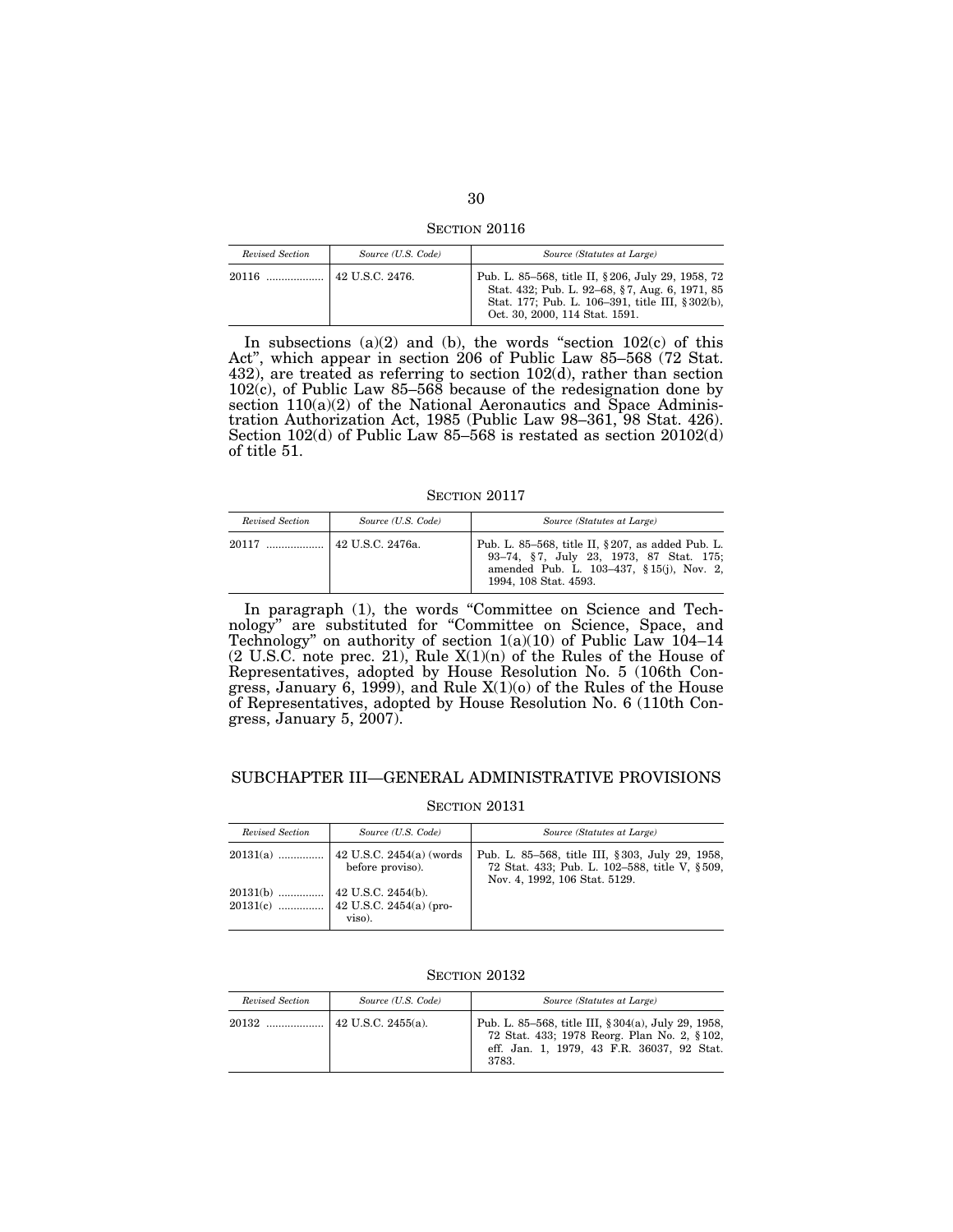### SECTION 20116

| Revised Section | Source (U.S. Code) | Source (Statutes at Large) |
|---|---|---|
| 20116 .................. | 42 U.S.C. 2476. | Pub. L. 85–568, title II, §206, July 29, 1958, 72 Stat. 432; Pub. L. 92–68, §7, Aug. 6, 1971, 85 Stat. 177; Pub. L. 106–391, title III, §302(b), Oct. 30, 2000, 114 Stat. 1591. |

In subsections (a)(2) and (b), the words "section 102(c) of this Act", which appear in section 206 of Public Law 85–568 (72 Stat. 432), are treated as referring to section 102(d), rather than section 102(c), of Public Law 85–568 because of the redesignation done by section 110(a)(2) of the National Aeronautics and Space Administration Authorization Act, 1985 (Public Law 98–361, 98 Stat. 426). Section 102(d) of Public Law 85–568 is restated as section 20102(d) of title 51.

### SECTION 20117

| Revised Section | Source (U.S. Code) | Source (Statutes at Large) |
|---|---|---|
| 20117 .................. | 42 U.S.C. 2476a. | Pub. L. 85–568, title II, §207, as added Pub. L. 93–74, §7, July 23, 1973, 87 Stat. 175; amended Pub. L. 103–437, §15(j), Nov. 2, 1994, 108 Stat. 4593. |

In paragraph (1), the words "Committee on Science and Technology" are substituted for "Committee on Science, Space, and Technology" on authority of section 1(a)(10) of Public Law 104–14 (2 U.S.C. note prec. 21), Rule X(1)(n) of the Rules of the House of Representatives, adopted by House Resolution No. 5 (106th Congress, January 6, 1999), and Rule X(1)(o) of the Rules of the House of Representatives, adopted by House Resolution No. 6 (110th Congress, January 5, 2007).

## SUBCHAPTER III—GENERAL ADMINISTRATIVE PROVISIONS

### SECTION 20131

| Revised Section | Source (U.S. Code) | Source (Statutes at Large) |
|---|---|---|
| 20131(a) ............... | 42 U.S.C. 2454(a) (words before proviso). | Pub. L. 85–568, title III, §303, July 29, 1958, 72 Stat. 433; Pub. L. 102–588, title V, §509, Nov. 4, 1992, 106 Stat. 5129. |
| 20131(b) ............... | 42 U.S.C. 2454(b). | |
| 20131(c) ............... | 42 U.S.C. 2454(a) (proviso). | |

### SECTION 20132

| Revised Section | Source (U.S. Code) | Source (Statutes at Large) |
|---|---|---|
| 20132 .................. | 42 U.S.C. 2455(a). | Pub. L. 85–568, title III, §304(a), July 29, 1958, 72 Stat. 433; 1978 Reorg. Plan No. 2, §102, eff. Jan. 1, 1979, 43 F.R. 36037, 92 Stat. 3783. |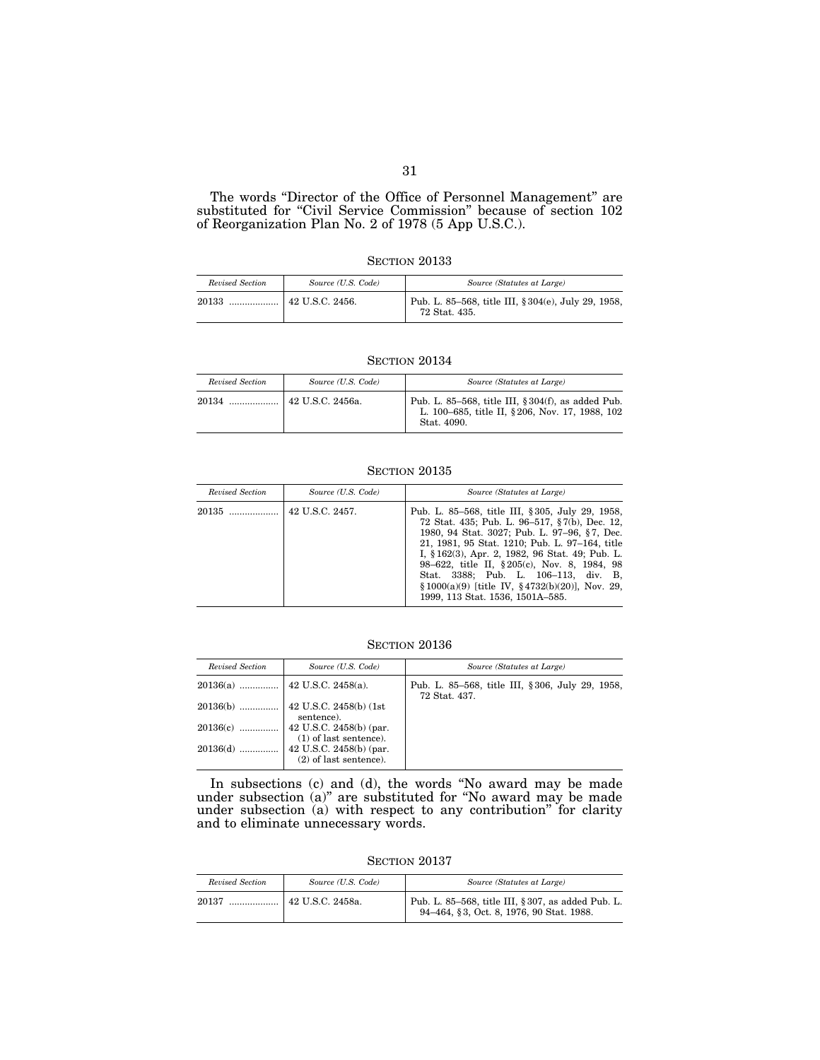The words "Director of the Office of Personnel Management" are substituted for "Civil Service Commission" because of section 102 of Reorganization Plan No. 2 of 1978 (5 App U.S.C.).

### SECTION 20133

| *Revised Section* | *Source (U.S. Code)* | *Source (Statutes at Large)* |
|---|---|---|
| 20133 .................. | 42 U.S.C. 2456. | Pub. L. 85–568, title III, § 304(e), July 29, 1958, 72 Stat. 435. |

### SECTION 20134

| *Revised Section* | *Source (U.S. Code)* | *Source (Statutes at Large)* |
|---|---|---|
| 20134 .................. | 42 U.S.C. 2456a. | Pub. L. 85–568, title III, § 304(f), as added Pub. L. 100–685, title II, § 206, Nov. 17, 1988, 102 Stat. 4090. |

### SECTION 20135

| *Revised Section* | *Source (U.S. Code)* | *Source (Statutes at Large)* |
|---|---|---|
| 20135 .................. | 42 U.S.C. 2457. | Pub. L. 85–568, title III, § 305, July 29, 1958, 72 Stat. 435; Pub. L. 96–517, § 7(b), Dec. 12, 1980, 94 Stat. 3027; Pub. L. 97–96, § 7, Dec. 21, 1981, 95 Stat. 1210; Pub. L. 97–164, title I, § 162(3), Apr. 2, 1982, 96 Stat. 49; Pub. L. 98–622, title II, § 205(c), Nov. 8, 1984, 98 Stat. 3388; Pub. L. 106–113, div. B, § 1000(a)(9) [title IV, § 4732(b)(20)], Nov. 29, 1999, 113 Stat. 1536, 1501A–585. |

### SECTION 20136

| *Revised Section* | *Source (U.S. Code)* | *Source (Statutes at Large)* |
|---|---|---|
| 20136(a) .............. | 42 U.S.C. 2458(a). | Pub. L. 85–568, title III, § 306, July 29, 1958, 72 Stat. 437. |
| 20136(b) .............. | 42 U.S.C. 2458(b) (1st sentence). | |
| 20136(c) .............. | 42 U.S.C. 2458(b) (par. (1) of last sentence). | |
| 20136(d) .............. | 42 U.S.C. 2458(b) (par. (2) of last sentence). | |

In subsections (c) and (d), the words "No award may be made under subsection (a)" are substituted for "No award may be made under subsection (a) with respect to any contribution" for clarity and to eliminate unnecessary words.

### SECTION 20137

| *Revised Section* | *Source (U.S. Code)* | *Source (Statutes at Large)* |
|---|---|---|
| 20137 .................. | 42 U.S.C. 2458a. | Pub. L. 85–568, title III, § 307, as added Pub. L. 94–464, § 3, Oct. 8, 1976, 90 Stat. 1988. |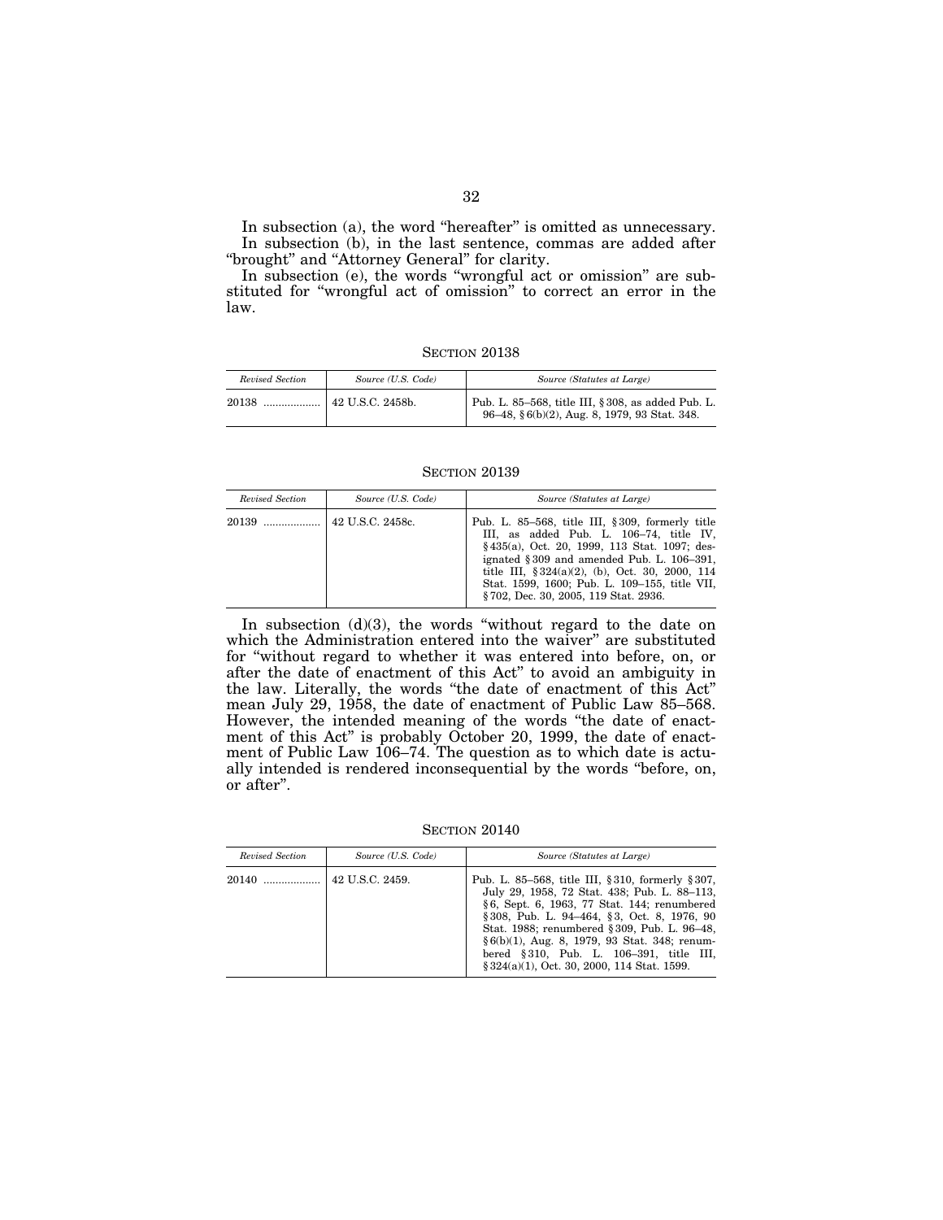In subsection (a), the word "hereafter" is omitted as unnecessary.

In subsection (b), in the last sentence, commas are added after "brought" and "Attorney General" for clarity.

In subsection (e), the words "wrongful act or omission" are substituted for "wrongful act of omission" to correct an error in the law.

SECTION 20138

| *Revised Section* | *Source (U.S. Code)* | *Source (Statutes at Large)* |
|---|---|---|
| 20138 .................. | 42 U.S.C. 2458b. | Pub. L. 85–568, title III, §308, as added Pub. L. 96–48, §6(b)(2), Aug. 8, 1979, 93 Stat. 348. |

SECTION 20139

| *Revised Section* | *Source (U.S. Code)* | *Source (Statutes at Large)* |
|---|---|---|
| 20139 .................. | 42 U.S.C. 2458c. | Pub. L. 85–568, title III, §309, formerly title III, as added Pub. L. 106–74, title IV, §435(a), Oct. 20, 1999, 113 Stat. 1097; designated §309 and amended Pub. L. 106–391, title III, §324(a)(2), (b), Oct. 30, 2000, 114 Stat. 1599, 1600; Pub. L. 109–155, title VII, §702, Dec. 30, 2005, 119 Stat. 2936. |

In subsection (d)(3), the words "without regard to the date on which the Administration entered into the waiver" are substituted for "without regard to whether it was entered into before, on, or after the date of enactment of this Act" to avoid an ambiguity in the law. Literally, the words "the date of enactment of this Act" mean July 29, 1958, the date of enactment of Public Law 85–568. However, the intended meaning of the words "the date of enactment of this Act" is probably October 20, 1999, the date of enactment of Public Law 106–74. The question as to which date is actually intended is rendered inconsequential by the words "before, on, or after".

SECTION 20140

| *Revised Section* | *Source (U.S. Code)* | *Source (Statutes at Large)* |
|---|---|---|
| 20140 .................. | 42 U.S.C. 2459. | Pub. L. 85–568, title III, §310, formerly §307, July 29, 1958, 72 Stat. 438; Pub. L. 88–113, §6, Sept. 6, 1963, 77 Stat. 144; renumbered §308, Pub. L. 94–464, §3, Oct. 8, 1976, 90 Stat. 1988; renumbered §309, Pub. L. 96–48, §6(b)(1), Aug. 8, 1979, 93 Stat. 348; renumbered §310, Pub. L. 106–391, title III, §324(a)(1), Oct. 30, 2000, 114 Stat. 1599. |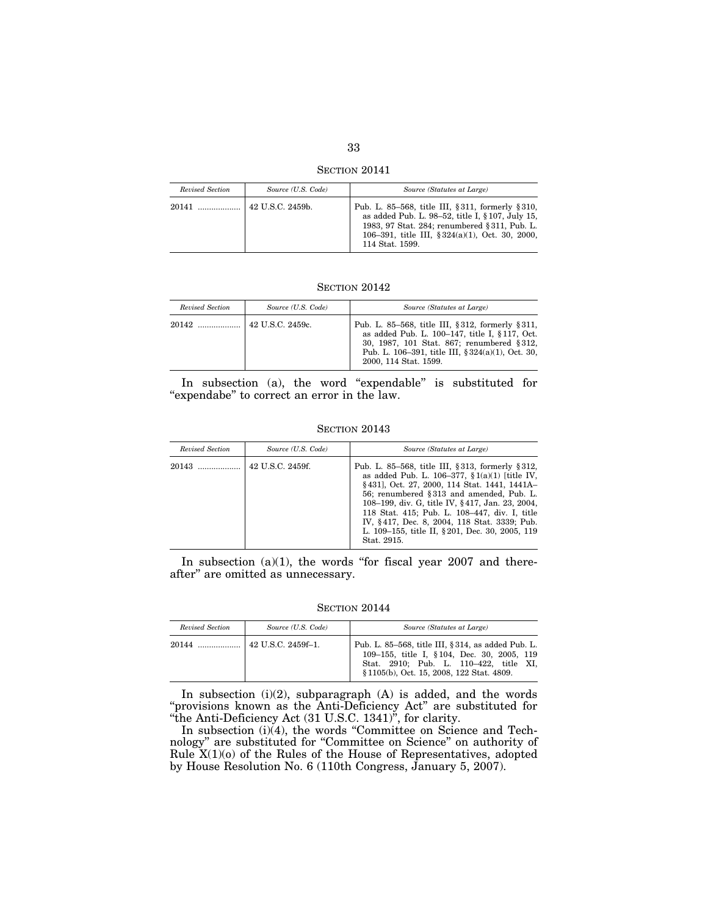SECTION 20141

| *Revised Section* | *Source (U.S. Code)* | *Source (Statutes at Large)* |
|---|---|---|
| 20141 .................. | 42 U.S.C. 2459b. | Pub. L. 85–568, title III, § 311, formerly § 310, as added Pub. L. 98–52, title I, § 107, July 15, 1983, 97 Stat. 284; renumbered § 311, Pub. L. 106–391, title III, § 324(a)(1), Oct. 30, 2000, 114 Stat. 1599. |

SECTION 20142

| *Revised Section* | *Source (U.S. Code)* | *Source (Statutes at Large)* |
|---|---|---|
| 20142 .................. | 42 U.S.C. 2459c. | Pub. L. 85–568, title III, § 312, formerly § 311, as added Pub. L. 100–147, title I, § 117, Oct. 30, 1987, 101 Stat. 867; renumbered § 312, Pub. L. 106–391, title III, § 324(a)(1), Oct. 30, 2000, 114 Stat. 1599. |

In subsection (a), the word "expendable" is substituted for "expendabe" to correct an error in the law.

SECTION 20143

| *Revised Section* | *Source (U.S. Code)* | *Source (Statutes at Large)* |
|---|---|---|
| 20143 .................. | 42 U.S.C. 2459f. | Pub. L. 85–568, title III, § 313, formerly § 312, as added Pub. L. 106–377, § 1(a)(1) [title IV, § 431], Oct. 27, 2000, 114 Stat. 1441, 1441A–56; renumbered § 313 and amended, Pub. L. 108–199, div. G, title IV, § 417, Jan. 23, 2004, 118 Stat. 415; Pub. L. 108–447, div. I, title IV, § 417, Dec. 8, 2004, 118 Stat. 3339; Pub. L. 109–155, title II, § 201, Dec. 30, 2005, 119 Stat. 2915. |

In subsection (a)(1), the words "for fiscal year 2007 and thereafter" are omitted as unnecessary.

SECTION 20144

| *Revised Section* | *Source (U.S. Code)* | *Source (Statutes at Large)* |
|---|---|---|
| 20144 .................. | 42 U.S.C. 2459f–1. | Pub. L. 85–568, title III, § 314, as added Pub. L. 109–155, title I, § 104, Dec. 30, 2005, 119 Stat. 2910; Pub. L. 110–422, title XI, § 1105(b), Oct. 15, 2008, 122 Stat. 4809. |

In subsection (i)(2), subparagraph (A) is added, and the words "provisions known as the Anti-Deficiency Act" are substituted for "the Anti-Deficiency Act (31 U.S.C. 1341)", for clarity.

In subsection (i)(4), the words "Committee on Science and Technology" are substituted for "Committee on Science" on authority of Rule X(1)(o) of the Rules of the House of Representatives, adopted by House Resolution No. 6 (110th Congress, January 5, 2007).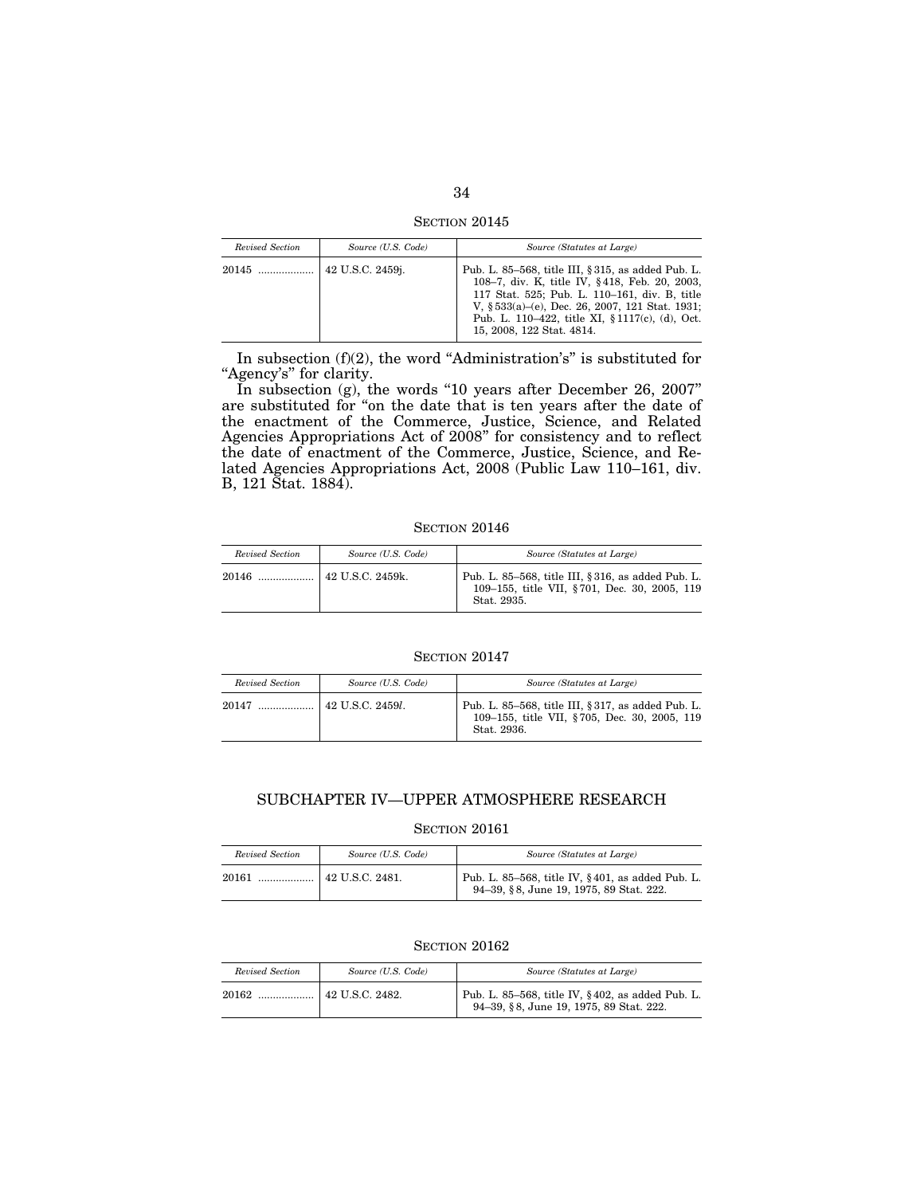### SECTION 20145

| *Revised Section* | *Source (U.S. Code)* | *Source (Statutes at Large)* |
|---|---|---|
| 20145 .................. | 42 U.S.C. 2459j. | Pub. L. 85–568, title III, §315, as added Pub. L. 108–7, div. K, title IV, §418, Feb. 20, 2003, 117 Stat. 525; Pub. L. 110–161, div. B, title V, §533(a)–(e), Dec. 26, 2007, 121 Stat. 1931; Pub. L. 110–422, title XI, §1117(c), (d), Oct. 15, 2008, 122 Stat. 4814. |

In subsection (f)(2), the word "Administration's" is substituted for "Agency's" for clarity.

In subsection (g), the words "10 years after December 26, 2007" are substituted for "on the date that is ten years after the date of the enactment of the Commerce, Justice, Science, and Related Agencies Appropriations Act of 2008" for consistency and to reflect the date of enactment of the Commerce, Justice, Science, and Related Agencies Appropriations Act, 2008 (Public Law 110–161, div. B, 121 Stat. 1884).

### SECTION 20146

| *Revised Section* | *Source (U.S. Code)* | *Source (Statutes at Large)* |
|---|---|---|
| 20146 .................. | 42 U.S.C. 2459k. | Pub. L. 85–568, title III, §316, as added Pub. L. 109–155, title VII, §701, Dec. 30, 2005, 119 Stat. 2935. |

### SECTION 20147

| *Revised Section* | *Source (U.S. Code)* | *Source (Statutes at Large)* |
|---|---|---|
| 20147 .................. | 42 U.S.C. 2459*l*. | Pub. L. 85–568, title III, §317, as added Pub. L. 109–155, title VII, §705, Dec. 30, 2005, 119 Stat. 2936. |

## SUBCHAPTER IV—UPPER ATMOSPHERE RESEARCH

### SECTION 20161

| *Revised Section* | *Source (U.S. Code)* | *Source (Statutes at Large)* |
|---|---|---|
| 20161 .................. | 42 U.S.C. 2481. | Pub. L. 85–568, title IV, §401, as added Pub. L. 94–39, §8, June 19, 1975, 89 Stat. 222. |

### SECTION 20162

| *Revised Section* | *Source (U.S. Code)* | *Source (Statutes at Large)* |
|---|---|---|
| 20162 .................. | 42 U.S.C. 2482. | Pub. L. 85–568, title IV, §402, as added Pub. L. 94–39, §8, June 19, 1975, 89 Stat. 222. |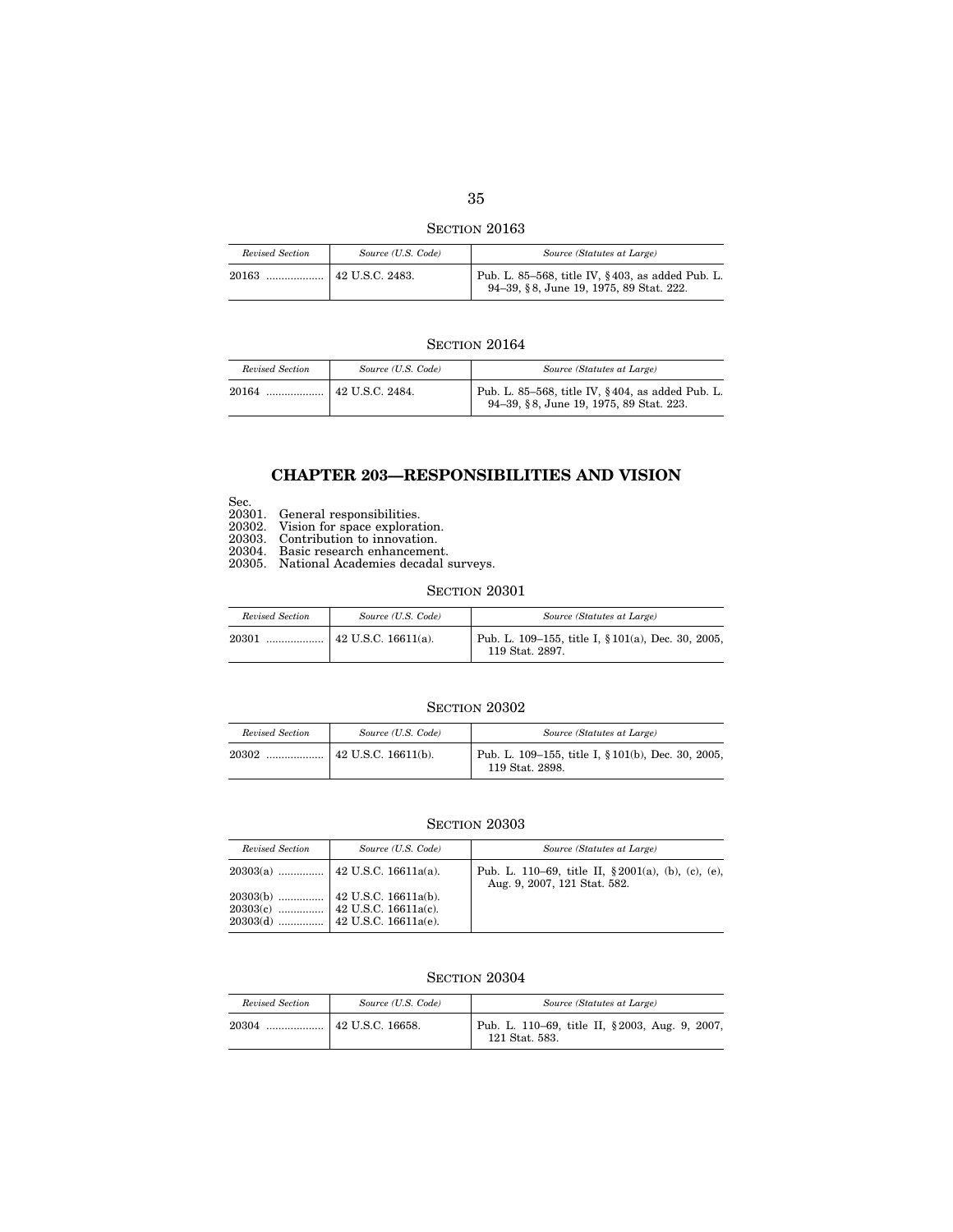SECTION 20163

| *Revised Section* | *Source (U.S. Code)* | *Source (Statutes at Large)* |
|---|---|---|
| 20163 .................. | 42 U.S.C. 2483. | Pub. L. 85–568, title IV, § 403, as added Pub. L. 94–39, § 8, June 19, 1975, 89 Stat. 222. |

SECTION 20164

| *Revised Section* | *Source (U.S. Code)* | *Source (Statutes at Large)* |
|---|---|---|
| 20164 .................. | 42 U.S.C. 2484. | Pub. L. 85–568, title IV, § 404, as added Pub. L. 94–39, § 8, June 19, 1975, 89 Stat. 223. |

## CHAPTER 203—RESPONSIBILITIES AND VISION

Sec.
20301. General responsibilities.
20302. Vision for space exploration.
20303. Contribution to innovation.
20304. Basic research enhancement.
20305. National Academies decadal surveys.

SECTION 20301

| *Revised Section* | *Source (U.S. Code)* | *Source (Statutes at Large)* |
|---|---|---|
| 20301 .................. | 42 U.S.C. 16611(a). | Pub. L. 109–155, title I, § 101(a), Dec. 30, 2005, 119 Stat. 2897. |

SECTION 20302

| *Revised Section* | *Source (U.S. Code)* | *Source (Statutes at Large)* |
|---|---|---|
| 20302 .................. | 42 U.S.C. 16611(b). | Pub. L. 109–155, title I, § 101(b), Dec. 30, 2005, 119 Stat. 2898. |

SECTION 20303

| *Revised Section* | *Source (U.S. Code)* | *Source (Statutes at Large)* |
|---|---|---|
| 20303(a) ............... | 42 U.S.C. 16611a(a). | Pub. L. 110–69, title II, § 2001(a), (b), (c), (e), Aug. 9, 2007, 121 Stat. 582. |
| 20303(b) ............... | 42 U.S.C. 16611a(b). | |
| 20303(c) ............... | 42 U.S.C. 16611a(c). | |
| 20303(d) ............... | 42 U.S.C. 16611a(e). | |

SECTION 20304

| *Revised Section* | *Source (U.S. Code)* | *Source (Statutes at Large)* |
|---|---|---|
| 20304 .................. | 42 U.S.C. 16658. | Pub. L. 110–69, title II, § 2003, Aug. 9, 2007, 121 Stat. 583. |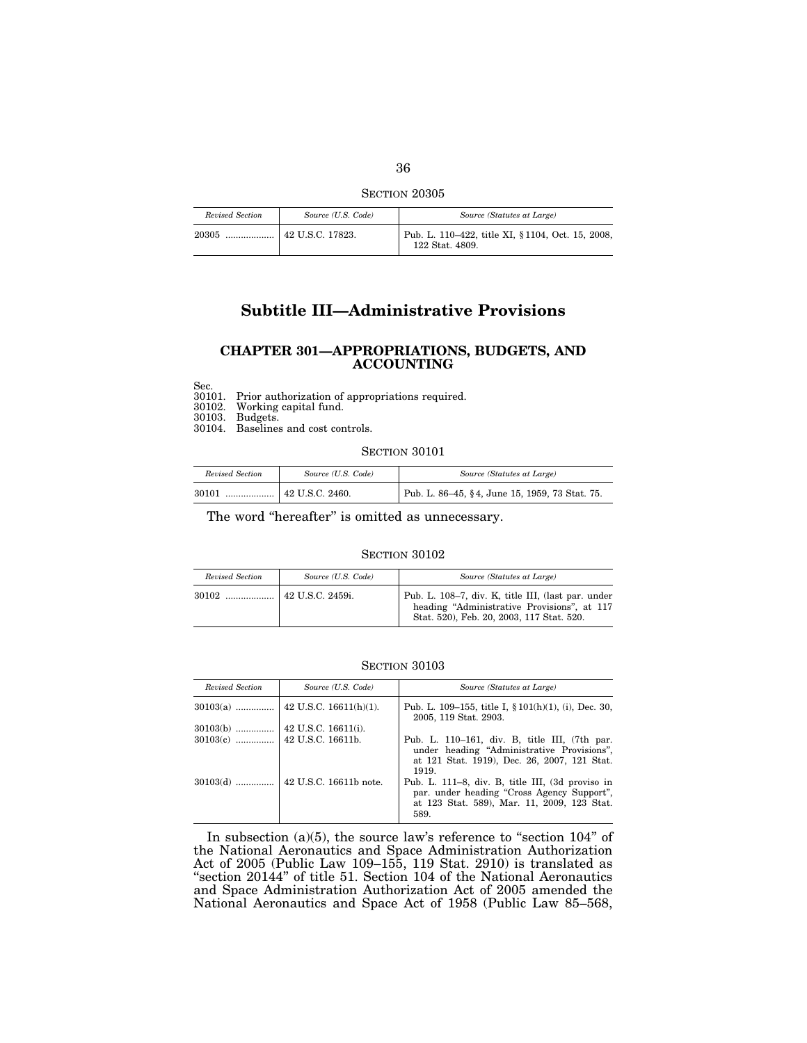SECTION 20305

| *Revised Section* | *Source (U.S. Code)* | *Source (Statutes at Large)* |
|---|---|---|
| 20305 .................. | 42 U.S.C. 17823. | Pub. L. 110–422, title XI, § 1104, Oct. 15, 2008, 122 Stat. 4809. |

# Subtitle III—Administrative Provisions

## CHAPTER 301—APPROPRIATIONS, BUDGETS, AND ACCOUNTING

Sec.
30101. Prior authorization of appropriations required.
30102. Working capital fund.
30103. Budgets.
30104. Baselines and cost controls.

SECTION 30101

| *Revised Section* | *Source (U.S. Code)* | *Source (Statutes at Large)* |
|---|---|---|
| 30101 .................. | 42 U.S.C. 2460. | Pub. L. 86–45, § 4, June 15, 1959, 73 Stat. 75. |

The word "hereafter" is omitted as unnecessary.

SECTION 30102

| *Revised Section* | *Source (U.S. Code)* | *Source (Statutes at Large)* |
|---|---|---|
| 30102 .................. | 42 U.S.C. 2459i. | Pub. L. 108–7, div. K, title III, (last par. under heading "Administrative Provisions", at 117 Stat. 520), Feb. 20, 2003, 117 Stat. 520. |

SECTION 30103

| *Revised Section* | *Source (U.S. Code)* | *Source (Statutes at Large)* |
|---|---|---|
| 30103(a) .............. | 42 U.S.C. 16611(h)(1). | Pub. L. 109–155, title I, § 101(h)(1), (i), Dec. 30, 2005, 119 Stat. 2903. |
| 30103(b) .............. | 42 U.S.C. 16611(i). | |
| 30103(c) .............. | 42 U.S.C. 16611b. | Pub. L. 110–161, div. B, title III, (7th par. under heading "Administrative Provisions", at 121 Stat. 1919), Dec. 26, 2007, 121 Stat. 1919. |
| 30103(d) .............. | 42 U.S.C. 16611b note. | Pub. L. 111–8, div. B, title III, (3d proviso in par. under heading "Cross Agency Support", at 123 Stat. 589), Mar. 11, 2009, 123 Stat. 589. |

In subsection (a)(5), the source law's reference to "section 104" of the National Aeronautics and Space Administration Authorization Act of 2005 (Public Law 109–155, 119 Stat. 2910) is translated as "section 20144" of title 51. Section 104 of the National Aeronautics and Space Administration Authorization Act of 2005 amended the National Aeronautics and Space Act of 1958 (Public Law 85–568,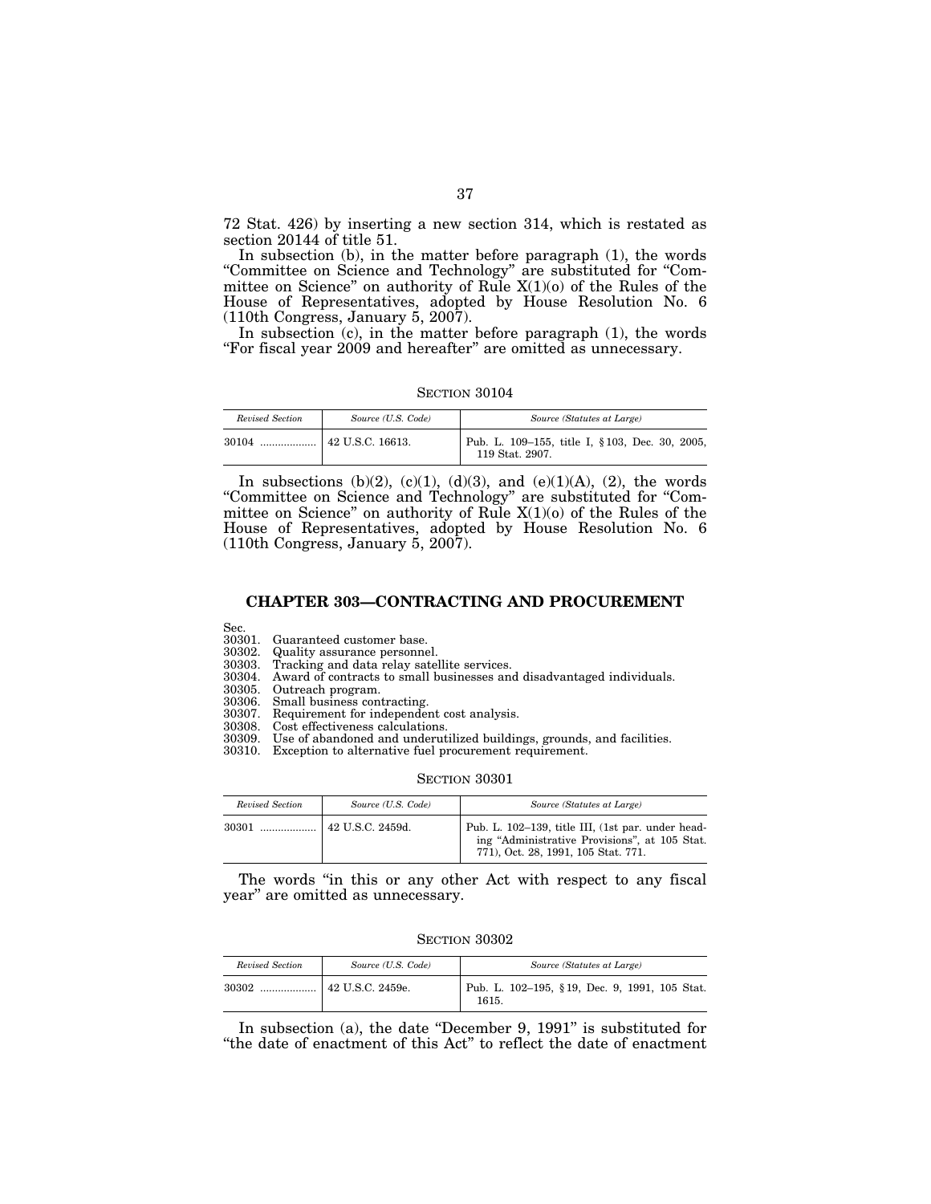72 Stat. 426) by inserting a new section 314, which is restated as section 20144 of title 51.

In subsection (b), in the matter before paragraph (1), the words "Committee on Science and Technology" are substituted for "Committee on Science" on authority of Rule X(1)(o) of the Rules of the House of Representatives, adopted by House Resolution No. 6 (110th Congress, January 5, 2007).

In subsection (c), in the matter before paragraph (1), the words "For fiscal year 2009 and hereafter" are omitted as unnecessary.

SECTION 30104

| *Revised Section* | *Source (U.S. Code)* | *Source (Statutes at Large)* |
|---|---|---|
| 30104 .................. | 42 U.S.C. 16613. | Pub. L. 109–155, title I, § 103, Dec. 30, 2005, 119 Stat. 2907. |

In subsections (b)(2), (c)(1), (d)(3), and (e)(1)(A), (2), the words "Committee on Science and Technology" are substituted for "Committee on Science" on authority of Rule X(1)(o) of the Rules of the House of Representatives, adopted by House Resolution No. 6 (110th Congress, January 5, 2007).

## CHAPTER 303—CONTRACTING AND PROCUREMENT

Sec.
30301. Guaranteed customer base.
30302. Quality assurance personnel.
30303. Tracking and data relay satellite services.
30304. Award of contracts to small businesses and disadvantaged individuals.
30305. Outreach program.
30306. Small business contracting.
30307. Requirement for independent cost analysis.
30308. Cost effectiveness calculations.
30309. Use of abandoned and underutilized buildings, grounds, and facilities.
30310. Exception to alternative fuel procurement requirement.

SECTION 30301

| *Revised Section* | *Source (U.S. Code)* | *Source (Statutes at Large)* |
|---|---|---|
| 30301 .................. | 42 U.S.C. 2459d. | Pub. L. 102–139, title III, (1st par. under heading "Administrative Provisions", at 105 Stat. 771), Oct. 28, 1991, 105 Stat. 771. |

The words "in this or any other Act with respect to any fiscal year" are omitted as unnecessary.

SECTION 30302

| *Revised Section* | *Source (U.S. Code)* | *Source (Statutes at Large)* |
|---|---|---|
| 30302 .................. | 42 U.S.C. 2459e. | Pub. L. 102–195, § 19, Dec. 9, 1991, 105 Stat. 1615. |

In subsection (a), the date "December 9, 1991" is substituted for "the date of enactment of this Act" to reflect the date of enactment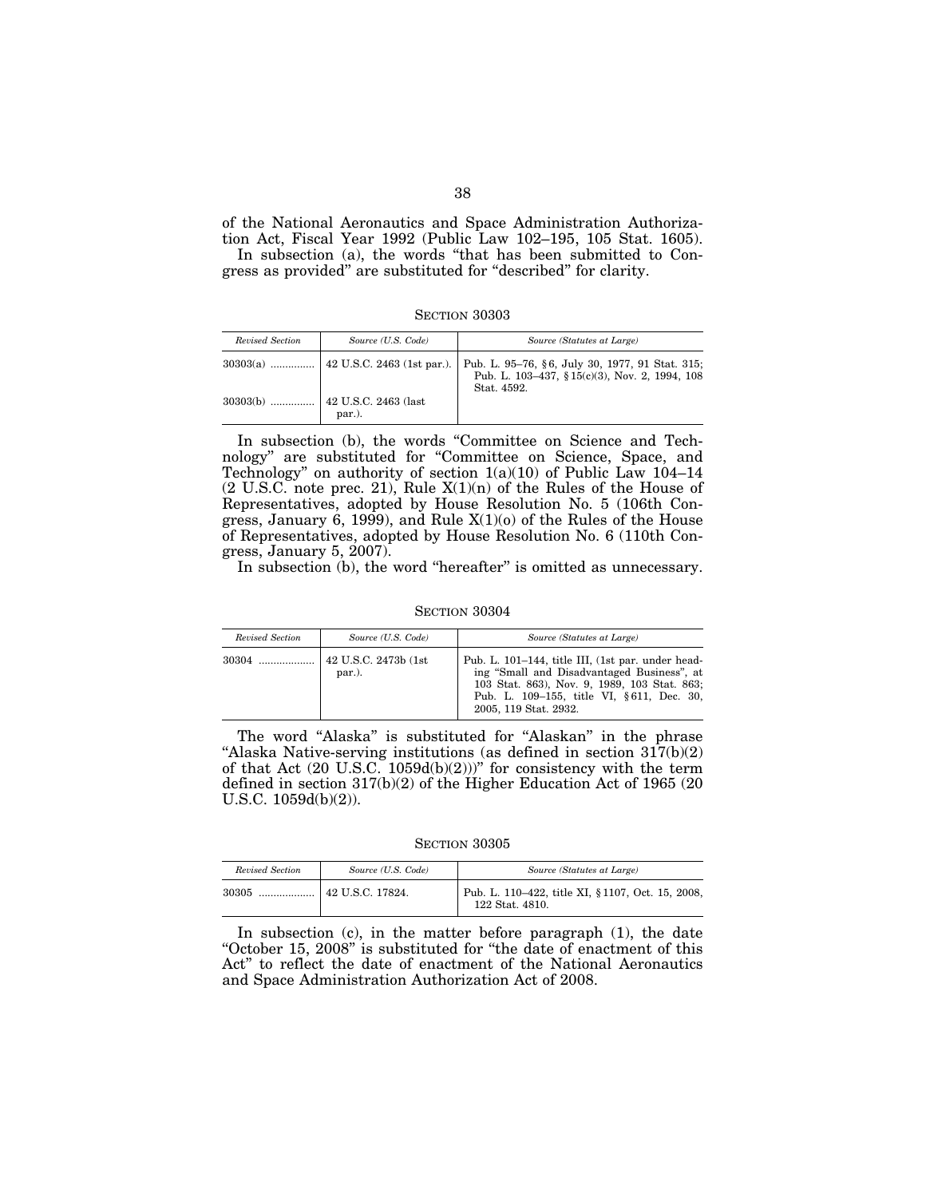of the National Aeronautics and Space Administration Authorization Act, Fiscal Year 1992 (Public Law 102–195, 105 Stat. 1605).

In subsection (a), the words "that has been submitted to Congress as provided" are substituted for "described" for clarity.

SECTION 30303

| *Revised Section* | *Source (U.S. Code)* | *Source (Statutes at Large)* |
|---|---|---|
| 30303(a) ............... | 42 U.S.C. 2463 (1st par.). | Pub. L. 95–76, §6, July 30, 1977, 91 Stat. 315; Pub. L. 103–437, §15(c)(3), Nov. 2, 1994, 108 Stat. 4592. |
| 30303(b) ............... | 42 U.S.C. 2463 (last par.). | |

In subsection (b), the words "Committee on Science and Technology" are substituted for "Committee on Science, Space, and Technology" on authority of section 1(a)(10) of Public Law 104–14 (2 U.S.C. note prec. 21), Rule X(1)(n) of the Rules of the House of Representatives, adopted by House Resolution No. 5 (106th Congress, January 6, 1999), and Rule X(1)(o) of the Rules of the House of Representatives, adopted by House Resolution No. 6 (110th Congress, January 5, 2007).

In subsection (b), the word "hereafter" is omitted as unnecessary.

SECTION 30304

| *Revised Section* | *Source (U.S. Code)* | *Source (Statutes at Large)* |
|---|---|---|
| 30304 ................... | 42 U.S.C. 2473b (1st par.). | Pub. L. 101–144, title III, (1st par. under heading "Small and Disadvantaged Business", at 103 Stat. 863), Nov. 9, 1989, 103 Stat. 863; Pub. L. 109–155, title VI, §611, Dec. 30, 2005, 119 Stat. 2932. |

The word "Alaska" is substituted for "Alaskan" in the phrase "Alaska Native-serving institutions (as defined in section 317(b)(2) of that Act (20 U.S.C. 1059d(b)(2)))" for consistency with the term defined in section 317(b)(2) of the Higher Education Act of 1965 (20 U.S.C. 1059d(b)(2)).

SECTION 30305

| *Revised Section* | *Source (U.S. Code)* | *Source (Statutes at Large)* |
|---|---|---|
| 30305 ................... | 42 U.S.C. 17824. | Pub. L. 110–422, title XI, §1107, Oct. 15, 2008, 122 Stat. 4810. |

In subsection (c), in the matter before paragraph (1), the date "October 15, 2008" is substituted for "the date of enactment of this Act" to reflect the date of enactment of the National Aeronautics and Space Administration Authorization Act of 2008.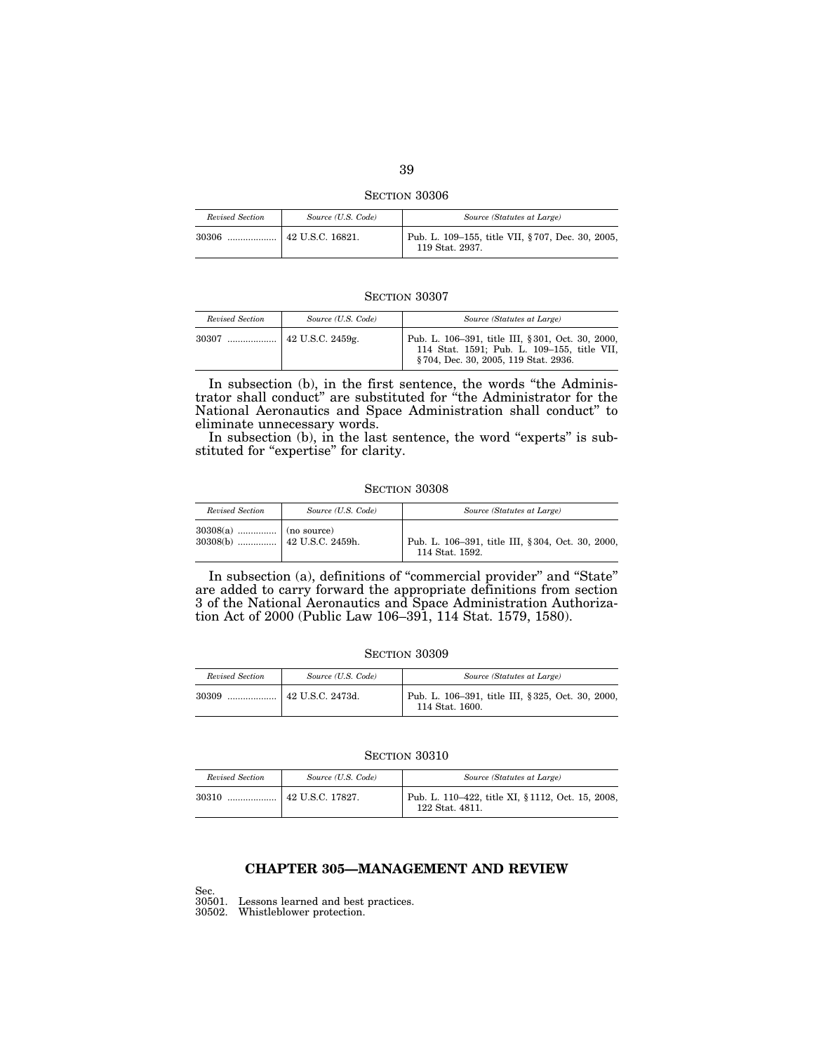### SECTION 30306

| *Revised Section* | *Source (U.S. Code)* | *Source (Statutes at Large)* |
|---|---|---|
| 30306 .................. | 42 U.S.C. 16821. | Pub. L. 109–155, title VII, §707, Dec. 30, 2005, 119 Stat. 2937. |

### SECTION 30307

| *Revised Section* | *Source (U.S. Code)* | *Source (Statutes at Large)* |
|---|---|---|
| 30307 .................. | 42 U.S.C. 2459g. | Pub. L. 106–391, title III, §301, Oct. 30, 2000, 114 Stat. 1591; Pub. L. 109–155, title VII, §704, Dec. 30, 2005, 119 Stat. 2936. |

In subsection (b), in the first sentence, the words "the Administrator shall conduct" are substituted for "the Administrator for the National Aeronautics and Space Administration shall conduct" to eliminate unnecessary words.

In subsection (b), in the last sentence, the word "experts" is substituted for "expertise" for clarity.

### SECTION 30308

| *Revised Section* | *Source (U.S. Code)* | *Source (Statutes at Large)* |
|---|---|---|
| 30308(a) .............. | (no source) | |
| 30308(b) .............. | 42 U.S.C. 2459h. | Pub. L. 106–391, title III, §304, Oct. 30, 2000, 114 Stat. 1592. |

In subsection (a), definitions of "commercial provider" and "State" are added to carry forward the appropriate definitions from section 3 of the National Aeronautics and Space Administration Authorization Act of 2000 (Public Law 106–391, 114 Stat. 1579, 1580).

### SECTION 30309

| *Revised Section* | *Source (U.S. Code)* | *Source (Statutes at Large)* |
|---|---|---|
| 30309 .................. | 42 U.S.C. 2473d. | Pub. L. 106–391, title III, §325, Oct. 30, 2000, 114 Stat. 1600. |

### SECTION 30310

| *Revised Section* | *Source (U.S. Code)* | *Source (Statutes at Large)* |
|---|---|---|
| 30310 .................. | 42 U.S.C. 17827. | Pub. L. 110–422, title XI, §1112, Oct. 15, 2008, 122 Stat. 4811. |

## CHAPTER 305—MANAGEMENT AND REVIEW

Sec.
30501. Lessons learned and best practices.
30502. Whistleblower protection.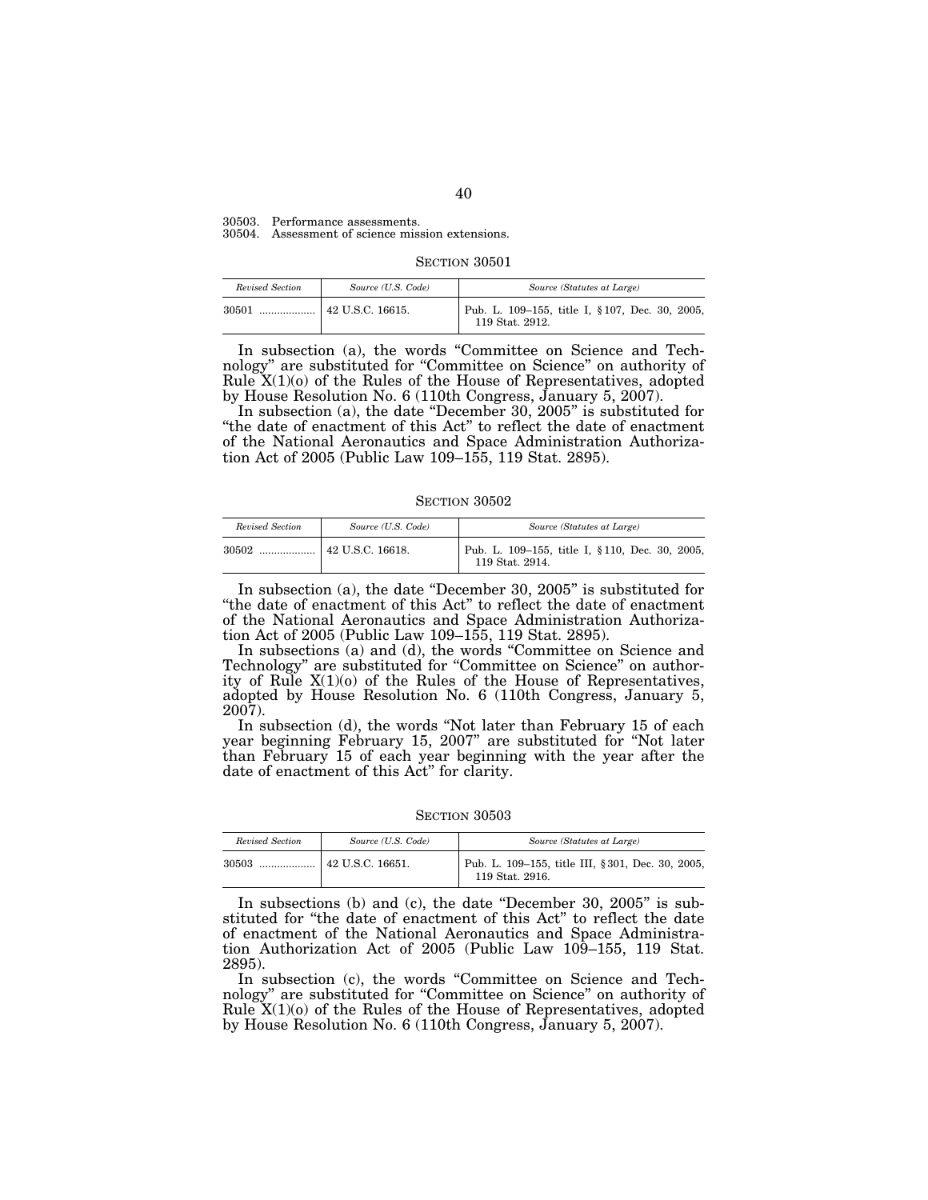30503. Performance assessments.
30504. Assessment of science mission extensions.

SECTION 30501

| *Revised Section* | *Source (U.S. Code)* | *Source (Statutes at Large)* |
|---|---|---|
| 30501 .................. | 42 U.S.C. 16615. | Pub. L. 109–155, title I, §107, Dec. 30, 2005, 119 Stat. 2912. |

In subsection (a), the words "Committee on Science and Technology" are substituted for "Committee on Science" on authority of Rule X(1)(o) of the Rules of the House of Representatives, adopted by House Resolution No. 6 (110th Congress, January 5, 2007).

In subsection (a), the date "December 30, 2005" is substituted for "the date of enactment of this Act" to reflect the date of enactment of the National Aeronautics and Space Administration Authorization Act of 2005 (Public Law 109–155, 119 Stat. 2895).

SECTION 30502

| *Revised Section* | *Source (U.S. Code)* | *Source (Statutes at Large)* |
|---|---|---|
| 30502 .................. | 42 U.S.C. 16618. | Pub. L. 109–155, title I, §110, Dec. 30, 2005, 119 Stat. 2914. |

In subsection (a), the date "December 30, 2005" is substituted for "the date of enactment of this Act" to reflect the date of enactment of the National Aeronautics and Space Administration Authorization Act of 2005 (Public Law 109–155, 119 Stat. 2895).

In subsections (a) and (d), the words "Committee on Science and Technology" are substituted for "Committee on Science" on authority of Rule X(1)(o) of the Rules of the House of Representatives, adopted by House Resolution No. 6 (110th Congress, January 5, 2007).

In subsection (d), the words "Not later than February 15 of each year beginning February 15, 2007" are substituted for "Not later than February 15 of each year beginning with the year after the date of enactment of this Act" for clarity.

SECTION 30503

| *Revised Section* | *Source (U.S. Code)* | *Source (Statutes at Large)* |
|---|---|---|
| 30503 .................. | 42 U.S.C. 16651. | Pub. L. 109–155, title III, §301, Dec. 30, 2005, 119 Stat. 2916. |

In subsections (b) and (c), the date "December 30, 2005" is substituted for "the date of enactment of this Act" to reflect the date of enactment of the National Aeronautics and Space Administration Authorization Act of 2005 (Public Law 109–155, 119 Stat. 2895).

In subsection (c), the words "Committee on Science and Technology" are substituted for "Committee on Science" on authority of Rule X(1)(o) of the Rules of the House of Representatives, adopted by House Resolution No. 6 (110th Congress, January 5, 2007).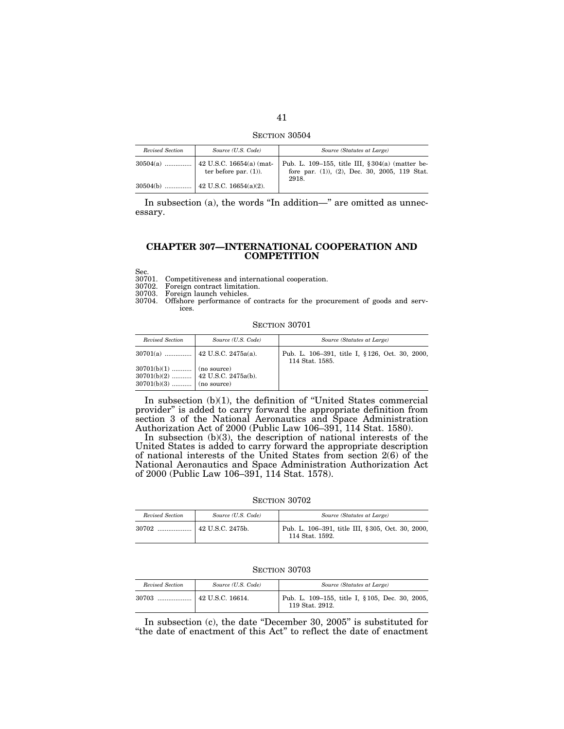SECTION 30504

| Revised Section | Source (U.S. Code) | Source (Statutes at Large) |
|---|---|---|
| 30504(a) ............... | 42 U.S.C. 16654(a) (matter before par. (1)). | Pub. L. 109–155, title III, § 304(a) (matter before par. (1)), (2), Dec. 30, 2005, 119 Stat. 2918. |
| 30504(b) ............... | 42 U.S.C. 16654(a)(2). | |

In subsection (a), the words "In addition—" are omitted as unnecessary.

## CHAPTER 307—INTERNATIONAL COOPERATION AND COMPETITION

Sec.
30701. Competitiveness and international cooperation.
30702. Foreign contract limitation.
30703. Foreign launch vehicles.
30704. Offshore performance of contracts for the procurement of goods and services.

SECTION 30701

| Revised Section | Source (U.S. Code) | Source (Statutes at Large) |
|---|---|---|
| 30701(a) ............... | 42 U.S.C. 2475a(a). | Pub. L. 106–391, title I, § 126, Oct. 30, 2000, 114 Stat. 1585. |
| 30701(b)(1) ........... | (no source) | |
| 30701(b)(2) ........... | 42 U.S.C. 2475a(b). | |
| 30701(b)(3) ........... | (no source) | |

In subsection (b)(1), the definition of "United States commercial provider" is added to carry forward the appropriate definition from section 3 of the National Aeronautics and Space Administration Authorization Act of 2000 (Public Law 106–391, 114 Stat. 1580).

In subsection (b)(3), the description of national interests of the United States is added to carry forward the appropriate description of national interests of the United States from section 2(6) of the National Aeronautics and Space Administration Authorization Act of 2000 (Public Law 106–391, 114 Stat. 1578).

SECTION 30702

| Revised Section | Source (U.S. Code) | Source (Statutes at Large) |
|---|---|---|
| 30702 .................. | 42 U.S.C. 2475b. | Pub. L. 106–391, title III, § 305, Oct. 30, 2000, 114 Stat. 1592. |

SECTION 30703

| Revised Section | Source (U.S. Code) | Source (Statutes at Large) |
|---|---|---|
| 30703 .................. | 42 U.S.C. 16614. | Pub. L. 109–155, title I, § 105, Dec. 30, 2005, 119 Stat. 2912. |

In subsection (c), the date "December 30, 2005" is substituted for "the date of enactment of this Act" to reflect the date of enactment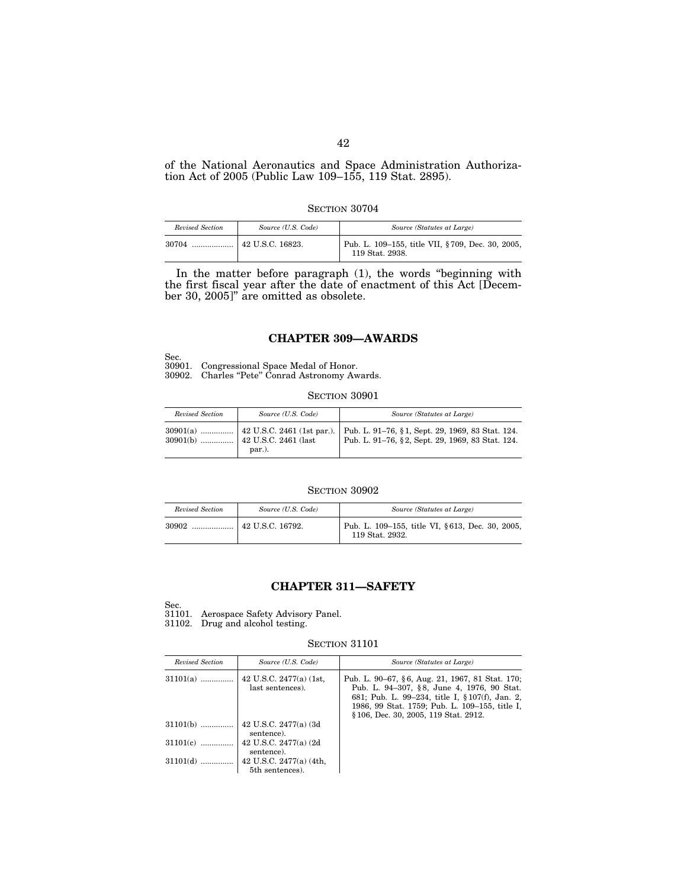of the National Aeronautics and Space Administration Authorization Act of 2005 (Public Law 109–155, 119 Stat. 2895).

SECTION 30704

| *Revised Section* | *Source (U.S. Code)* | *Source (Statutes at Large)* |
|---|---|---|
| 30704 .................. | 42 U.S.C. 16823. | Pub. L. 109–155, title VII, §709, Dec. 30, 2005, 119 Stat. 2938. |

In the matter before paragraph (1), the words "beginning with the first fiscal year after the date of enactment of this Act [December 30, 2005]" are omitted as obsolete.

## CHAPTER 309—AWARDS

Sec.
30901. Congressional Space Medal of Honor.
30902. Charles "Pete" Conrad Astronomy Awards.

SECTION 30901

| *Revised Section* | *Source (U.S. Code)* | *Source (Statutes at Large)* |
|---|---|---|
| 30901(a) .............. | 42 U.S.C. 2461 (1st par.). | Pub. L. 91–76, §1, Sept. 29, 1969, 83 Stat. 124. |
| 30901(b) .............. | 42 U.S.C. 2461 (last par.). | Pub. L. 91–76, §2, Sept. 29, 1969, 83 Stat. 124. |

SECTION 30902

| *Revised Section* | *Source (U.S. Code)* | *Source (Statutes at Large)* |
|---|---|---|
| 30902 .................. | 42 U.S.C. 16792. | Pub. L. 109–155, title VI, §613, Dec. 30, 2005, 119 Stat. 2932. |

## CHAPTER 311—SAFETY

Sec.
31101. Aerospace Safety Advisory Panel.
31102. Drug and alcohol testing.

SECTION 31101

| *Revised Section* | *Source (U.S. Code)* | *Source (Statutes at Large)* |
|---|---|---|
| 31101(a) .............. | 42 U.S.C. 2477(a) (1st, last sentences). | Pub. L. 90–67, §6, Aug. 21, 1967, 81 Stat. 170; Pub. L. 94–307, §8, June 4, 1976, 90 Stat. 681; Pub. L. 99–234, title I, §107(f), Jan. 2, 1986, 99 Stat. 1759; Pub. L. 109–155, title I, §106, Dec. 30, 2005, 119 Stat. 2912. |
| 31101(b) .............. | 42 U.S.C. 2477(a) (3d sentence). | |
| 31101(c) .............. | 42 U.S.C. 2477(a) (2d sentence). | |
| 31101(d) .............. | 42 U.S.C. 2477(a) (4th, 5th sentences). | |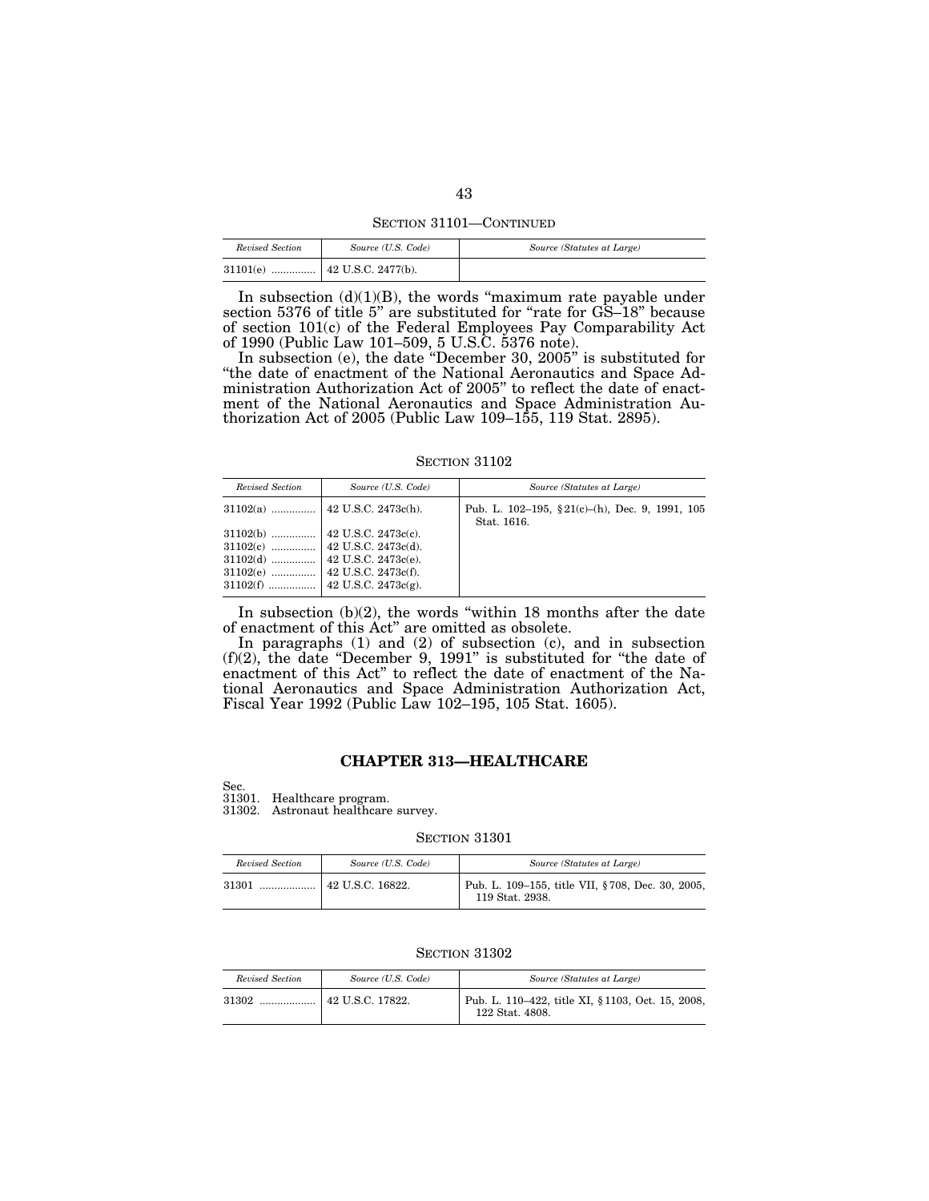SECTION 31101—CONTINUED

| *Revised Section* | *Source (U.S. Code)* | *Source (Statutes at Large)* |
|---|---|---|
| 31101(e) ............... | 42 U.S.C. 2477(b). | |

In subsection (d)(1)(B), the words "maximum rate payable under section 5376 of title 5" are substituted for "rate for GS–18" because of section 101(c) of the Federal Employees Pay Comparability Act of 1990 (Public Law 101–509, 5 U.S.C. 5376 note).

In subsection (e), the date "December 30, 2005" is substituted for "the date of enactment of the National Aeronautics and Space Administration Authorization Act of 2005" to reflect the date of enactment of the National Aeronautics and Space Administration Authorization Act of 2005 (Public Law 109–155, 119 Stat. 2895).

SECTION 31102

| *Revised Section* | *Source (U.S. Code)* | *Source (Statutes at Large)* |
|---|---|---|
| 31102(a) ............... | 42 U.S.C. 2473c(h). | Pub. L. 102–195, §21(c)–(h), Dec. 9, 1991, 105 Stat. 1616. |
| 31102(b) ............... | 42 U.S.C. 2473c(c). | |
| 31102(c) ............... | 42 U.S.C. 2473c(d). | |
| 31102(d) ............... | 42 U.S.C. 2473c(e). | |
| 31102(e) ............... | 42 U.S.C. 2473c(f). | |
| 31102(f) ................ | 42 U.S.C. 2473c(g). | |

In subsection (b)(2), the words "within 18 months after the date of enactment of this Act" are omitted as obsolete.

In paragraphs (1) and (2) of subsection (c), and in subsection (f)(2), the date "December 9, 1991" is substituted for "the date of enactment of this Act" to reflect the date of enactment of the National Aeronautics and Space Administration Authorization Act, Fiscal Year 1992 (Public Law 102–195, 105 Stat. 1605).

## CHAPTER 313—HEALTHCARE

Sec.
31301. Healthcare program.
31302. Astronaut healthcare survey.

SECTION 31301

| *Revised Section* | *Source (U.S. Code)* | *Source (Statutes at Large)* |
|---|---|---|
| 31301 ................... | 42 U.S.C. 16822. | Pub. L. 109–155, title VII, §708, Dec. 30, 2005, 119 Stat. 2938. |

SECTION 31302

| *Revised Section* | *Source (U.S. Code)* | *Source (Statutes at Large)* |
|---|---|---|
| 31302 ................... | 42 U.S.C. 17822. | Pub. L. 110–422, title XI, §1103, Oct. 15, 2008, 122 Stat. 4808. |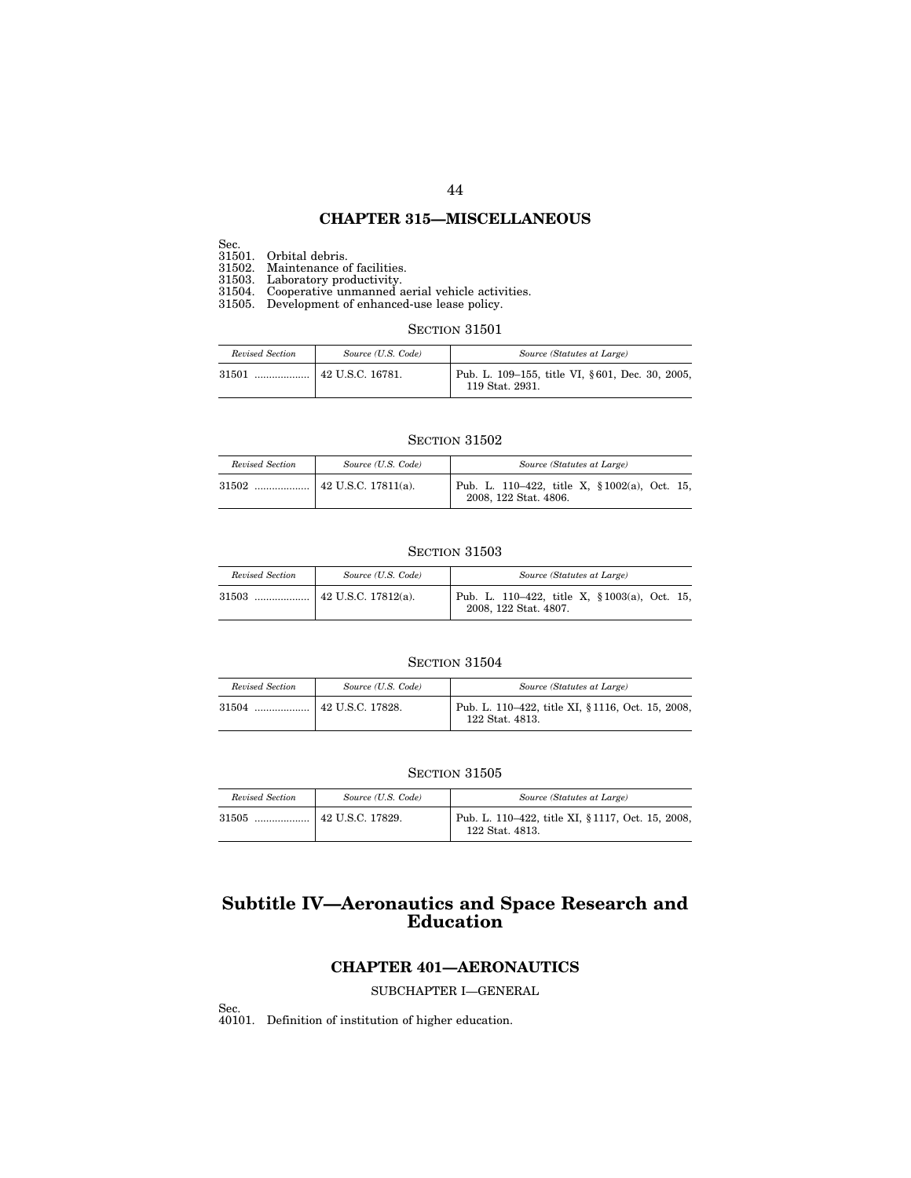## CHAPTER 315—MISCELLANEOUS

Sec.
31501. Orbital debris.
31502. Maintenance of facilities.
31503. Laboratory productivity.
31504. Cooperative unmanned aerial vehicle activities.
31505. Development of enhanced-use lease policy.

### SECTION 31501

| *Revised Section* | *Source (U.S. Code)* | *Source (Statutes at Large)* |
|---|---|---|
| 31501 .................. | 42 U.S.C. 16781. | Pub. L. 109–155, title VI, § 601, Dec. 30, 2005, 119 Stat. 2931. |

### SECTION 31502

| *Revised Section* | *Source (U.S. Code)* | *Source (Statutes at Large)* |
|---|---|---|
| 31502 .................. | 42 U.S.C. 17811(a). | Pub. L. 110–422, title X, § 1002(a), Oct. 15, 2008, 122 Stat. 4806. |

### SECTION 31503

| *Revised Section* | *Source (U.S. Code)* | *Source (Statutes at Large)* |
|---|---|---|
| 31503 .................. | 42 U.S.C. 17812(a). | Pub. L. 110–422, title X, § 1003(a), Oct. 15, 2008, 122 Stat. 4807. |

### SECTION 31504

| *Revised Section* | *Source (U.S. Code)* | *Source (Statutes at Large)* |
|---|---|---|
| 31504 .................. | 42 U.S.C. 17828. | Pub. L. 110–422, title XI, § 1116, Oct. 15, 2008, 122 Stat. 4813. |

### SECTION 31505

| *Revised Section* | *Source (U.S. Code)* | *Source (Statutes at Large)* |
|---|---|---|
| 31505 .................. | 42 U.S.C. 17829. | Pub. L. 110–422, title XI, § 1117, Oct. 15, 2008, 122 Stat. 4813. |

# Subtitle IV—Aeronautics and Space Research and Education

## CHAPTER 401—AERONAUTICS

SUBCHAPTER I—GENERAL

Sec.
40101. Definition of institution of higher education.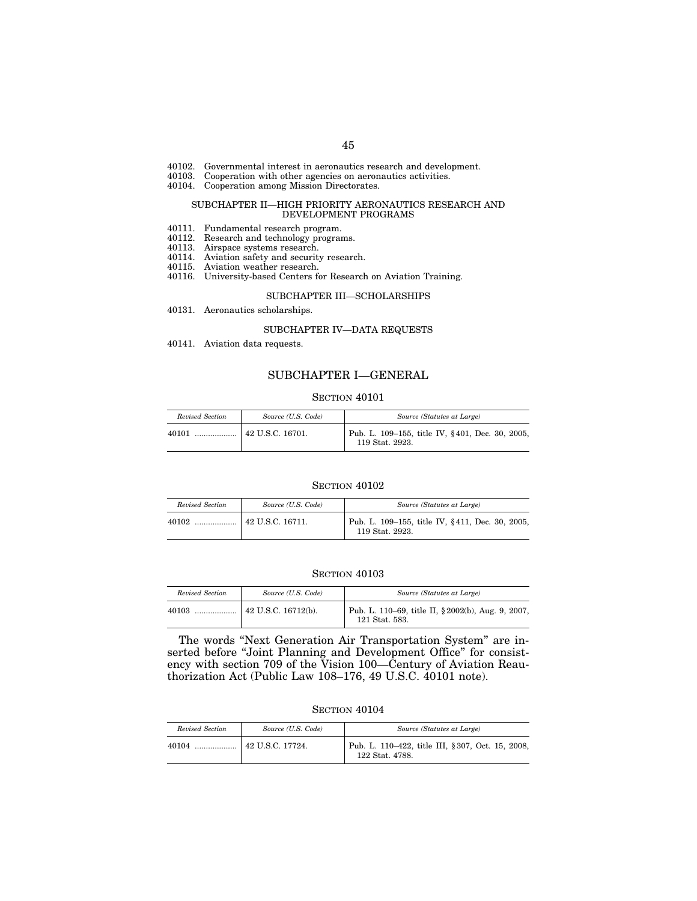40102. Governmental interest in aeronautics research and development.
40103. Cooperation with other agencies on aeronautics activities.
40104. Cooperation among Mission Directorates.

SUBCHAPTER II—HIGH PRIORITY AERONAUTICS RESEARCH AND DEVELOPMENT PROGRAMS

40111. Fundamental research program.
40112. Research and technology programs.
40113. Airspace systems research.
40114. Aviation safety and security research.
40115. Aviation weather research.
40116. University-based Centers for Research on Aviation Training.

SUBCHAPTER III—SCHOLARSHIPS

40131. Aeronautics scholarships.

SUBCHAPTER IV—DATA REQUESTS

40141. Aviation data requests.

## SUBCHAPTER I—GENERAL

### SECTION 40101

| *Revised Section* | *Source (U.S. Code)* | *Source (Statutes at Large)* |
|---|---|---|
| 40101 .................. | 42 U.S.C. 16701. | Pub. L. 109–155, title IV, §401, Dec. 30, 2005, 119 Stat. 2923. |

### SECTION 40102

| *Revised Section* | *Source (U.S. Code)* | *Source (Statutes at Large)* |
|---|---|---|
| 40102 .................. | 42 U.S.C. 16711. | Pub. L. 109–155, title IV, §411, Dec. 30, 2005, 119 Stat. 2923. |

### SECTION 40103

| *Revised Section* | *Source (U.S. Code)* | *Source (Statutes at Large)* |
|---|---|---|
| 40103 .................. | 42 U.S.C. 16712(b). | Pub. L. 110–69, title II, §2002(b), Aug. 9, 2007, 121 Stat. 583. |

The words "Next Generation Air Transportation System" are inserted before "Joint Planning and Development Office" for consistency with section 709 of the Vision 100—Century of Aviation Reauthorization Act (Public Law 108–176, 49 U.S.C. 40101 note).

### SECTION 40104

| *Revised Section* | *Source (U.S. Code)* | *Source (Statutes at Large)* |
|---|---|---|
| 40104 .................. | 42 U.S.C. 17724. | Pub. L. 110–422, title III, §307, Oct. 15, 2008, 122 Stat. 4788. |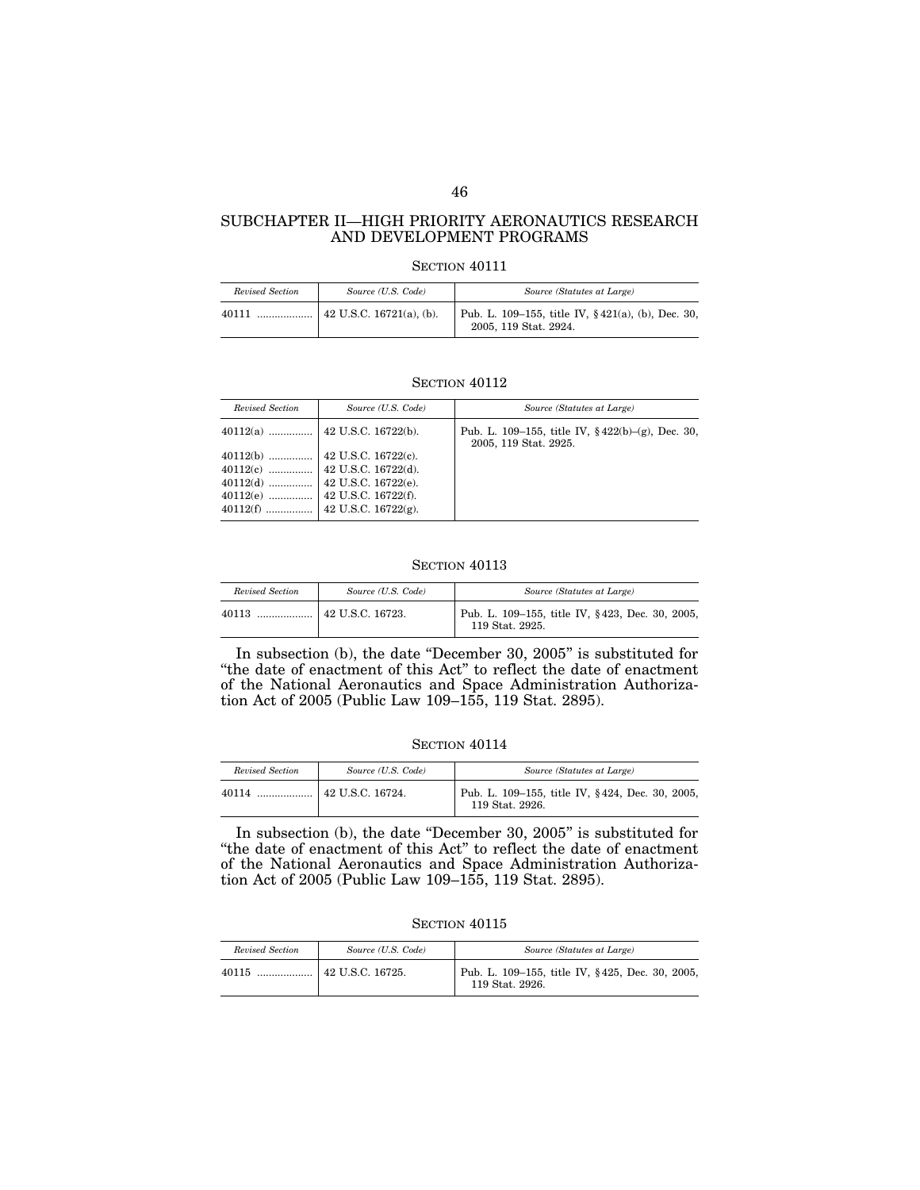## SUBCHAPTER II—HIGH PRIORITY AERONAUTICS RESEARCH AND DEVELOPMENT PROGRAMS

### SECTION 40111

| *Revised Section* | *Source (U.S. Code)* | *Source (Statutes at Large)* |
|---|---|---|
| 40111 .................. | 42 U.S.C. 16721(a), (b). | Pub. L. 109–155, title IV, § 421(a), (b), Dec. 30, 2005, 119 Stat. 2924. |

### SECTION 40112

| *Revised Section* | *Source (U.S. Code)* | *Source (Statutes at Large)* |
|---|---|---|
| 40112(a) ............... | 42 U.S.C. 16722(b). | Pub. L. 109–155, title IV, § 422(b)–(g), Dec. 30, 2005, 119 Stat. 2925. |
| 40112(b) ............... | 42 U.S.C. 16722(c). | |
| 40112(c) ............... | 42 U.S.C. 16722(d). | |
| 40112(d) ............... | 42 U.S.C. 16722(e). | |
| 40112(e) ............... | 42 U.S.C. 16722(f). | |
| 40112(f) ............... | 42 U.S.C. 16722(g). | |

### SECTION 40113

| *Revised Section* | *Source (U.S. Code)* | *Source (Statutes at Large)* |
|---|---|---|
| 40113 .................. | 42 U.S.C. 16723. | Pub. L. 109–155, title IV, § 423, Dec. 30, 2005, 119 Stat. 2925. |

In subsection (b), the date "December 30, 2005" is substituted for "the date of enactment of this Act" to reflect the date of enactment of the National Aeronautics and Space Administration Authorization Act of 2005 (Public Law 109–155, 119 Stat. 2895).

### SECTION 40114

| *Revised Section* | *Source (U.S. Code)* | *Source (Statutes at Large)* |
|---|---|---|
| 40114 .................. | 42 U.S.C. 16724. | Pub. L. 109–155, title IV, § 424, Dec. 30, 2005, 119 Stat. 2926. |

In subsection (b), the date "December 30, 2005" is substituted for "the date of enactment of this Act" to reflect the date of enactment of the National Aeronautics and Space Administration Authorization Act of 2005 (Public Law 109–155, 119 Stat. 2895).

### SECTION 40115

| *Revised Section* | *Source (U.S. Code)* | *Source (Statutes at Large)* |
|---|---|---|
| 40115 .................. | 42 U.S.C. 16725. | Pub. L. 109–155, title IV, § 425, Dec. 30, 2005, 119 Stat. 2926. |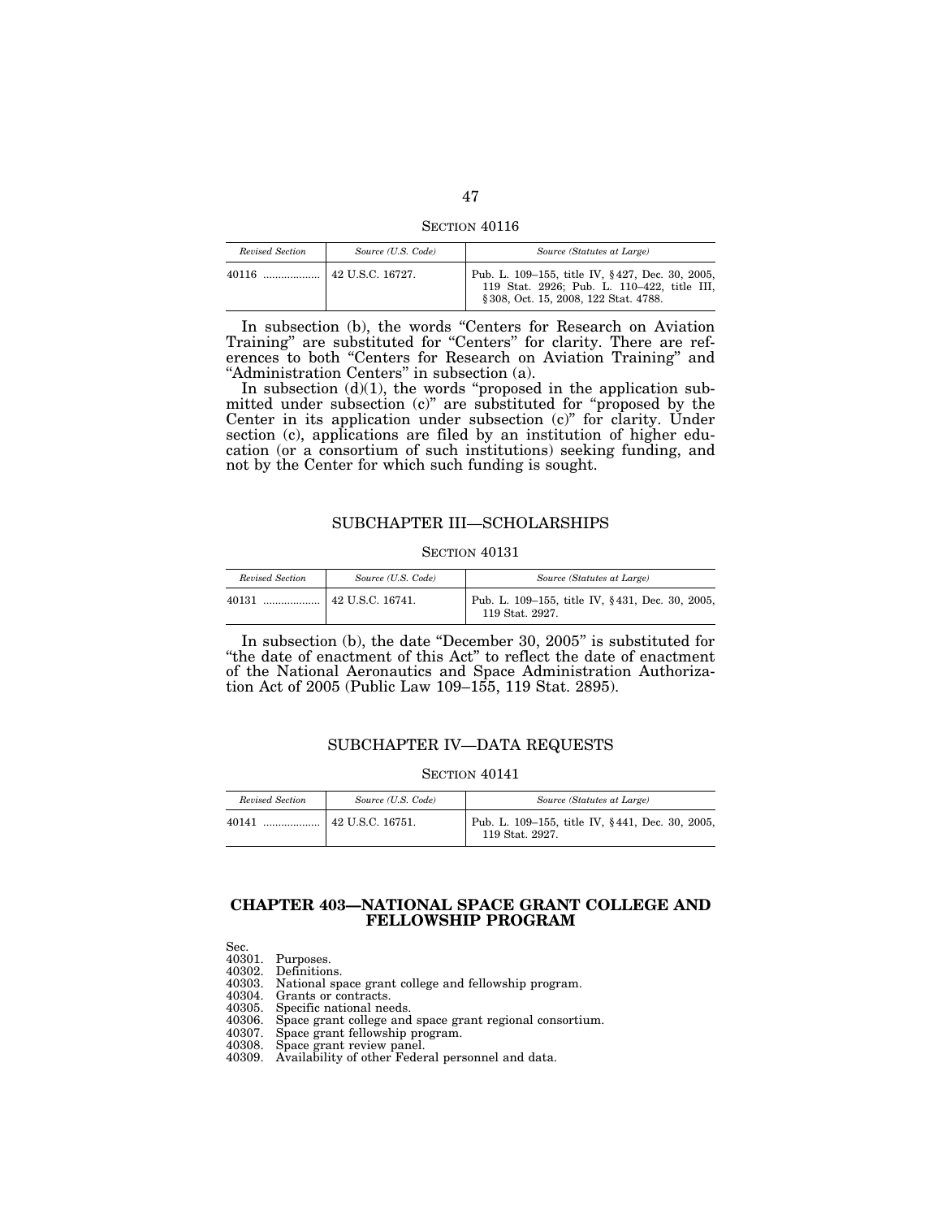SECTION 40116

| *Revised Section* | *Source (U.S. Code)* | *Source (Statutes at Large)* |
| --- | --- | --- |
| 40116 .................. | 42 U.S.C. 16727. | Pub. L. 109–155, title IV, §427, Dec. 30, 2005, 119 Stat. 2926; Pub. L. 110–422, title III, §308, Oct. 15, 2008, 122 Stat. 4788. |

In subsection (b), the words "Centers for Research on Aviation Training" are substituted for "Centers" for clarity. There are references to both "Centers for Research on Aviation Training" and "Administration Centers" in subsection (a).

In subsection (d)(1), the words "proposed in the application submitted under subsection (c)" are substituted for "proposed by the Center in its application under subsection (c)" for clarity. Under section (c), applications are filed by an institution of higher education (or a consortium of such institutions) seeking funding, and not by the Center for which such funding is sought.

## SUBCHAPTER III—SCHOLARSHIPS

SECTION 40131

| *Revised Section* | *Source (U.S. Code)* | *Source (Statutes at Large)* |
| --- | --- | --- |
| 40131 .................. | 42 U.S.C. 16741. | Pub. L. 109–155, title IV, §431, Dec. 30, 2005, 119 Stat. 2927. |

In subsection (b), the date "December 30, 2005" is substituted for "the date of enactment of this Act" to reflect the date of enactment of the National Aeronautics and Space Administration Authorization Act of 2005 (Public Law 109–155, 119 Stat. 2895).

## SUBCHAPTER IV—DATA REQUESTS

SECTION 40141

| *Revised Section* | *Source (U.S. Code)* | *Source (Statutes at Large)* |
| --- | --- | --- |
| 40141 .................. | 42 U.S.C. 16751. | Pub. L. 109–155, title IV, §441, Dec. 30, 2005, 119 Stat. 2927. |

# CHAPTER 403—NATIONAL SPACE GRANT COLLEGE AND FELLOWSHIP PROGRAM

Sec.
40301. Purposes.
40302. Definitions.
40303. National space grant college and fellowship program.
40304. Grants or contracts.
40305. Specific national needs.
40306. Space grant college and space grant regional consortium.
40307. Space grant fellowship program.
40308. Space grant review panel.
40309. Availability of other Federal personnel and data.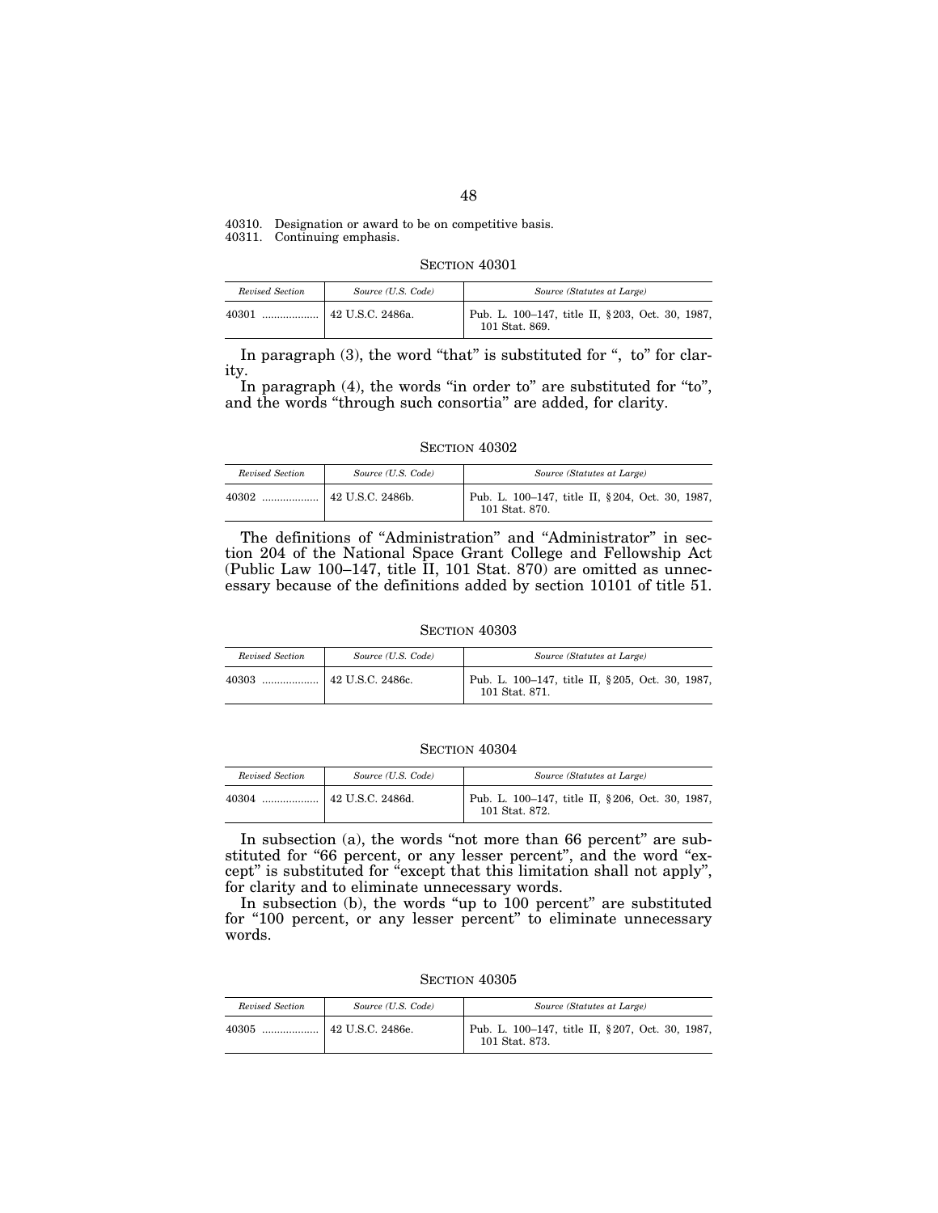40310. Designation or award to be on competitive basis.
40311. Continuing emphasis.

### SECTION 40301

| *Revised Section* | *Source (U.S. Code)* | *Source (Statutes at Large)* |
|---|---|---|
| 40301 .................. | 42 U.S.C. 2486a. | Pub. L. 100–147, title II, § 203, Oct. 30, 1987, 101 Stat. 869. |

In paragraph (3), the word "that" is substituted for ", to" for clarity.

In paragraph (4), the words "in order to" are substituted for "to", and the words "through such consortia" are added, for clarity.

### SECTION 40302

| *Revised Section* | *Source (U.S. Code)* | *Source (Statutes at Large)* |
|---|---|---|
| 40302 .................. | 42 U.S.C. 2486b. | Pub. L. 100–147, title II, § 204, Oct. 30, 1987, 101 Stat. 870. |

The definitions of "Administration" and "Administrator" in section 204 of the National Space Grant College and Fellowship Act (Public Law 100–147, title II, 101 Stat. 870) are omitted as unnecessary because of the definitions added by section 10101 of title 51.

### SECTION 40303

| *Revised Section* | *Source (U.S. Code)* | *Source (Statutes at Large)* |
|---|---|---|
| 40303 .................. | 42 U.S.C. 2486c. | Pub. L. 100–147, title II, § 205, Oct. 30, 1987, 101 Stat. 871. |

### SECTION 40304

| *Revised Section* | *Source (U.S. Code)* | *Source (Statutes at Large)* |
|---|---|---|
| 40304 .................. | 42 U.S.C. 2486d. | Pub. L. 100–147, title II, § 206, Oct. 30, 1987, 101 Stat. 872. |

In subsection (a), the words "not more than 66 percent" are substituted for "66 percent, or any lesser percent", and the word "except" is substituted for "except that this limitation shall not apply", for clarity and to eliminate unnecessary words.

In subsection (b), the words "up to 100 percent" are substituted for "100 percent, or any lesser percent" to eliminate unnecessary words.

### SECTION 40305

| *Revised Section* | *Source (U.S. Code)* | *Source (Statutes at Large)* |
|---|---|---|
| 40305 .................. | 42 U.S.C. 2486e. | Pub. L. 100–147, title II, § 207, Oct. 30, 1987, 101 Stat. 873. |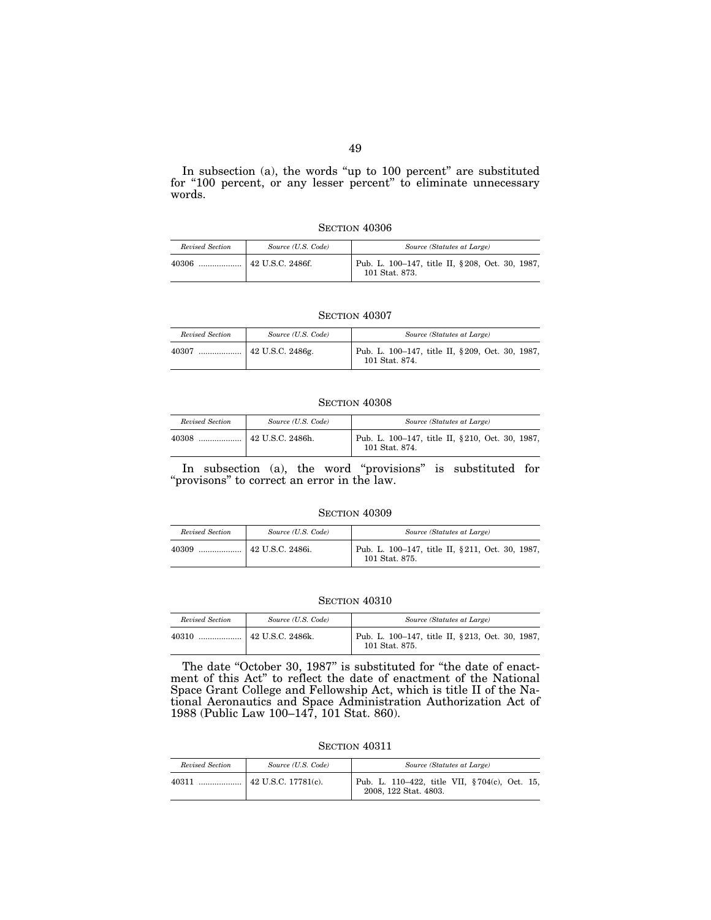In subsection (a), the words "up to 100 percent" are substituted for "100 percent, or any lesser percent" to eliminate unnecessary words.

### SECTION 40306

| *Revised Section* | *Source (U.S. Code)* | *Source (Statutes at Large)* |
|---|---|---|
| 40306 .................. | 42 U.S.C. 2486f. | Pub. L. 100–147, title II, §208, Oct. 30, 1987, 101 Stat. 873. |

### SECTION 40307

| *Revised Section* | *Source (U.S. Code)* | *Source (Statutes at Large)* |
|---|---|---|
| 40307 .................. | 42 U.S.C. 2486g. | Pub. L. 100–147, title II, §209, Oct. 30, 1987, 101 Stat. 874. |

### SECTION 40308

| *Revised Section* | *Source (U.S. Code)* | *Source (Statutes at Large)* |
|---|---|---|
| 40308 .................. | 42 U.S.C. 2486h. | Pub. L. 100–147, title II, §210, Oct. 30, 1987, 101 Stat. 874. |

In subsection (a), the word "provisions" is substituted for "provisons" to correct an error in the law.

### SECTION 40309

| *Revised Section* | *Source (U.S. Code)* | *Source (Statutes at Large)* |
|---|---|---|
| 40309 .................. | 42 U.S.C. 2486i. | Pub. L. 100–147, title II, §211, Oct. 30, 1987, 101 Stat. 875. |

### SECTION 40310

| *Revised Section* | *Source (U.S. Code)* | *Source (Statutes at Large)* |
|---|---|---|
| 40310 .................. | 42 U.S.C. 2486k. | Pub. L. 100–147, title II, §213, Oct. 30, 1987, 101 Stat. 875. |

The date "October 30, 1987" is substituted for "the date of enactment of this Act" to reflect the date of enactment of the National Space Grant College and Fellowship Act, which is title II of the National Aeronautics and Space Administration Authorization Act of 1988 (Public Law 100–147, 101 Stat. 860).

### SECTION 40311

| *Revised Section* | *Source (U.S. Code)* | *Source (Statutes at Large)* |
|---|---|---|
| 40311 .................. | 42 U.S.C. 17781(c). | Pub. L. 110–422, title VII, §704(c), Oct. 15, 2008, 122 Stat. 4803. |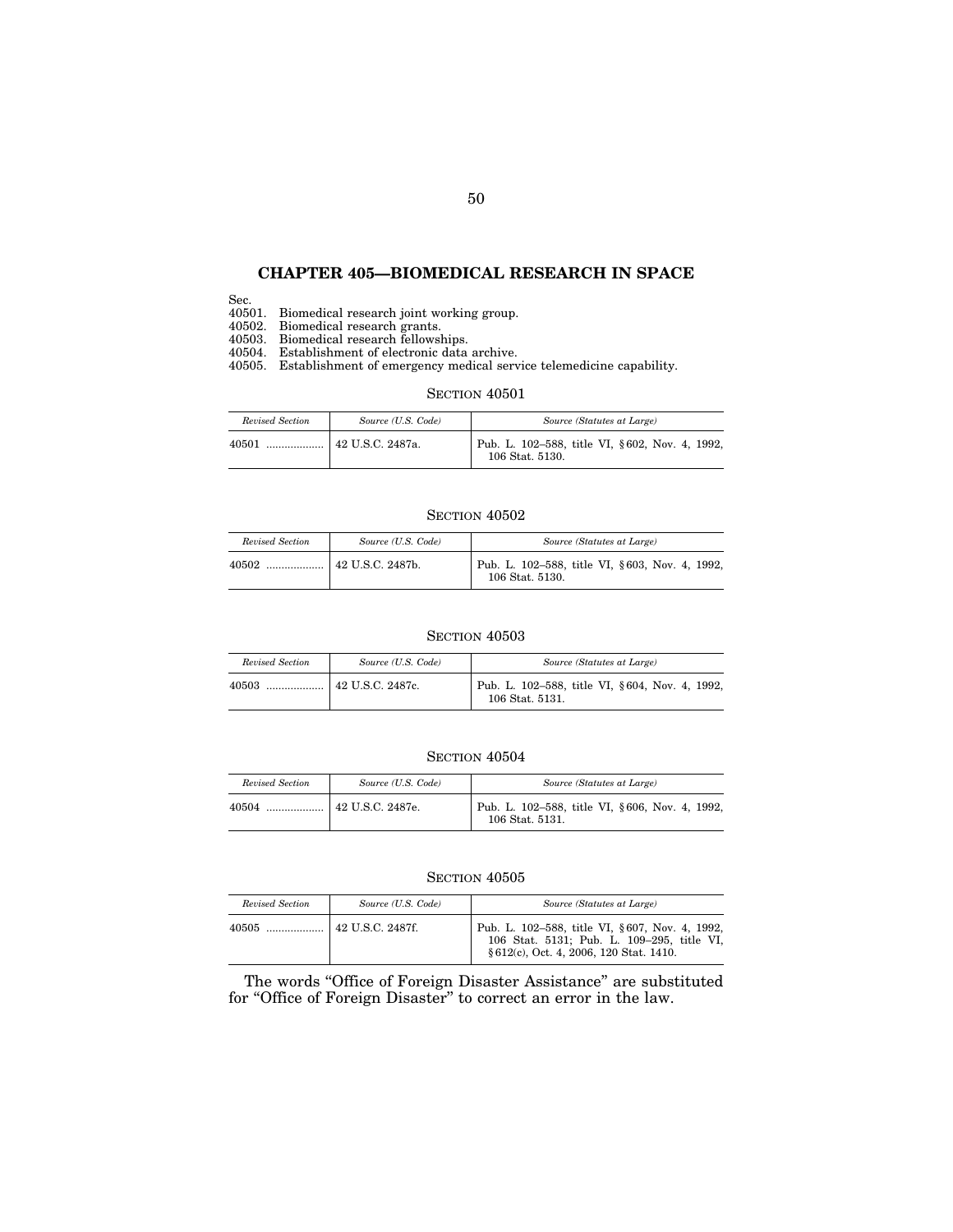## CHAPTER 405—BIOMEDICAL RESEARCH IN SPACE

Sec.
40501. Biomedical research joint working group.
40502. Biomedical research grants.
40503. Biomedical research fellowships.
40504. Establishment of electronic data archive.
40505. Establishment of emergency medical service telemedicine capability.

### SECTION 40501

| *Revised Section* | *Source (U.S. Code)* | *Source (Statutes at Large)* |
|---|---|---|
| 40501 .................. | 42 U.S.C. 2487a. | Pub. L. 102–588, title VI, § 602, Nov. 4, 1992, 106 Stat. 5130. |

### SECTION 40502

| *Revised Section* | *Source (U.S. Code)* | *Source (Statutes at Large)* |
|---|---|---|
| 40502 .................. | 42 U.S.C. 2487b. | Pub. L. 102–588, title VI, § 603, Nov. 4, 1992, 106 Stat. 5130. |

### SECTION 40503

| *Revised Section* | *Source (U.S. Code)* | *Source (Statutes at Large)* |
|---|---|---|
| 40503 .................. | 42 U.S.C. 2487c. | Pub. L. 102–588, title VI, § 604, Nov. 4, 1992, 106 Stat. 5131. |

### SECTION 40504

| *Revised Section* | *Source (U.S. Code)* | *Source (Statutes at Large)* |
|---|---|---|
| 40504 .................. | 42 U.S.C. 2487e. | Pub. L. 102–588, title VI, § 606, Nov. 4, 1992, 106 Stat. 5131. |

### SECTION 40505

| *Revised Section* | *Source (U.S. Code)* | *Source (Statutes at Large)* |
|---|---|---|
| 40505 .................. | 42 U.S.C. 2487f. | Pub. L. 102–588, title VI, § 607, Nov. 4, 1992, 106 Stat. 5131; Pub. L. 109–295, title VI, § 612(c), Oct. 4, 2006, 120 Stat. 1410. |

The words "Office of Foreign Disaster Assistance" are substituted for "Office of Foreign Disaster" to correct an error in the law.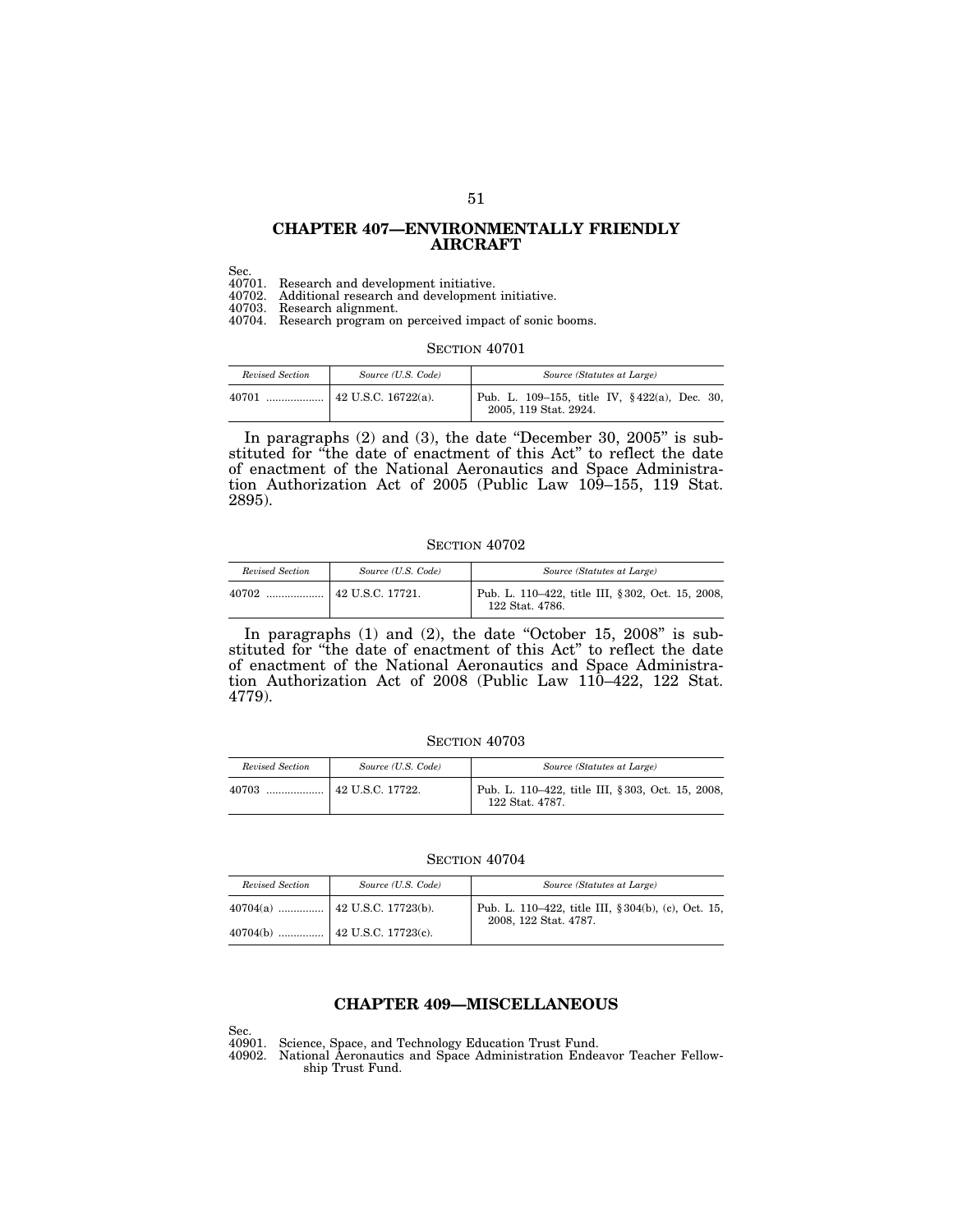## CHAPTER 407—ENVIRONMENTALLY FRIENDLY AIRCRAFT

Sec.
40701. Research and development initiative.
40702. Additional research and development initiative.
40703. Research alignment.
40704. Research program on perceived impact of sonic booms.

### SECTION 40701

| *Revised Section* | *Source (U.S. Code)* | *Source (Statutes at Large)* |
|---|---|---|
| 40701 .................. | 42 U.S.C. 16722(a). | Pub. L. 109–155, title IV, §422(a), Dec. 30, 2005, 119 Stat. 2924. |

In paragraphs (2) and (3), the date "December 30, 2005" is substituted for "the date of enactment of this Act" to reflect the date of enactment of the National Aeronautics and Space Administration Authorization Act of 2005 (Public Law 109–155, 119 Stat. 2895).

### SECTION 40702

| *Revised Section* | *Source (U.S. Code)* | *Source (Statutes at Large)* |
|---|---|---|
| 40702 .................. | 42 U.S.C. 17721. | Pub. L. 110–422, title III, §302, Oct. 15, 2008, 122 Stat. 4786. |

In paragraphs (1) and (2), the date "October 15, 2008" is substituted for "the date of enactment of this Act" to reflect the date of enactment of the National Aeronautics and Space Administration Authorization Act of 2008 (Public Law 110–422, 122 Stat. 4779).

### SECTION 40703

| *Revised Section* | *Source (U.S. Code)* | *Source (Statutes at Large)* |
|---|---|---|
| 40703 .................. | 42 U.S.C. 17722. | Pub. L. 110–422, title III, §303, Oct. 15, 2008, 122 Stat. 4787. |

### SECTION 40704

| *Revised Section* | *Source (U.S. Code)* | *Source (Statutes at Large)* |
|---|---|---|
| 40704(a) .............. | 42 U.S.C. 17723(b). | Pub. L. 110–422, title III, §304(b), (c), Oct. 15, 2008, 122 Stat. 4787. |
| 40704(b) .............. | 42 U.S.C. 17723(c). | |

## CHAPTER 409—MISCELLANEOUS

Sec.
40901. Science, Space, and Technology Education Trust Fund.
40902. National Aeronautics and Space Administration Endeavor Teacher Fellowship Trust Fund.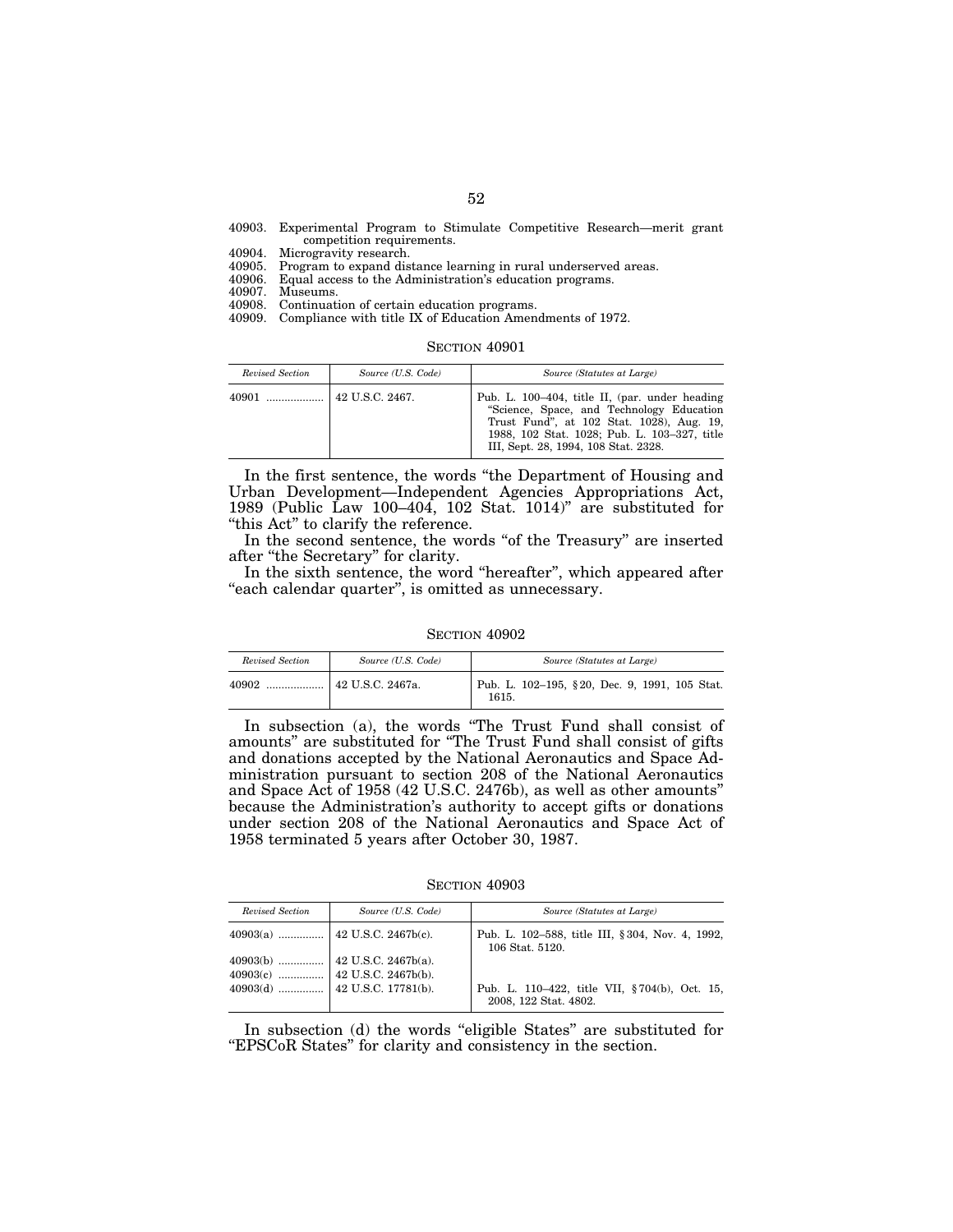40903. Experimental Program to Stimulate Competitive Research—merit grant competition requirements.
40904. Microgravity research.
40905. Program to expand distance learning in rural underserved areas.
40906. Equal access to the Administration's education programs.
40907. Museums.
40908. Continuation of certain education programs.
40909. Compliance with title IX of Education Amendments of 1972.

SECTION 40901

| *Revised Section* | *Source (U.S. Code)* | *Source (Statutes at Large)* |
|---|---|---|
| 40901 .................. | 42 U.S.C. 2467. | Pub. L. 100–404, title II, (par. under heading "Science, Space, and Technology Education Trust Fund", at 102 Stat. 1028), Aug. 19, 1988, 102 Stat. 1028; Pub. L. 103–327, title III, Sept. 28, 1994, 108 Stat. 2328. |

In the first sentence, the words "the Department of Housing and Urban Development—Independent Agencies Appropriations Act, 1989 (Public Law 100–404, 102 Stat. 1014)" are substituted for "this Act" to clarify the reference.

In the second sentence, the words "of the Treasury" are inserted after "the Secretary" for clarity.

In the sixth sentence, the word "hereafter", which appeared after "each calendar quarter", is omitted as unnecessary.

SECTION 40902

| *Revised Section* | *Source (U.S. Code)* | *Source (Statutes at Large)* |
|---|---|---|
| 40902 .................. | 42 U.S.C. 2467a. | Pub. L. 102–195, §20, Dec. 9, 1991, 105 Stat. 1615. |

In subsection (a), the words "The Trust Fund shall consist of amounts" are substituted for "The Trust Fund shall consist of gifts and donations accepted by the National Aeronautics and Space Administration pursuant to section 208 of the National Aeronautics and Space Act of 1958 (42 U.S.C. 2476b), as well as other amounts" because the Administration's authority to accept gifts or donations under section 208 of the National Aeronautics and Space Act of 1958 terminated 5 years after October 30, 1987.

SECTION 40903

| *Revised Section* | *Source (U.S. Code)* | *Source (Statutes at Large)* |
|---|---|---|
| 40903(a) .............. | 42 U.S.C. 2467b(c). | Pub. L. 102–588, title III, §304, Nov. 4, 1992, 106 Stat. 5120. |
| 40903(b) .............. | 42 U.S.C. 2467b(a). | |
| 40903(c) .............. | 42 U.S.C. 2467b(b). | |
| 40903(d) .............. | 42 U.S.C. 17781(b). | Pub. L. 110–422, title VII, §704(b), Oct. 15, 2008, 122 Stat. 4802. |

In subsection (d) the words "eligible States" are substituted for "EPSCoR States" for clarity and consistency in the section.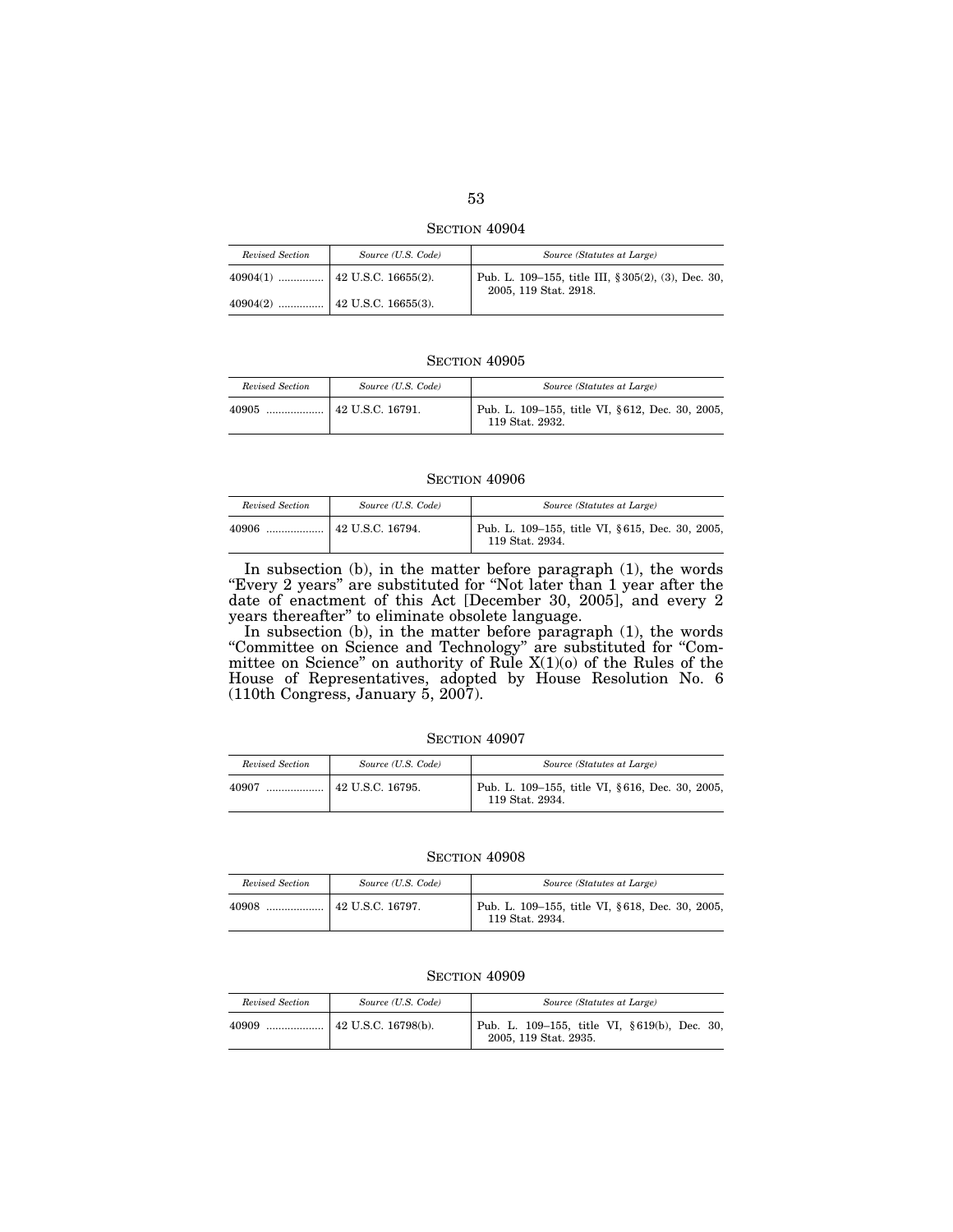SECTION 40904

| *Revised Section* | *Source (U.S. Code)* | *Source (Statutes at Large)* |
|---|---|---|
| 40904(1) ............... | 42 U.S.C. 16655(2). | Pub. L. 109–155, title III, §305(2), (3), Dec. 30, 2005, 119 Stat. 2918. |
| 40904(2) ............... | 42 U.S.C. 16655(3). | |

SECTION 40905

| *Revised Section* | *Source (U.S. Code)* | *Source (Statutes at Large)* |
|---|---|---|
| 40905 ................... | 42 U.S.C. 16791. | Pub. L. 109–155, title VI, §612, Dec. 30, 2005, 119 Stat. 2932. |

SECTION 40906

| *Revised Section* | *Source (U.S. Code)* | *Source (Statutes at Large)* |
|---|---|---|
| 40906 ................... | 42 U.S.C. 16794. | Pub. L. 109–155, title VI, §615, Dec. 30, 2005, 119 Stat. 2934. |

In subsection (b), in the matter before paragraph (1), the words "Every 2 years" are substituted for "Not later than 1 year after the date of enactment of this Act [December 30, 2005], and every 2 years thereafter" to eliminate obsolete language.

In subsection (b), in the matter before paragraph (1), the words "Committee on Science and Technology" are substituted for "Committee on Science" on authority of Rule X(1)(o) of the Rules of the House of Representatives, adopted by House Resolution No. 6 (110th Congress, January 5, 2007).

SECTION 40907

| *Revised Section* | *Source (U.S. Code)* | *Source (Statutes at Large)* |
|---|---|---|
| 40907 ................... | 42 U.S.C. 16795. | Pub. L. 109–155, title VI, §616, Dec. 30, 2005, 119 Stat. 2934. |

SECTION 40908

| *Revised Section* | *Source (U.S. Code)* | *Source (Statutes at Large)* |
|---|---|---|
| 40908 ................... | 42 U.S.C. 16797. | Pub. L. 109–155, title VI, §618, Dec. 30, 2005, 119 Stat. 2934. |

SECTION 40909

| *Revised Section* | *Source (U.S. Code)* | *Source (Statutes at Large)* |
|---|---|---|
| 40909 ................... | 42 U.S.C. 16798(b). | Pub. L. 109–155, title VI, §619(b), Dec. 30, 2005, 119 Stat. 2935. |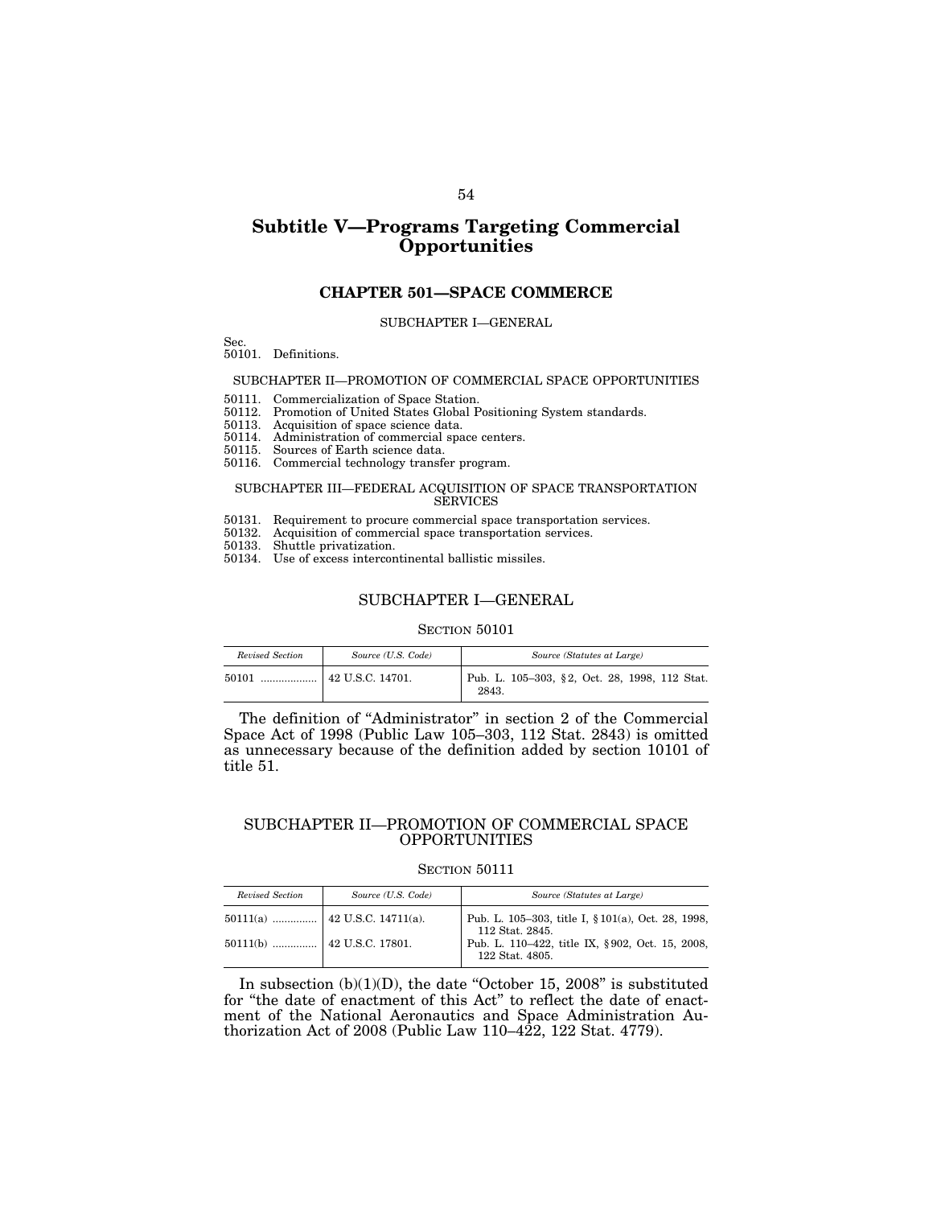# Subtitle V—Programs Targeting Commercial Opportunities

## CHAPTER 501—SPACE COMMERCE

SUBCHAPTER I—GENERAL

Sec.
50101. Definitions.

SUBCHAPTER II—PROMOTION OF COMMERCIAL SPACE OPPORTUNITIES

50111. Commercialization of Space Station.
50112. Promotion of United States Global Positioning System standards.
50113. Acquisition of space science data.
50114. Administration of commercial space centers.
50115. Sources of Earth science data.
50116. Commercial technology transfer program.

SUBCHAPTER III—FEDERAL ACQUISITION OF SPACE TRANSPORTATION SERVICES

50131. Requirement to procure commercial space transportation services.
50132. Acquisition of commercial space transportation services.
50133. Shuttle privatization.
50134. Use of excess intercontinental ballistic missiles.

### SUBCHAPTER I—GENERAL

SECTION 50101

| *Revised Section* | *Source (U.S. Code)* | *Source (Statutes at Large)* |
|---|---|---|
| 50101 .................. | 42 U.S.C. 14701. | Pub. L. 105–303, §2, Oct. 28, 1998, 112 Stat. 2843. |

The definition of "Administrator" in section 2 of the Commercial Space Act of 1998 (Public Law 105–303, 112 Stat. 2843) is omitted as unnecessary because of the definition added by section 10101 of title 51.

### SUBCHAPTER II—PROMOTION OF COMMERCIAL SPACE OPPORTUNITIES

SECTION 50111

| *Revised Section* | *Source (U.S. Code)* | *Source (Statutes at Large)* |
|---|---|---|
| 50111(a) ............... | 42 U.S.C. 14711(a). | Pub. L. 105–303, title I, §101(a), Oct. 28, 1998, 112 Stat. 2845. |
| 50111(b) ............... | 42 U.S.C. 17801. | Pub. L. 110–422, title IX, §902, Oct. 15, 2008, 122 Stat. 4805. |

In subsection (b)(1)(D), the date "October 15, 2008" is substituted for "the date of enactment of this Act" to reflect the date of enactment of the National Aeronautics and Space Administration Authorization Act of 2008 (Public Law 110–422, 122 Stat. 4779).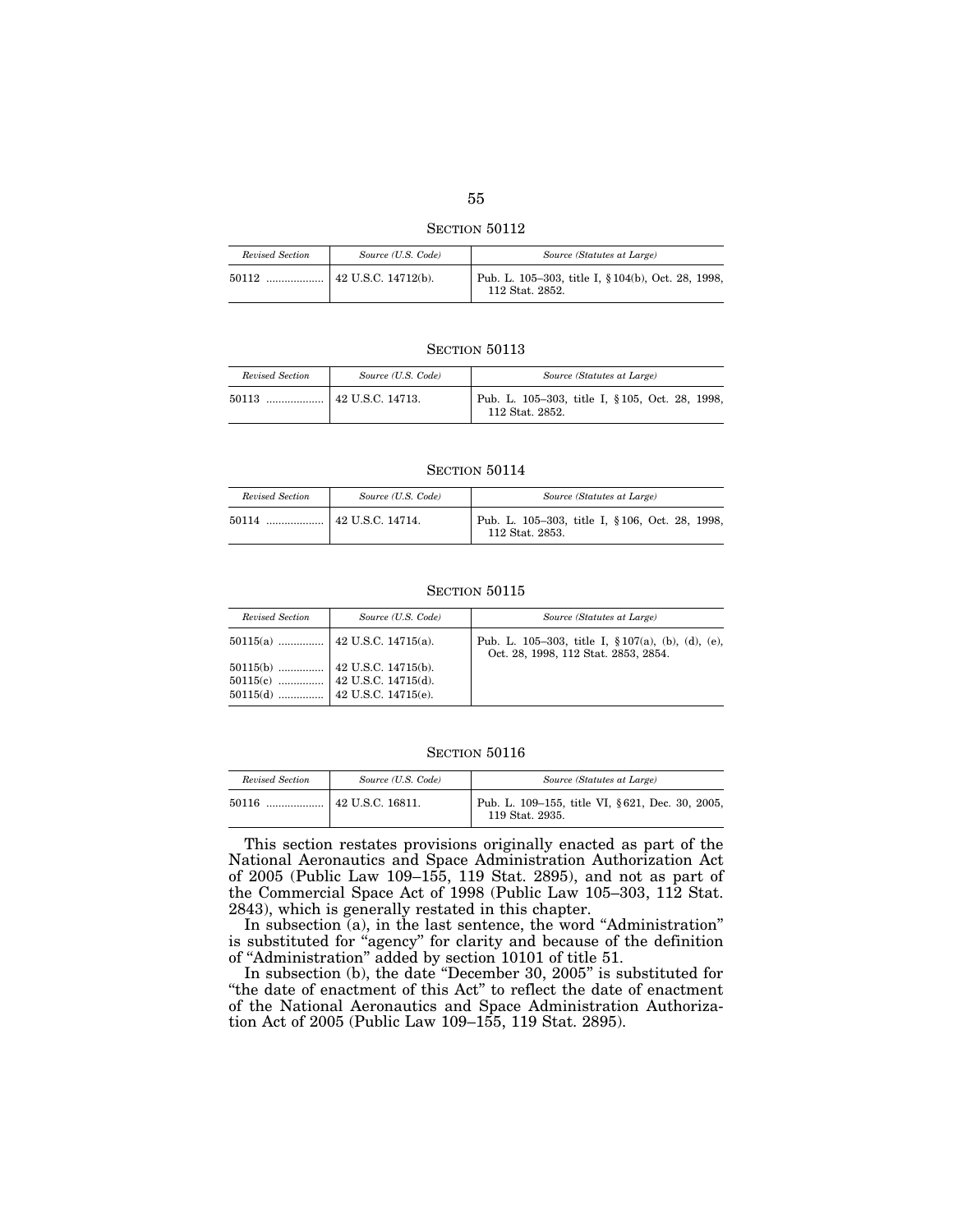SECTION 50112

| Revised Section | Source (U.S. Code) | Source (Statutes at Large) |
| --- | --- | --- |
| 50112 .................. | 42 U.S.C. 14712(b). | Pub. L. 105–303, title I, § 104(b), Oct. 28, 1998, 112 Stat. 2852. |

SECTION 50113

| Revised Section | Source (U.S. Code) | Source (Statutes at Large) |
| --- | --- | --- |
| 50113 .................. | 42 U.S.C. 14713. | Pub. L. 105–303, title I, § 105, Oct. 28, 1998, 112 Stat. 2852. |

SECTION 50114

| Revised Section | Source (U.S. Code) | Source (Statutes at Large) |
| --- | --- | --- |
| 50114 .................. | 42 U.S.C. 14714. | Pub. L. 105–303, title I, § 106, Oct. 28, 1998, 112 Stat. 2853. |

SECTION 50115

| Revised Section | Source (U.S. Code) | Source (Statutes at Large) |
| --- | --- | --- |
| 50115(a) .............. | 42 U.S.C. 14715(a). | Pub. L. 105–303, title I, § 107(a), (b), (d), (e), Oct. 28, 1998, 112 Stat. 2853, 2854. |
| 50115(b) .............. | 42 U.S.C. 14715(b). | |
| 50115(c) .............. | 42 U.S.C. 14715(d). | |
| 50115(d) .............. | 42 U.S.C. 14715(e). | |

SECTION 50116

| Revised Section | Source (U.S. Code) | Source (Statutes at Large) |
| --- | --- | --- |
| 50116 .................. | 42 U.S.C. 16811. | Pub. L. 109–155, title VI, § 621, Dec. 30, 2005, 119 Stat. 2935. |

This section restates provisions originally enacted as part of the National Aeronautics and Space Administration Authorization Act of 2005 (Public Law 109–155, 119 Stat. 2895), and not as part of the Commercial Space Act of 1998 (Public Law 105–303, 112 Stat. 2843), which is generally restated in this chapter.

In subsection (a), in the last sentence, the word "Administration" is substituted for "agency" for clarity and because of the definition of "Administration" added by section 10101 of title 51.

In subsection (b), the date "December 30, 2005" is substituted for "the date of enactment of this Act" to reflect the date of enactment of the National Aeronautics and Space Administration Authorization Act of 2005 (Public Law 109–155, 119 Stat. 2895).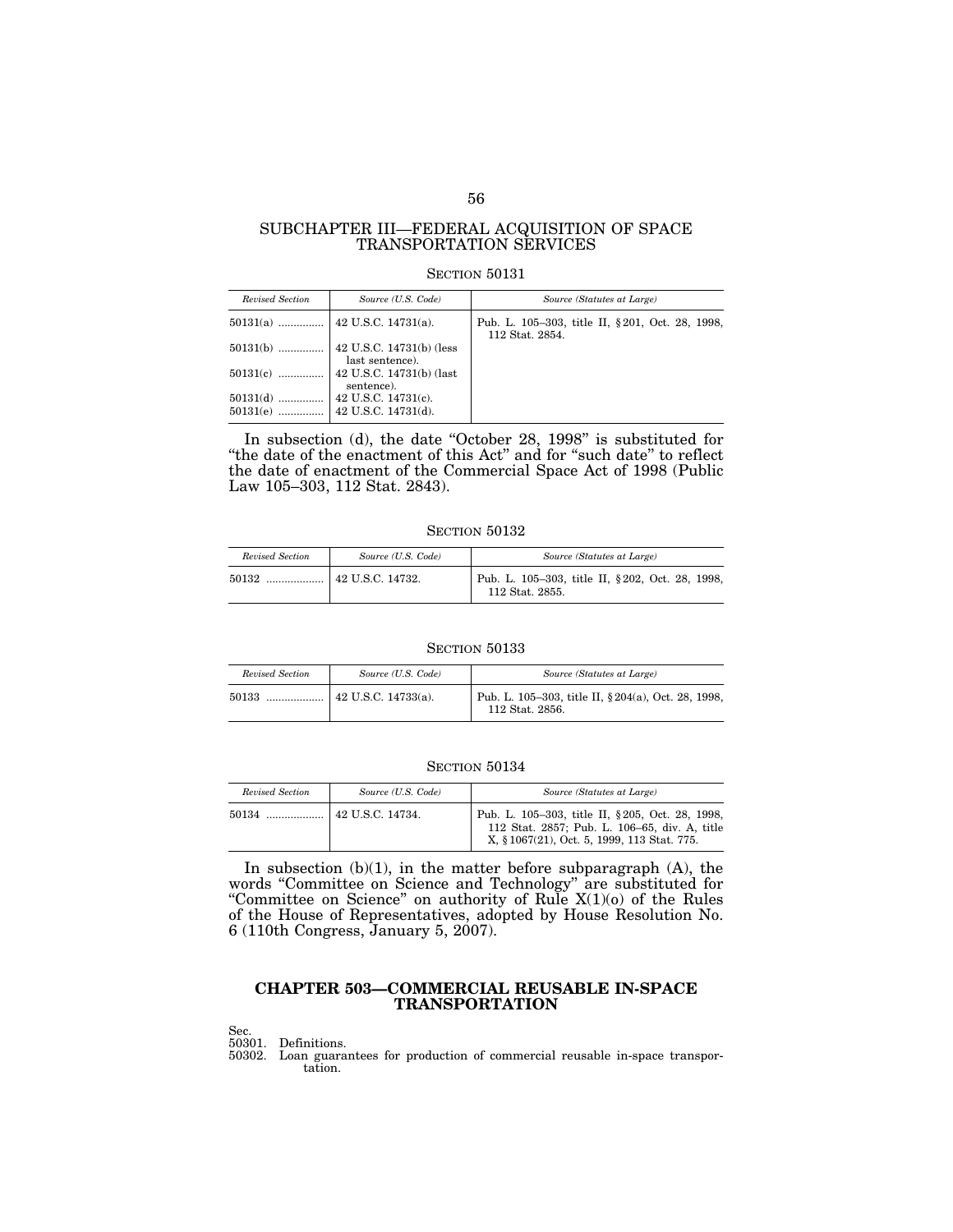## SUBCHAPTER III—FEDERAL ACQUISITION OF SPACE TRANSPORTATION SERVICES

SECTION 50131

| Revised Section | Source (U.S. Code) | Source (Statutes at Large) |
|---|---|---|
| 50131(a) .............. | 42 U.S.C. 14731(a). | Pub. L. 105–303, title II, §201, Oct. 28, 1998, 112 Stat. 2854. |
| 50131(b) .............. | 42 U.S.C. 14731(b) (less last sentence). | |
| 50131(c) .............. | 42 U.S.C. 14731(b) (last sentence). | |
| 50131(d) .............. | 42 U.S.C. 14731(c). | |
| 50131(e) .............. | 42 U.S.C. 14731(d). | |

In subsection (d), the date "October 28, 1998" is substituted for "the date of the enactment of this Act" and for "such date" to reflect the date of enactment of the Commercial Space Act of 1998 (Public Law 105–303, 112 Stat. 2843).

SECTION 50132

| Revised Section | Source (U.S. Code) | Source (Statutes at Large) |
|---|---|---|
| 50132 .................. | 42 U.S.C. 14732. | Pub. L. 105–303, title II, §202, Oct. 28, 1998, 112 Stat. 2855. |

SECTION 50133

| Revised Section | Source (U.S. Code) | Source (Statutes at Large) |
|---|---|---|
| 50133 .................. | 42 U.S.C. 14733(a). | Pub. L. 105–303, title II, §204(a), Oct. 28, 1998, 112 Stat. 2856. |

SECTION 50134

| Revised Section | Source (U.S. Code) | Source (Statutes at Large) |
|---|---|---|
| 50134 .................. | 42 U.S.C. 14734. | Pub. L. 105–303, title II, §205, Oct. 28, 1998, 112 Stat. 2857; Pub. L. 106–65, div. A, title X, §1067(21), Oct. 5, 1999, 113 Stat. 775. |

In subsection (b)(1), in the matter before subparagraph (A), the words "Committee on Science and Technology" are substituted for "Committee on Science" on authority of Rule X(1)(o) of the Rules of the House of Representatives, adopted by House Resolution No. 6 (110th Congress, January 5, 2007).

## CHAPTER 503—COMMERCIAL REUSABLE IN-SPACE TRANSPORTATION

Sec.
50301. Definitions.
50302. Loan guarantees for production of commercial reusable in-space transportation.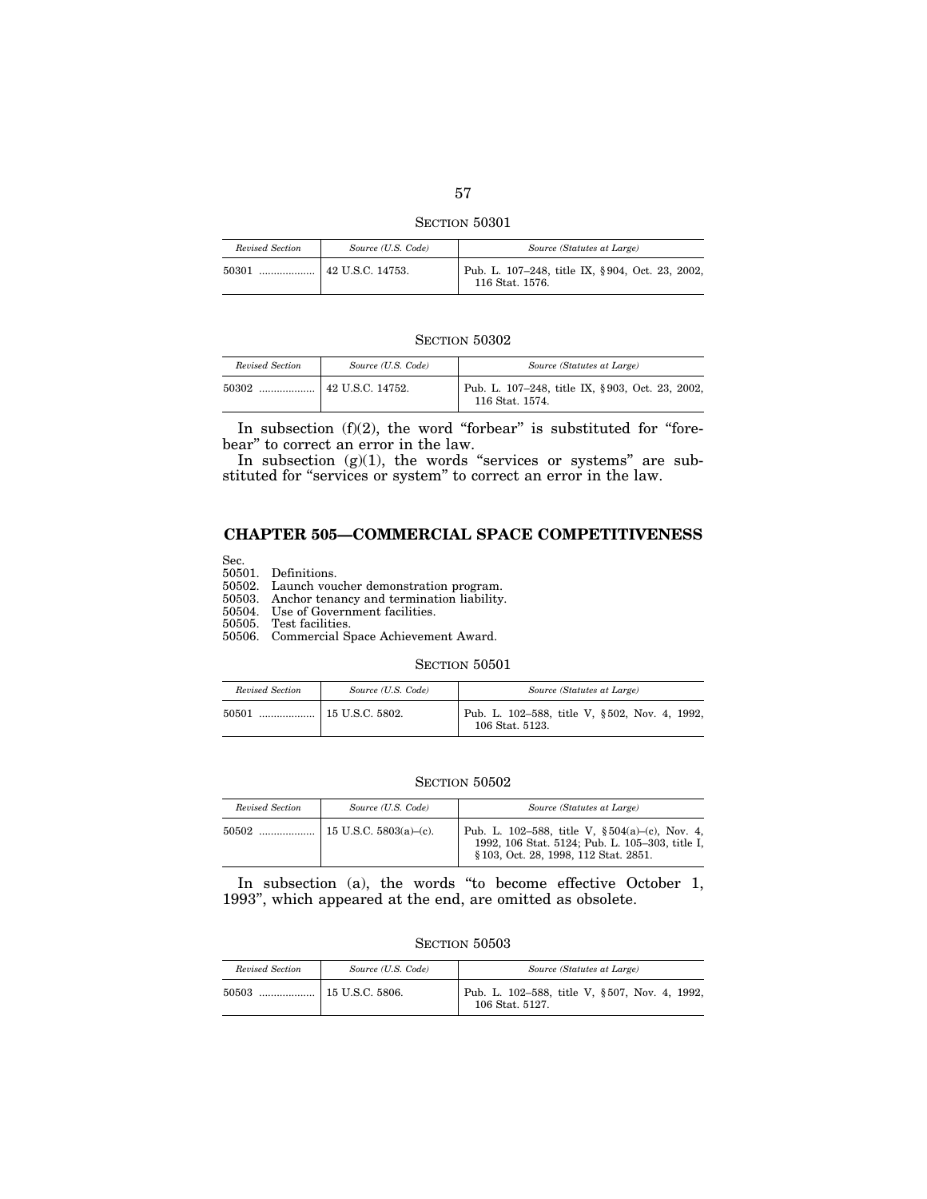SECTION 50301

| *Revised Section* | *Source (U.S. Code)* | *Source (Statutes at Large)* |
|---|---|---|
| 50301 .................. | 42 U.S.C. 14753. | Pub. L. 107–248, title IX, §904, Oct. 23, 2002, 116 Stat. 1576. |

SECTION 50302

| *Revised Section* | *Source (U.S. Code)* | *Source (Statutes at Large)* |
|---|---|---|
| 50302 .................. | 42 U.S.C. 14752. | Pub. L. 107–248, title IX, §903, Oct. 23, 2002, 116 Stat. 1574. |

In subsection (f)(2), the word "forbear" is substituted for "forebear" to correct an error in the law.

In subsection (g)(1), the words "services or systems" are substituted for "services or system" to correct an error in the law.

## CHAPTER 505—COMMERCIAL SPACE COMPETITIVENESS

Sec.
50501. Definitions.
50502. Launch voucher demonstration program.
50503. Anchor tenancy and termination liability.
50504. Use of Government facilities.
50505. Test facilities.
50506. Commercial Space Achievement Award.

SECTION 50501

| *Revised Section* | *Source (U.S. Code)* | *Source (Statutes at Large)* |
|---|---|---|
| 50501 .................. | 15 U.S.C. 5802. | Pub. L. 102–588, title V, §502, Nov. 4, 1992, 106 Stat. 5123. |

SECTION 50502

| *Revised Section* | *Source (U.S. Code)* | *Source (Statutes at Large)* |
|---|---|---|
| 50502 .................. | 15 U.S.C. 5803(a)–(c). | Pub. L. 102–588, title V, §504(a)–(c), Nov. 4, 1992, 106 Stat. 5124; Pub. L. 105–303, title I, §103, Oct. 28, 1998, 112 Stat. 2851. |

In subsection (a), the words "to become effective October 1, 1993", which appeared at the end, are omitted as obsolete.

SECTION 50503

| *Revised Section* | *Source (U.S. Code)* | *Source (Statutes at Large)* |
|---|---|---|
| 50503 .................. | 15 U.S.C. 5806. | Pub. L. 102–588, title V, §507, Nov. 4, 1992, 106 Stat. 5127. |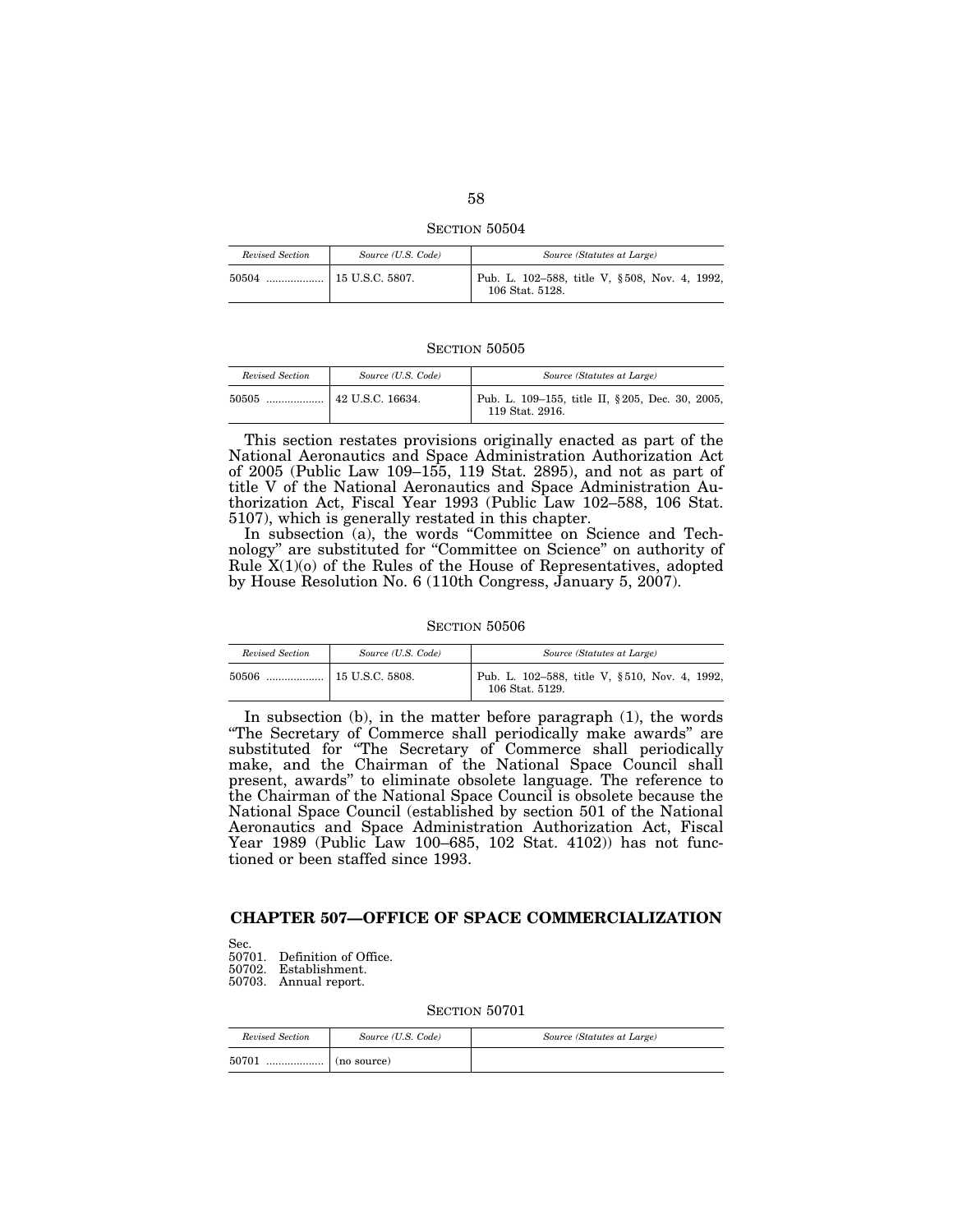SECTION 50504

| *Revised Section* | *Source (U.S. Code)* | *Source (Statutes at Large)* |
|---|---|---|
| 50504 .................. | 15 U.S.C. 5807. | Pub. L. 102–588, title V, §508, Nov. 4, 1992, 106 Stat. 5128. |

SECTION 50505

| *Revised Section* | *Source (U.S. Code)* | *Source (Statutes at Large)* |
|---|---|---|
| 50505 .................. | 42 U.S.C. 16634. | Pub. L. 109–155, title II, §205, Dec. 30, 2005, 119 Stat. 2916. |

This section restates provisions originally enacted as part of the National Aeronautics and Space Administration Authorization Act of 2005 (Public Law 109–155, 119 Stat. 2895), and not as part of title V of the National Aeronautics and Space Administration Authorization Act, Fiscal Year 1993 (Public Law 102–588, 106 Stat. 5107), which is generally restated in this chapter.

In subsection (a), the words "Committee on Science and Technology" are substituted for "Committee on Science" on authority of Rule X(1)(o) of the Rules of the House of Representatives, adopted by House Resolution No. 6 (110th Congress, January 5, 2007).

SECTION 50506

| *Revised Section* | *Source (U.S. Code)* | *Source (Statutes at Large)* |
|---|---|---|
| 50506 .................. | 15 U.S.C. 5808. | Pub. L. 102–588, title V, §510, Nov. 4, 1992, 106 Stat. 5129. |

In subsection (b), in the matter before paragraph (1), the words "The Secretary of Commerce shall periodically make awards" are substituted for "The Secretary of Commerce shall periodically make, and the Chairman of the National Space Council shall present, awards" to eliminate obsolete language. The reference to the Chairman of the National Space Council is obsolete because the National Space Council (established by section 501 of the National Aeronautics and Space Administration Authorization Act, Fiscal Year 1989 (Public Law 100–685, 102 Stat. 4102)) has not functioned or been staffed since 1993.

## CHAPTER 507—OFFICE OF SPACE COMMERCIALIZATION

Sec.
50701. Definition of Office.
50702. Establishment.
50703. Annual report.

SECTION 50701

| *Revised Section* | *Source (U.S. Code)* | *Source (Statutes at Large)* |
|---|---|---|
| 50701 .................. | (no source) | |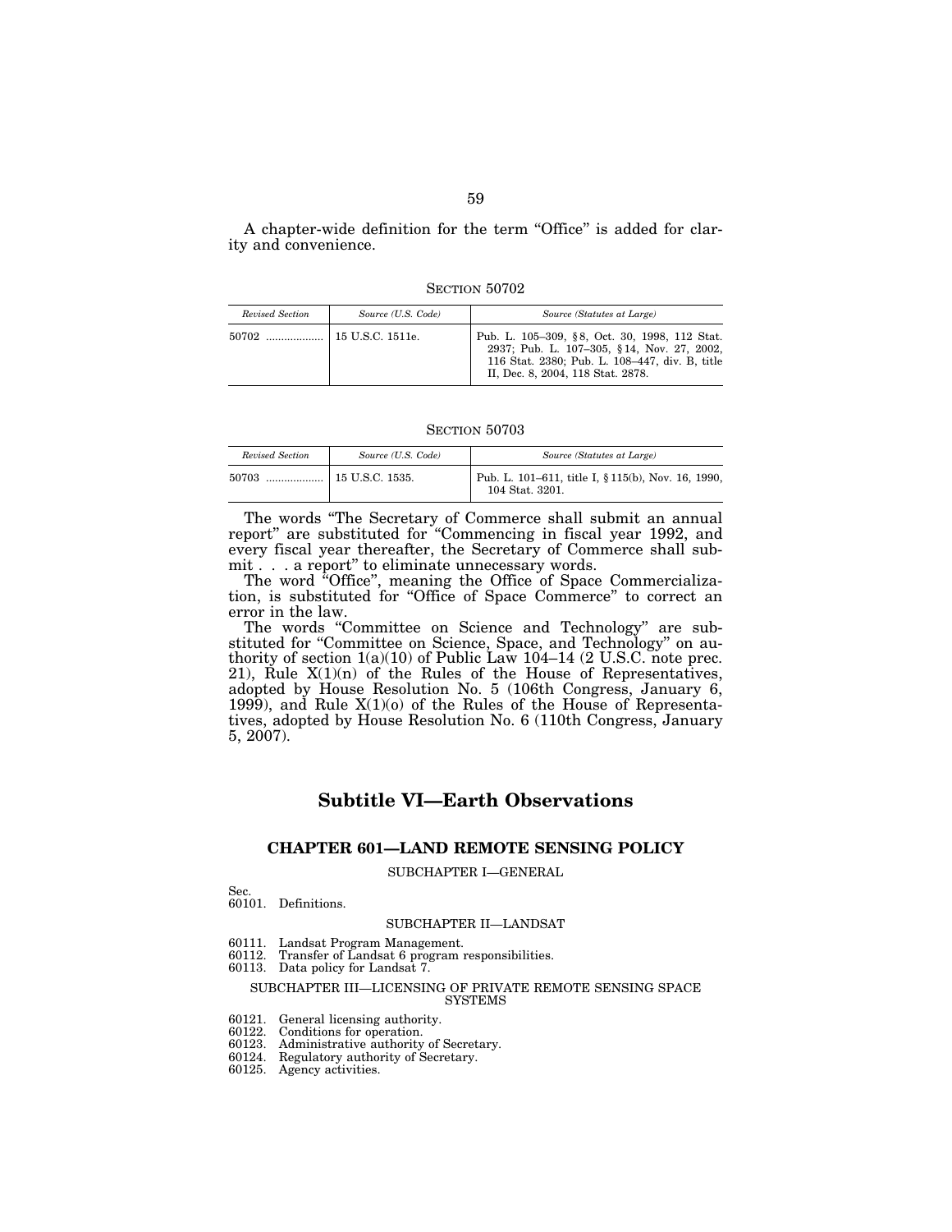A chapter-wide definition for the term "Office" is added for clarity and convenience.

SECTION 50702

| *Revised Section* | *Source (U.S. Code)* | *Source (Statutes at Large)* |
|---|---|---|
| 50702 .................. | 15 U.S.C. 1511e. | Pub. L. 105–309, § 8, Oct. 30, 1998, 112 Stat. 2937; Pub. L. 107–305, § 14, Nov. 27, 2002, 116 Stat. 2380; Pub. L. 108–447, div. B, title II, Dec. 8, 2004, 118 Stat. 2878. |

SECTION 50703

| *Revised Section* | *Source (U.S. Code)* | *Source (Statutes at Large)* |
|---|---|---|
| 50703 .................. | 15 U.S.C. 1535. | Pub. L. 101–611, title I, § 115(b), Nov. 16, 1990, 104 Stat. 3201. |

The words "The Secretary of Commerce shall submit an annual report" are substituted for "Commencing in fiscal year 1992, and every fiscal year thereafter, the Secretary of Commerce shall submit . . . a report" to eliminate unnecessary words.

The word "Office", meaning the Office of Space Commercialization, is substituted for "Office of Space Commerce" to correct an error in the law.

The words "Committee on Science and Technology" are substituted for "Committee on Science, Space, and Technology" on authority of section 1(a)(10) of Public Law 104–14 (2 U.S.C. note prec. 21), Rule X(1)(n) of the Rules of the House of Representatives, adopted by House Resolution No. 5 (106th Congress, January 6, 1999), and Rule X(1)(o) of the Rules of the House of Representatives, adopted by House Resolution No. 6 (110th Congress, January 5, 2007).

## Subtitle VI—Earth Observations

### CHAPTER 601—LAND REMOTE SENSING POLICY

SUBCHAPTER I—GENERAL

Sec.
60101. Definitions.

SUBCHAPTER II—LANDSAT

60111. Landsat Program Management.
60112. Transfer of Landsat 6 program responsibilities.
60113. Data policy for Landsat 7.

SUBCHAPTER III—LICENSING OF PRIVATE REMOTE SENSING SPACE SYSTEMS

60121. General licensing authority.
60122. Conditions for operation.
60123. Administrative authority of Secretary.
60124. Regulatory authority of Secretary.
60125. Agency activities.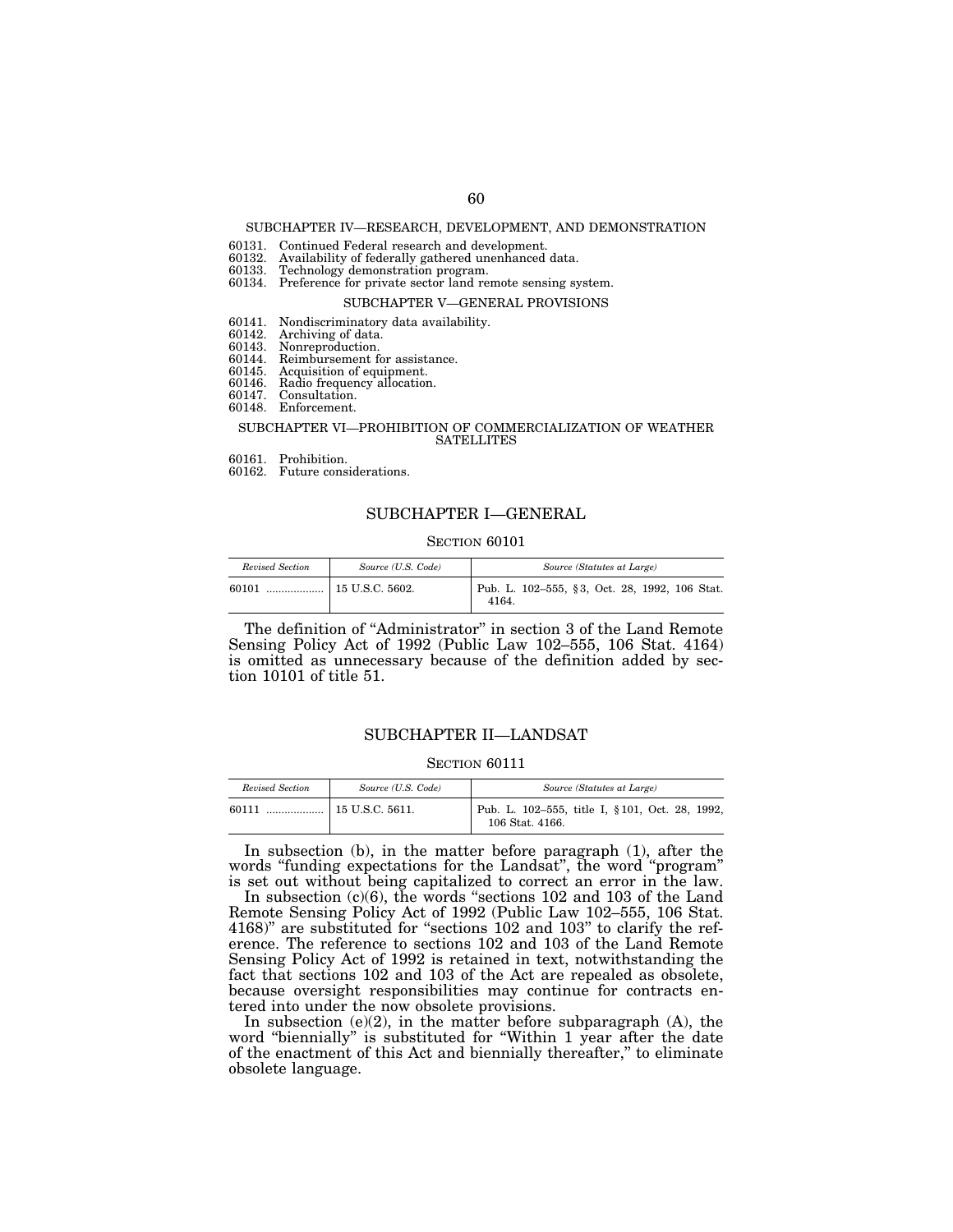SUBCHAPTER IV—RESEARCH, DEVELOPMENT, AND DEMONSTRATION

60131. Continued Federal research and development.
60132. Availability of federally gathered unenhanced data.
60133. Technology demonstration program.
60134. Preference for private sector land remote sensing system.

SUBCHAPTER V—GENERAL PROVISIONS

60141. Nondiscriminatory data availability.
60142. Archiving of data.
60143. Nonreproduction.
60144. Reimbursement for assistance.
60145. Acquisition of equipment.
60146. Radio frequency allocation.
60147. Consultation.
60148. Enforcement.

SUBCHAPTER VI—PROHIBITION OF COMMERCIALIZATION OF WEATHER SATELLITES

60161. Prohibition.
60162. Future considerations.

## SUBCHAPTER I—GENERAL

### SECTION 60101

| *Revised Section* | *Source (U.S. Code)* | *Source (Statutes at Large)* |
|---|---|---|
| 60101 .................. | 15 U.S.C. 5602. | Pub. L. 102–555, §3, Oct. 28, 1992, 106 Stat. 4164. |

The definition of "Administrator" in section 3 of the Land Remote Sensing Policy Act of 1992 (Public Law 102–555, 106 Stat. 4164) is omitted as unnecessary because of the definition added by section 10101 of title 51.

## SUBCHAPTER II—LANDSAT

### SECTION 60111

| *Revised Section* | *Source (U.S. Code)* | *Source (Statutes at Large)* |
|---|---|---|
| 60111 .................. | 15 U.S.C. 5611. | Pub. L. 102–555, title I, §101, Oct. 28, 1992, 106 Stat. 4166. |

In subsection (b), in the matter before paragraph (1), after the words "funding expectations for the Landsat", the word "program" is set out without being capitalized to correct an error in the law.

In subsection (c)(6), the words "sections 102 and 103 of the Land Remote Sensing Policy Act of 1992 (Public Law 102–555, 106 Stat. 4168)" are substituted for "sections 102 and 103" to clarify the reference. The reference to sections 102 and 103 of the Land Remote Sensing Policy Act of 1992 is retained in text, notwithstanding the fact that sections 102 and 103 of the Act are repealed as obsolete, because oversight responsibilities may continue for contracts entered into under the now obsolete provisions.

In subsection (e)(2), in the matter before subparagraph (A), the word "biennially" is substituted for "Within 1 year after the date of the enactment of this Act and biennially thereafter," to eliminate obsolete language.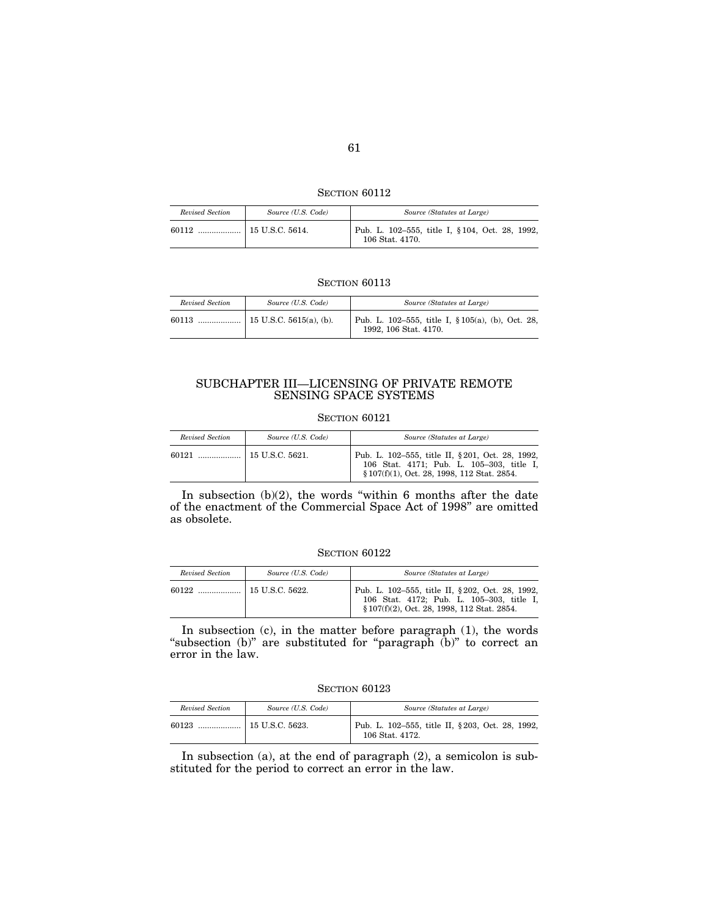### SECTION 60112

| *Revised Section* | *Source (U.S. Code)* | *Source (Statutes at Large)* |
|---|---|---|
| 60112 .................. | 15 U.S.C. 5614. | Pub. L. 102–555, title I, § 104, Oct. 28, 1992, 106 Stat. 4170. |

### SECTION 60113

| *Revised Section* | *Source (U.S. Code)* | *Source (Statutes at Large)* |
|---|---|---|
| 60113 .................. | 15 U.S.C. 5615(a), (b). | Pub. L. 102–555, title I, § 105(a), (b), Oct. 28, 1992, 106 Stat. 4170. |

## SUBCHAPTER III—LICENSING OF PRIVATE REMOTE SENSING SPACE SYSTEMS

### SECTION 60121

| *Revised Section* | *Source (U.S. Code)* | *Source (Statutes at Large)* |
|---|---|---|
| 60121 .................. | 15 U.S.C. 5621. | Pub. L. 102–555, title II, § 201, Oct. 28, 1992, 106 Stat. 4171; Pub. L. 105–303, title I, § 107(f)(1), Oct. 28, 1998, 112 Stat. 2854. |

In subsection (b)(2), the words "within 6 months after the date of the enactment of the Commercial Space Act of 1998" are omitted as obsolete.

### SECTION 60122

| *Revised Section* | *Source (U.S. Code)* | *Source (Statutes at Large)* |
|---|---|---|
| 60122 .................. | 15 U.S.C. 5622. | Pub. L. 102–555, title II, § 202, Oct. 28, 1992, 106 Stat. 4172; Pub. L. 105–303, title I, § 107(f)(2), Oct. 28, 1998, 112 Stat. 2854. |

In subsection (c), in the matter before paragraph (1), the words "subsection (b)" are substituted for "paragraph (b)" to correct an error in the law.

### SECTION 60123

| *Revised Section* | *Source (U.S. Code)* | *Source (Statutes at Large)* |
|---|---|---|
| 60123 .................. | 15 U.S.C. 5623. | Pub. L. 102–555, title II, § 203, Oct. 28, 1992, 106 Stat. 4172. |

In subsection (a), at the end of paragraph (2), a semicolon is substituted for the period to correct an error in the law.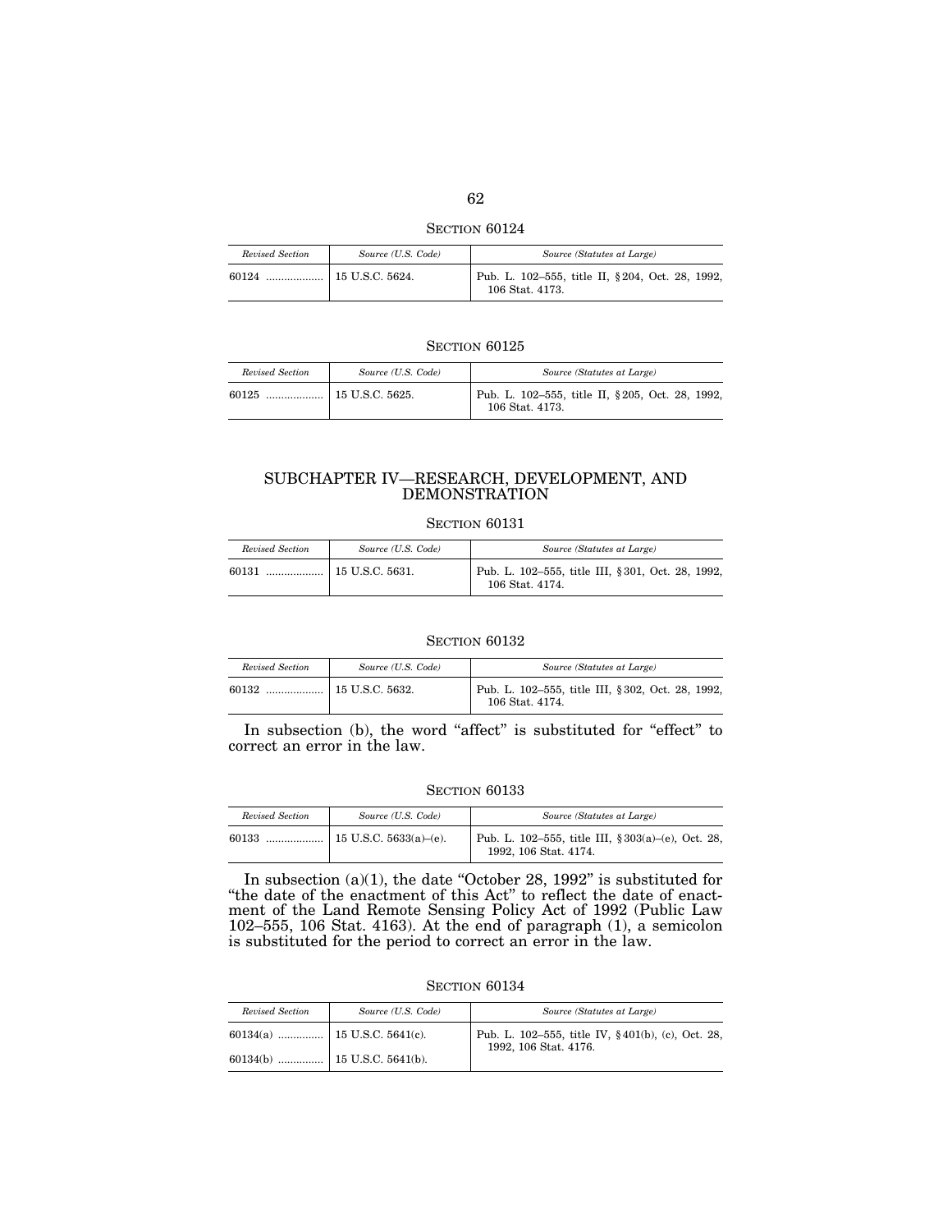### SECTION 60124

| *Revised Section* | *Source (U.S. Code)* | *Source (Statutes at Large)* |
|---|---|---|
| 60124 .................. | 15 U.S.C. 5624. | Pub. L. 102–555, title II, § 204, Oct. 28, 1992, 106 Stat. 4173. |

### SECTION 60125

| *Revised Section* | *Source (U.S. Code)* | *Source (Statutes at Large)* |
|---|---|---|
| 60125 .................. | 15 U.S.C. 5625. | Pub. L. 102–555, title II, § 205, Oct. 28, 1992, 106 Stat. 4173. |

## SUBCHAPTER IV—RESEARCH, DEVELOPMENT, AND DEMONSTRATION

### SECTION 60131

| *Revised Section* | *Source (U.S. Code)* | *Source (Statutes at Large)* |
|---|---|---|
| 60131 .................. | 15 U.S.C. 5631. | Pub. L. 102–555, title III, § 301, Oct. 28, 1992, 106 Stat. 4174. |

### SECTION 60132

| *Revised Section* | *Source (U.S. Code)* | *Source (Statutes at Large)* |
|---|---|---|
| 60132 .................. | 15 U.S.C. 5632. | Pub. L. 102–555, title III, § 302, Oct. 28, 1992, 106 Stat. 4174. |

In subsection (b), the word "affect" is substituted for "effect" to correct an error in the law.

### SECTION 60133

| *Revised Section* | *Source (U.S. Code)* | *Source (Statutes at Large)* |
|---|---|---|
| 60133 .................. | 15 U.S.C. 5633(a)–(e). | Pub. L. 102–555, title III, § 303(a)–(e), Oct. 28, 1992, 106 Stat. 4174. |

In subsection (a)(1), the date "October 28, 1992" is substituted for "the date of the enactment of this Act" to reflect the date of enactment of the Land Remote Sensing Policy Act of 1992 (Public Law 102–555, 106 Stat. 4163). At the end of paragraph (1), a semicolon is substituted for the period to correct an error in the law.

### SECTION 60134

| *Revised Section* | *Source (U.S. Code)* | *Source (Statutes at Large)* |
|---|---|---|
| 60134(a) .............. | 15 U.S.C. 5641(c). | Pub. L. 102–555, title IV, § 401(b), (c), Oct. 28, 1992, 106 Stat. 4176. |
| 60134(b) .............. | 15 U.S.C. 5641(b). | |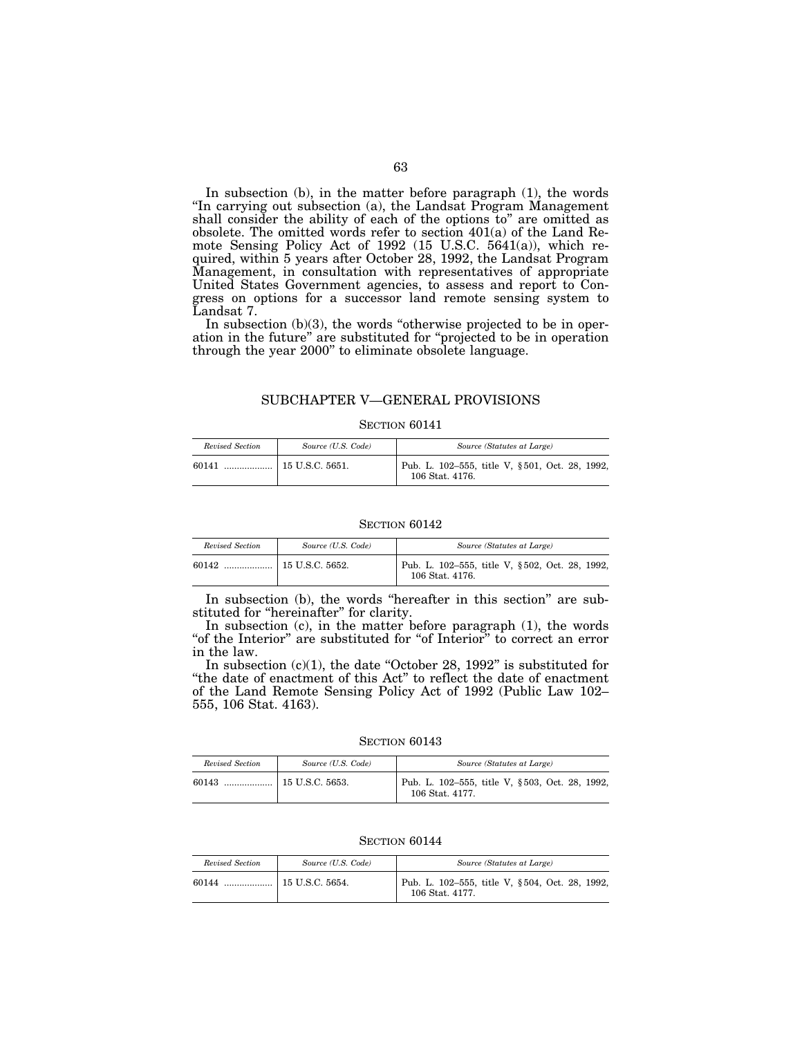In subsection (b), in the matter before paragraph (1), the words "In carrying out subsection (a), the Landsat Program Management shall consider the ability of each of the options to" are omitted as obsolete. The omitted words refer to section 401(a) of the Land Remote Sensing Policy Act of 1992 (15 U.S.C. 5641(a)), which required, within 5 years after October 28, 1992, the Landsat Program Management, in consultation with representatives of appropriate United States Government agencies, to assess and report to Congress on options for a successor land remote sensing system to Landsat 7.

In subsection (b)(3), the words "otherwise projected to be in operation in the future" are substituted for "projected to be in operation through the year 2000" to eliminate obsolete language.

## SUBCHAPTER V—GENERAL PROVISIONS

### SECTION 60141

| *Revised Section* | *Source (U.S. Code)* | *Source (Statutes at Large)* |
|---|---|---|
| 60141 .................. | 15 U.S.C. 5651. | Pub. L. 102–555, title V, §501, Oct. 28, 1992, 106 Stat. 4176. |

### SECTION 60142

| *Revised Section* | *Source (U.S. Code)* | *Source (Statutes at Large)* |
|---|---|---|
| 60142 .................. | 15 U.S.C. 5652. | Pub. L. 102–555, title V, §502, Oct. 28, 1992, 106 Stat. 4176. |

In subsection (b), the words "hereafter in this section" are substituted for "hereinafter" for clarity.

In subsection (c), in the matter before paragraph (1), the words "of the Interior" are substituted for "of Interior" to correct an error in the law.

In subsection (c)(1), the date "October 28, 1992" is substituted for "the date of enactment of this Act" to reflect the date of enactment of the Land Remote Sensing Policy Act of 1992 (Public Law 102–555, 106 Stat. 4163).

### SECTION 60143

| *Revised Section* | *Source (U.S. Code)* | *Source (Statutes at Large)* |
|---|---|---|
| 60143 .................. | 15 U.S.C. 5653. | Pub. L. 102–555, title V, §503, Oct. 28, 1992, 106 Stat. 4177. |

### SECTION 60144

| *Revised Section* | *Source (U.S. Code)* | *Source (Statutes at Large)* |
|---|---|---|
| 60144 .................. | 15 U.S.C. 5654. | Pub. L. 102–555, title V, §504, Oct. 28, 1992, 106 Stat. 4177. |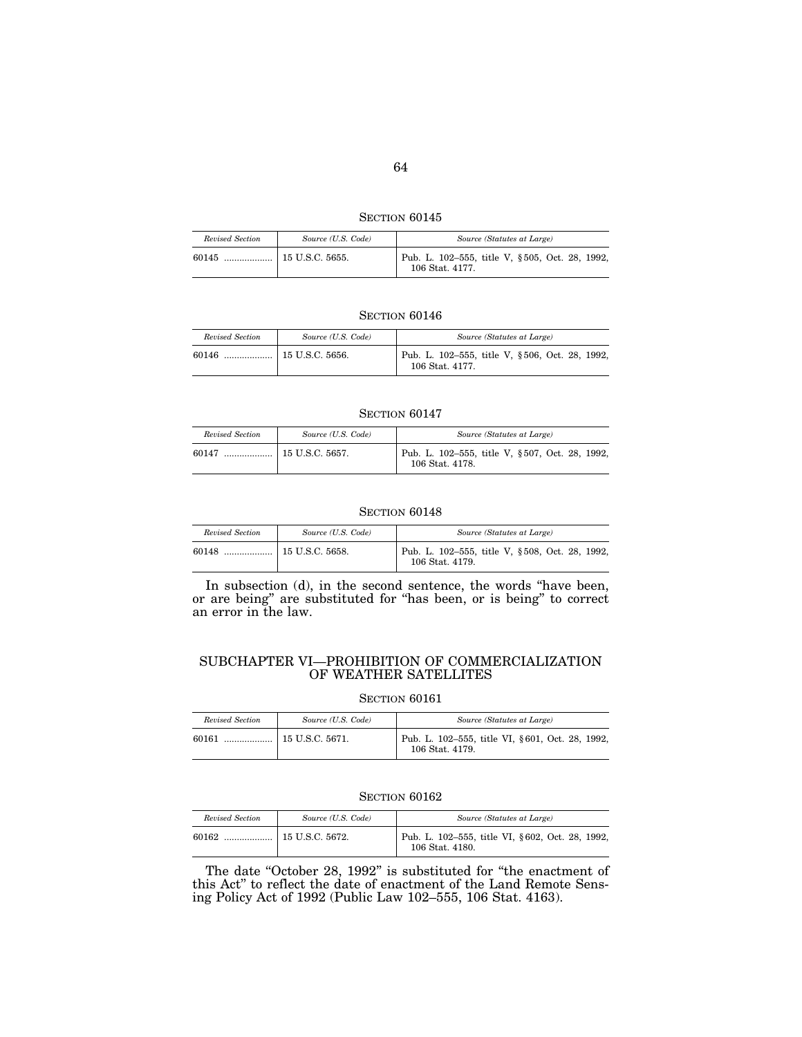SECTION 60145

| *Revised Section* | *Source (U.S. Code)* | *Source (Statutes at Large)* |
|---|---|---|
| 60145 .................. | 15 U.S.C. 5655. | Pub. L. 102–555, title V, §505, Oct. 28, 1992, 106 Stat. 4177. |

SECTION 60146

| *Revised Section* | *Source (U.S. Code)* | *Source (Statutes at Large)* |
|---|---|---|
| 60146 .................. | 15 U.S.C. 5656. | Pub. L. 102–555, title V, §506, Oct. 28, 1992, 106 Stat. 4177. |

SECTION 60147

| *Revised Section* | *Source (U.S. Code)* | *Source (Statutes at Large)* |
|---|---|---|
| 60147 .................. | 15 U.S.C. 5657. | Pub. L. 102–555, title V, §507, Oct. 28, 1992, 106 Stat. 4178. |

SECTION 60148

| *Revised Section* | *Source (U.S. Code)* | *Source (Statutes at Large)* |
|---|---|---|
| 60148 .................. | 15 U.S.C. 5658. | Pub. L. 102–555, title V, §508, Oct. 28, 1992, 106 Stat. 4179. |

In subsection (d), in the second sentence, the words "have been, or are being" are substituted for "has been, or is being" to correct an error in the law.

## SUBCHAPTER VI—PROHIBITION OF COMMERCIALIZATION OF WEATHER SATELLITES

SECTION 60161

| *Revised Section* | *Source (U.S. Code)* | *Source (Statutes at Large)* |
|---|---|---|
| 60161 .................. | 15 U.S.C. 5671. | Pub. L. 102–555, title VI, §601, Oct. 28, 1992, 106 Stat. 4179. |

SECTION 60162

| *Revised Section* | *Source (U.S. Code)* | *Source (Statutes at Large)* |
|---|---|---|
| 60162 .................. | 15 U.S.C. 5672. | Pub. L. 102–555, title VI, §602, Oct. 28, 1992, 106 Stat. 4180. |

The date "October 28, 1992" is substituted for "the enactment of this Act" to reflect the date of enactment of the Land Remote Sensing Policy Act of 1992 (Public Law 102–555, 106 Stat. 4163).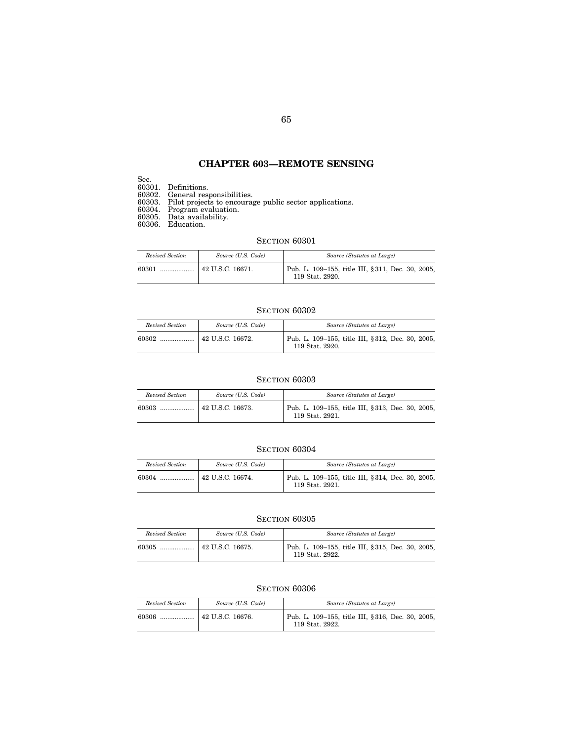# CHAPTER 603—REMOTE SENSING

Sec.
60301. Definitions.
60302. General responsibilities.
60303. Pilot projects to encourage public sector applications.
60304. Program evaluation.
60305. Data availability.
60306. Education.

## SECTION 60301

| *Revised Section* | *Source (U.S. Code)* | *Source (Statutes at Large)* |
|---|---|---|
| 60301 .................. | 42 U.S.C. 16671. | Pub. L. 109–155, title III, § 311, Dec. 30, 2005, 119 Stat. 2920. |

## SECTION 60302

| *Revised Section* | *Source (U.S. Code)* | *Source (Statutes at Large)* |
|---|---|---|
| 60302 .................. | 42 U.S.C. 16672. | Pub. L. 109–155, title III, § 312, Dec. 30, 2005, 119 Stat. 2920. |

## SECTION 60303

| *Revised Section* | *Source (U.S. Code)* | *Source (Statutes at Large)* |
|---|---|---|
| 60303 .................. | 42 U.S.C. 16673. | Pub. L. 109–155, title III, § 313, Dec. 30, 2005, 119 Stat. 2921. |

## SECTION 60304

| *Revised Section* | *Source (U.S. Code)* | *Source (Statutes at Large)* |
|---|---|---|
| 60304 .................. | 42 U.S.C. 16674. | Pub. L. 109–155, title III, § 314, Dec. 30, 2005, 119 Stat. 2921. |

## SECTION 60305

| *Revised Section* | *Source (U.S. Code)* | *Source (Statutes at Large)* |
|---|---|---|
| 60305 .................. | 42 U.S.C. 16675. | Pub. L. 109–155, title III, § 315, Dec. 30, 2005, 119 Stat. 2922. |

## SECTION 60306

| *Revised Section* | *Source (U.S. Code)* | *Source (Statutes at Large)* |
|---|---|---|
| 60306 .................. | 42 U.S.C. 16676. | Pub. L. 109–155, title III, § 316, Dec. 30, 2005, 119 Stat. 2922. |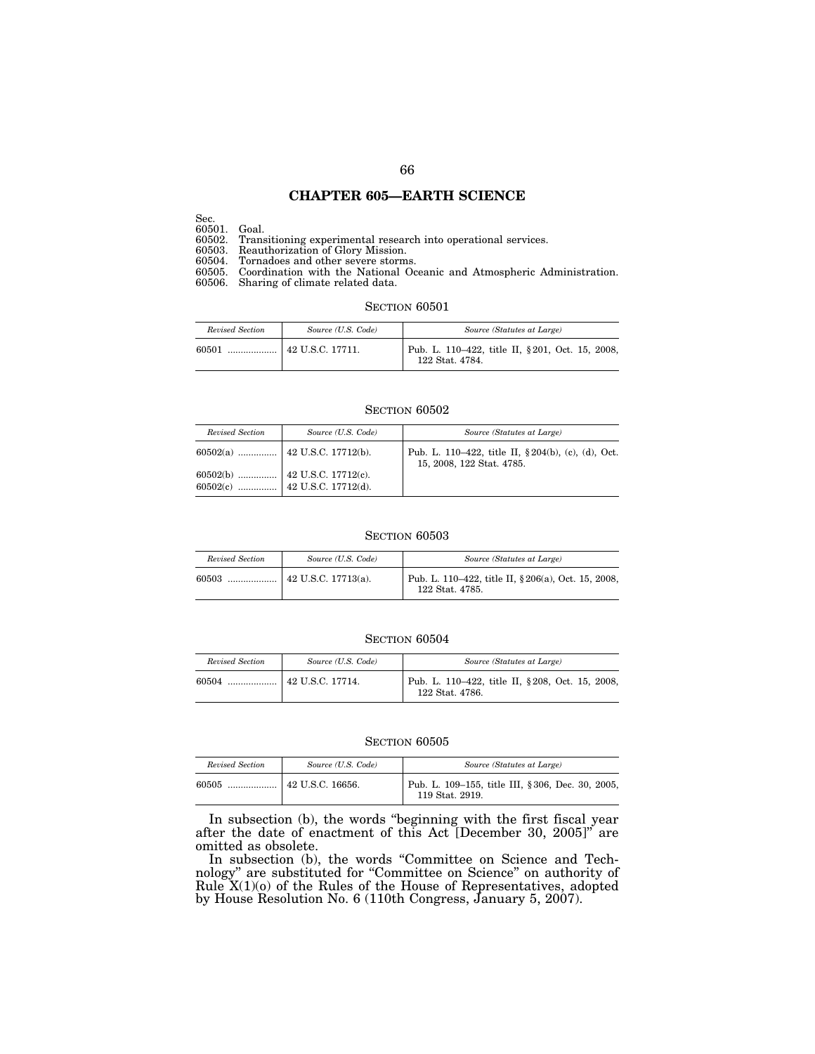## CHAPTER 605—EARTH SCIENCE

Sec.
60501. Goal.
60502. Transitioning experimental research into operational services.
60503. Reauthorization of Glory Mission.
60504. Tornadoes and other severe storms.
60505. Coordination with the National Oceanic and Atmospheric Administration.
60506. Sharing of climate related data.

### SECTION 60501

| *Revised Section* | *Source (U.S. Code)* | *Source (Statutes at Large)* |
|---|---|---|
| 60501 .................. | 42 U.S.C. 17711. | Pub. L. 110–422, title II, § 201, Oct. 15, 2008, 122 Stat. 4784. |

### SECTION 60502

| *Revised Section* | *Source (U.S. Code)* | *Source (Statutes at Large)* |
|---|---|---|
| 60502(a) .............. | 42 U.S.C. 17712(b). | Pub. L. 110–422, title II, § 204(b), (c), (d), Oct. 15, 2008, 122 Stat. 4785. |
| 60502(b) .............. | 42 U.S.C. 17712(c). | |
| 60502(c) .............. | 42 U.S.C. 17712(d). | |

### SECTION 60503

| *Revised Section* | *Source (U.S. Code)* | *Source (Statutes at Large)* |
|---|---|---|
| 60503 .................. | 42 U.S.C. 17713(a). | Pub. L. 110–422, title II, § 206(a), Oct. 15, 2008, 122 Stat. 4785. |

### SECTION 60504

| *Revised Section* | *Source (U.S. Code)* | *Source (Statutes at Large)* |
|---|---|---|
| 60504 .................. | 42 U.S.C. 17714. | Pub. L. 110–422, title II, § 208, Oct. 15, 2008, 122 Stat. 4786. |

### SECTION 60505

| *Revised Section* | *Source (U.S. Code)* | *Source (Statutes at Large)* |
|---|---|---|
| 60505 .................. | 42 U.S.C. 16656. | Pub. L. 109–155, title III, § 306, Dec. 30, 2005, 119 Stat. 2919. |

In subsection (b), the words "beginning with the first fiscal year after the date of enactment of this Act [December 30, 2005]" are omitted as obsolete.

In subsection (b), the words "Committee on Science and Technology" are substituted for "Committee on Science" on authority of Rule X(1)(o) of the Rules of the House of Representatives, adopted by House Resolution No. 6 (110th Congress, January 5, 2007).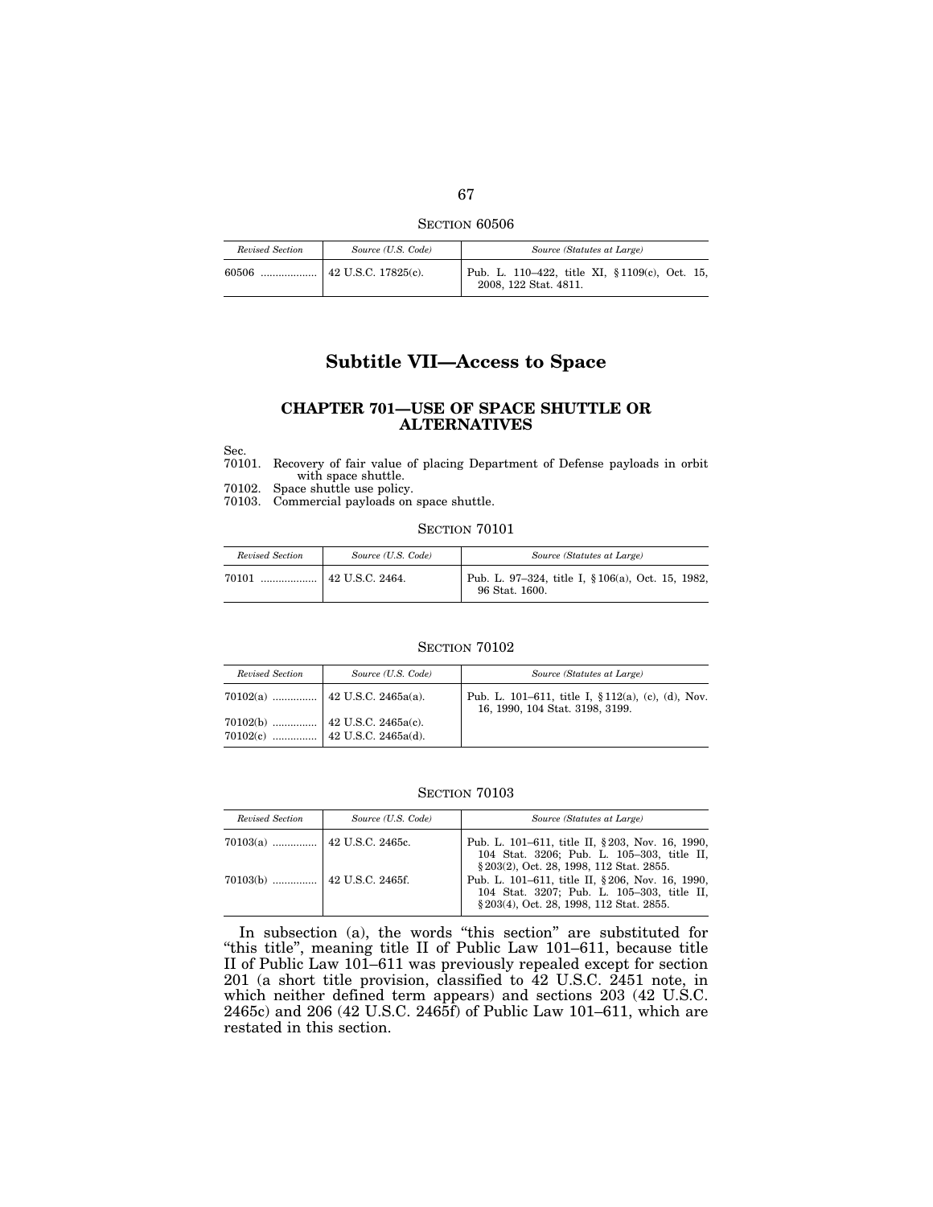SECTION 60506

| *Revised Section* | *Source (U.S. Code)* | *Source (Statutes at Large)* |
|---|---|---|
| 60506 .................. | 42 U.S.C. 17825(c). | Pub. L. 110–422, title XI, §1109(c), Oct. 15, 2008, 122 Stat. 4811. |

# Subtitle VII—Access to Space

## CHAPTER 701—USE OF SPACE SHUTTLE OR ALTERNATIVES

Sec.
70101. Recovery of fair value of placing Department of Defense payloads in orbit with space shuttle.
70102. Space shuttle use policy.
70103. Commercial payloads on space shuttle.

SECTION 70101

| *Revised Section* | *Source (U.S. Code)* | *Source (Statutes at Large)* |
|---|---|---|
| 70101 .................. | 42 U.S.C. 2464. | Pub. L. 97–324, title I, §106(a), Oct. 15, 1982, 96 Stat. 1600. |

SECTION 70102

| *Revised Section* | *Source (U.S. Code)* | *Source (Statutes at Large)* |
|---|---|---|
| 70102(a) .............. | 42 U.S.C. 2465a(a). | Pub. L. 101–611, title I, §112(a), (c), (d), Nov. 16, 1990, 104 Stat. 3198, 3199. |
| 70102(b) .............. | 42 U.S.C. 2465a(c). | |
| 70102(c) .............. | 42 U.S.C. 2465a(d). | |

SECTION 70103

| *Revised Section* | *Source (U.S. Code)* | *Source (Statutes at Large)* |
|---|---|---|
| 70103(a) .............. | 42 U.S.C. 2465c. | Pub. L. 101–611, title II, §203, Nov. 16, 1990, 104 Stat. 3206; Pub. L. 105–303, title II, §203(2), Oct. 28, 1998, 112 Stat. 2855. |
| 70103(b) .............. | 42 U.S.C. 2465f. | Pub. L. 101–611, title II, §206, Nov. 16, 1990, 104 Stat. 3207; Pub. L. 105–303, title II, §203(4), Oct. 28, 1998, 112 Stat. 2855. |

In subsection (a), the words "this section" are substituted for "this title", meaning title II of Public Law 101–611, because title II of Public Law 101–611 was previously repealed except for section 201 (a short title provision, classified to 42 U.S.C. 2451 note, in which neither defined term appears) and sections 203 (42 U.S.C. 2465c) and 206 (42 U.S.C. 2465f) of Public Law 101–611, which are restated in this section.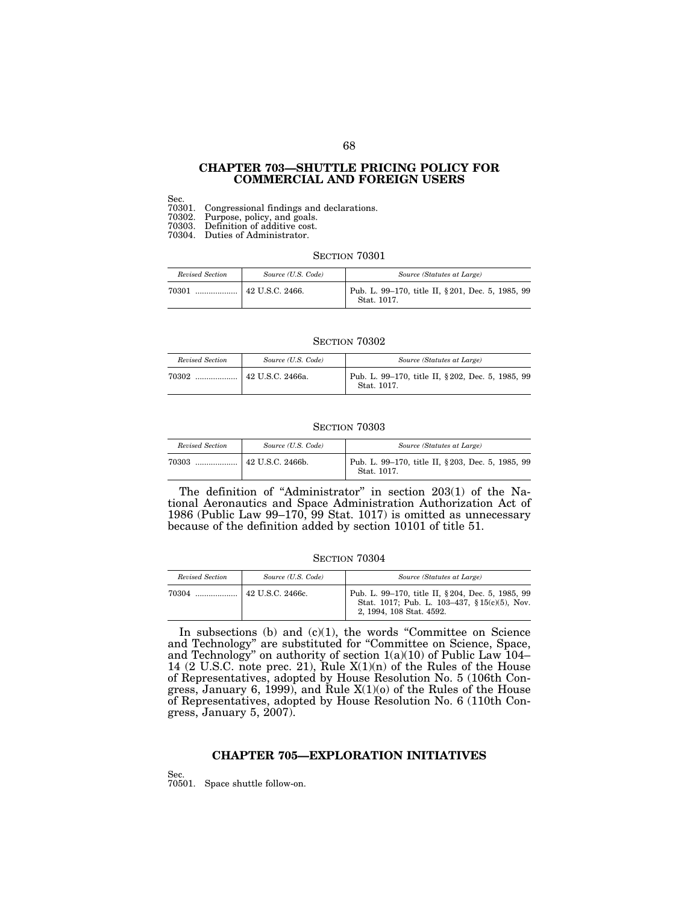## CHAPTER 703—SHUTTLE PRICING POLICY FOR COMMERCIAL AND FOREIGN USERS

Sec.
70301. Congressional findings and declarations.
70302. Purpose, policy, and goals.
70303. Definition of additive cost.
70304. Duties of Administrator.

### SECTION 70301

| *Revised Section* | *Source (U.S. Code)* | *Source (Statutes at Large)* |
|---|---|---|
| 70301 .................. | 42 U.S.C. 2466. | Pub. L. 99–170, title II, §201, Dec. 5, 1985, 99 Stat. 1017. |

### SECTION 70302

| *Revised Section* | *Source (U.S. Code)* | *Source (Statutes at Large)* |
|---|---|---|
| 70302 .................. | 42 U.S.C. 2466a. | Pub. L. 99–170, title II, §202, Dec. 5, 1985, 99 Stat. 1017. |

### SECTION 70303

| *Revised Section* | *Source (U.S. Code)* | *Source (Statutes at Large)* |
|---|---|---|
| 70303 .................. | 42 U.S.C. 2466b. | Pub. L. 99–170, title II, §203, Dec. 5, 1985, 99 Stat. 1017. |

The definition of "Administrator" in section 203(1) of the National Aeronautics and Space Administration Authorization Act of 1986 (Public Law 99–170, 99 Stat. 1017) is omitted as unnecessary because of the definition added by section 10101 of title 51.

### SECTION 70304

| *Revised Section* | *Source (U.S. Code)* | *Source (Statutes at Large)* |
|---|---|---|
| 70304 .................. | 42 U.S.C. 2466c. | Pub. L. 99–170, title II, §204, Dec. 5, 1985, 99 Stat. 1017; Pub. L. 103–437, §15(c)(5), Nov. 2, 1994, 108 Stat. 4592. |

In subsections (b) and (c)(1), the words "Committee on Science and Technology" are substituted for "Committee on Science, Space, and Technology" on authority of section 1(a)(10) of Public Law 104–14 (2 U.S.C. note prec. 21), Rule X(1)(n) of the Rules of the House of Representatives, adopted by House Resolution No. 5 (106th Congress, January 6, 1999), and Rule X(1)(o) of the Rules of the House of Representatives, adopted by House Resolution No. 6 (110th Congress, January 5, 2007).

## CHAPTER 705—EXPLORATION INITIATIVES

Sec.
70501. Space shuttle follow-on.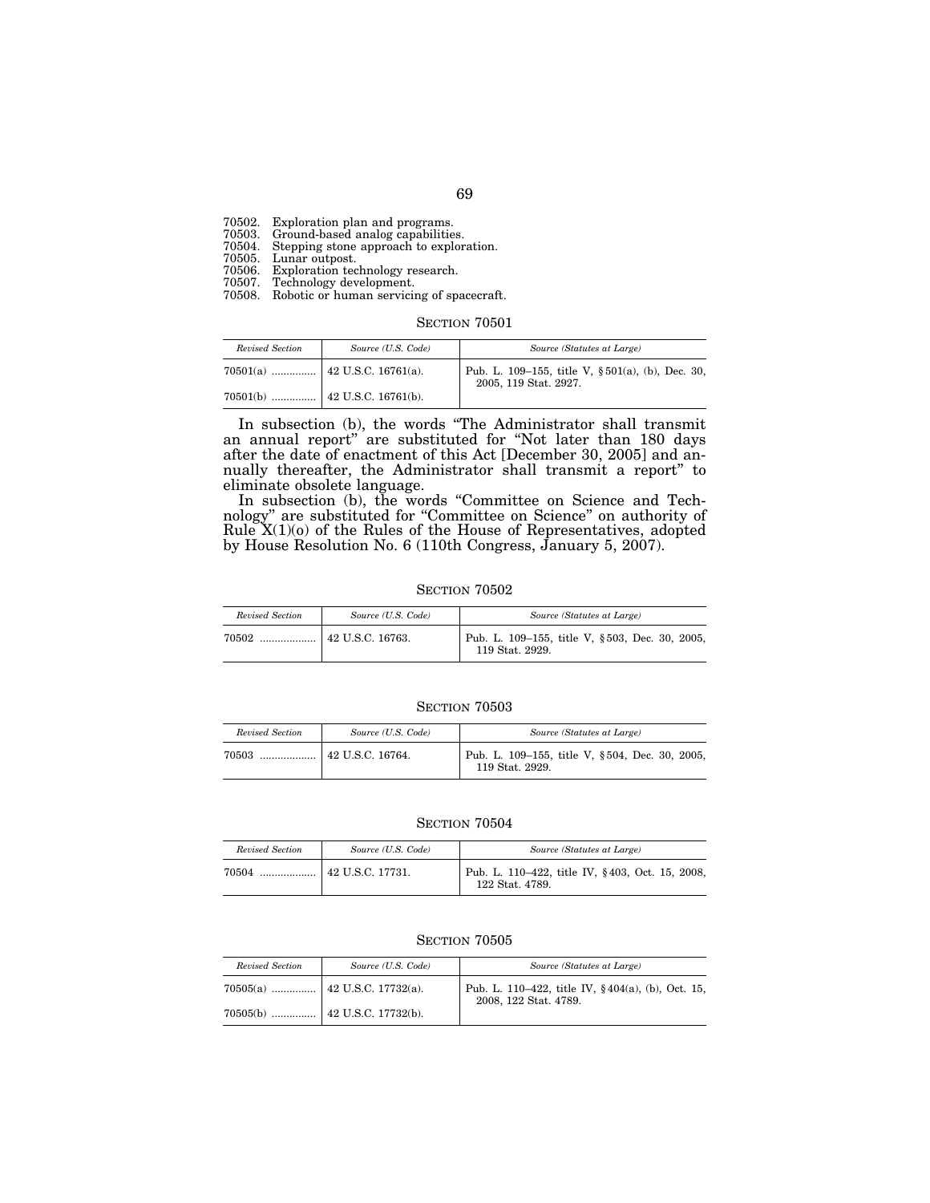70502. Exploration plan and programs.
70503. Ground-based analog capabilities.
70504. Stepping stone approach to exploration.
70505. Lunar outpost.
70506. Exploration technology research.
70507. Technology development.
70508. Robotic or human servicing of spacecraft.

SECTION 70501

| *Revised Section* | *Source (U.S. Code)* | *Source (Statutes at Large)* |
|---|---|---|
| 70501(a) ............... | 42 U.S.C. 16761(a). | Pub. L. 109–155, title V, §501(a), (b), Dec. 30, 2005, 119 Stat. 2927. |
| 70501(b) ............... | 42 U.S.C. 16761(b). | |

In subsection (b), the words "The Administrator shall transmit an annual report" are substituted for "Not later than 180 days after the date of enactment of this Act [December 30, 2005] and annually thereafter, the Administrator shall transmit a report" to eliminate obsolete language.

In subsection (b), the words "Committee on Science and Technology" are substituted for "Committee on Science" on authority of Rule X(1)(o) of the Rules of the House of Representatives, adopted by House Resolution No. 6 (110th Congress, January 5, 2007).

SECTION 70502

| *Revised Section* | *Source (U.S. Code)* | *Source (Statutes at Large)* |
|---|---|---|
| 70502 ................... | 42 U.S.C. 16763. | Pub. L. 109–155, title V, §503, Dec. 30, 2005, 119 Stat. 2929. |

SECTION 70503

| *Revised Section* | *Source (U.S. Code)* | *Source (Statutes at Large)* |
|---|---|---|
| 70503 ................... | 42 U.S.C. 16764. | Pub. L. 109–155, title V, §504, Dec. 30, 2005, 119 Stat. 2929. |

SECTION 70504

| *Revised Section* | *Source (U.S. Code)* | *Source (Statutes at Large)* |
|---|---|---|
| 70504 ................... | 42 U.S.C. 17731. | Pub. L. 110–422, title IV, §403, Oct. 15, 2008, 122 Stat. 4789. |

SECTION 70505

| *Revised Section* | *Source (U.S. Code)* | *Source (Statutes at Large)* |
|---|---|---|
| 70505(a) ............... | 42 U.S.C. 17732(a). | Pub. L. 110–422, title IV, §404(a), (b), Oct. 15, 2008, 122 Stat. 4789. |
| 70505(b) ............... | 42 U.S.C. 17732(b). | |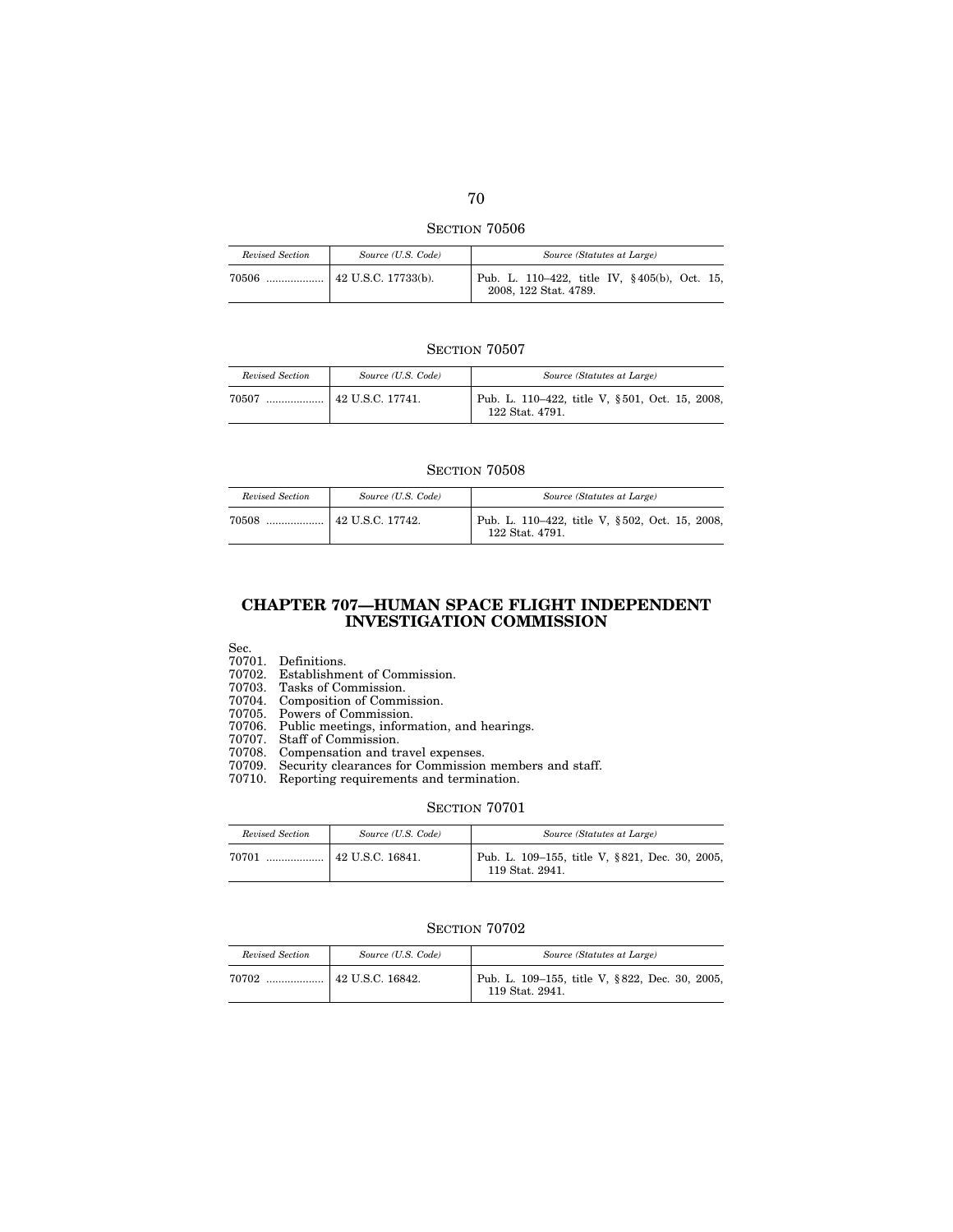SECTION 70506

| *Revised Section* | *Source (U.S. Code)* | *Source (Statutes at Large)* |
|---|---|---|
| 70506 .................. | 42 U.S.C. 17733(b). | Pub. L. 110–422, title IV, §405(b), Oct. 15, 2008, 122 Stat. 4789. |

SECTION 70507

| *Revised Section* | *Source (U.S. Code)* | *Source (Statutes at Large)* |
|---|---|---|
| 70507 .................. | 42 U.S.C. 17741. | Pub. L. 110–422, title V, §501, Oct. 15, 2008, 122 Stat. 4791. |

SECTION 70508

| *Revised Section* | *Source (U.S. Code)* | *Source (Statutes at Large)* |
|---|---|---|
| 70508 .................. | 42 U.S.C. 17742. | Pub. L. 110–422, title V, §502, Oct. 15, 2008, 122 Stat. 4791. |

## CHAPTER 707—HUMAN SPACE FLIGHT INDEPENDENT INVESTIGATION COMMISSION

Sec.
70701. Definitions.
70702. Establishment of Commission.
70703. Tasks of Commission.
70704. Composition of Commission.
70705. Powers of Commission.
70706. Public meetings, information, and hearings.
70707. Staff of Commission.
70708. Compensation and travel expenses.
70709. Security clearances for Commission members and staff.
70710. Reporting requirements and termination.

SECTION 70701

| *Revised Section* | *Source (U.S. Code)* | *Source (Statutes at Large)* |
|---|---|---|
| 70701 .................. | 42 U.S.C. 16841. | Pub. L. 109–155, title V, §821, Dec. 30, 2005, 119 Stat. 2941. |

SECTION 70702

| *Revised Section* | *Source (U.S. Code)* | *Source (Statutes at Large)* |
|---|---|---|
| 70702 .................. | 42 U.S.C. 16842. | Pub. L. 109–155, title V, §822, Dec. 30, 2005, 119 Stat. 2941. |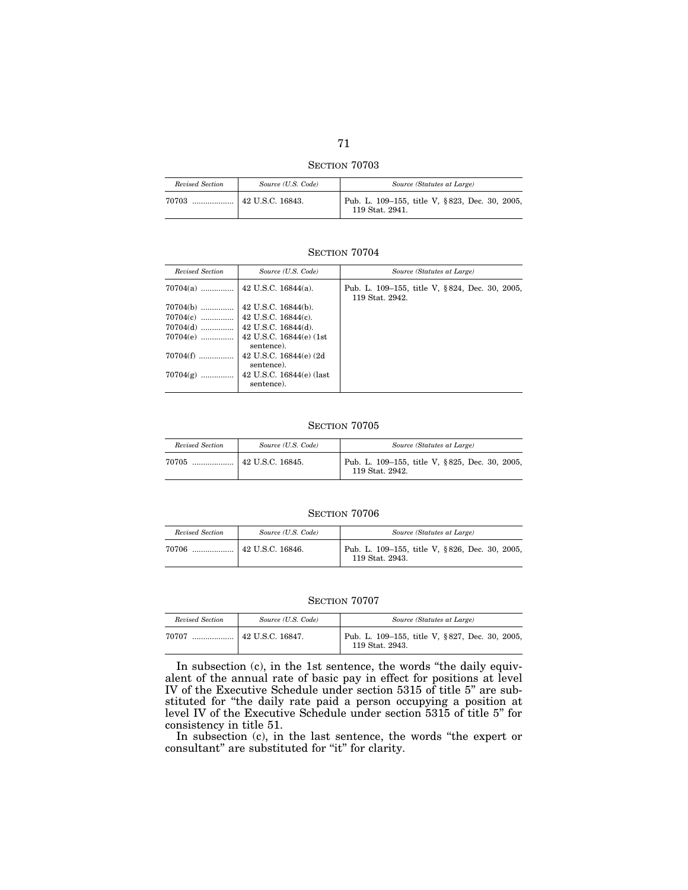## SECTION 70703

| *Revised Section* | *Source (U.S. Code)* | *Source (Statutes at Large)* |
| --- | --- | --- |
| 70703 .................. | 42 U.S.C. 16843. | Pub. L. 109–155, title V, §823, Dec. 30, 2005, 119 Stat. 2941. |

## SECTION 70704

| *Revised Section* | *Source (U.S. Code)* | *Source (Statutes at Large)* |
| --- | --- | --- |
| 70704(a) ............... | 42 U.S.C. 16844(a). | Pub. L. 109–155, title V, §824, Dec. 30, 2005, 119 Stat. 2942. |
| 70704(b) ............... | 42 U.S.C. 16844(b). | |
| 70704(c) ............... | 42 U.S.C. 16844(c). | |
| 70704(d) ............... | 42 U.S.C. 16844(d). | |
| 70704(e) ............... | 42 U.S.C. 16844(e) (1st sentence). | |
| 70704(f) ................ | 42 U.S.C. 16844(e) (2d sentence). | |
| 70704(g) ............... | 42 U.S.C. 16844(e) (last sentence). | |

## SECTION 70705

| *Revised Section* | *Source (U.S. Code)* | *Source (Statutes at Large)* |
| --- | --- | --- |
| 70705 .................. | 42 U.S.C. 16845. | Pub. L. 109–155, title V, §825, Dec. 30, 2005, 119 Stat. 2942. |

## SECTION 70706

| *Revised Section* | *Source (U.S. Code)* | *Source (Statutes at Large)* |
| --- | --- | --- |
| 70706 .................. | 42 U.S.C. 16846. | Pub. L. 109–155, title V, §826, Dec. 30, 2005, 119 Stat. 2943. |

## SECTION 70707

| *Revised Section* | *Source (U.S. Code)* | *Source (Statutes at Large)* |
| --- | --- | --- |
| 70707 .................. | 42 U.S.C. 16847. | Pub. L. 109–155, title V, §827, Dec. 30, 2005, 119 Stat. 2943. |

In subsection (c), in the 1st sentence, the words "the daily equivalent of the annual rate of basic pay in effect for positions at level IV of the Executive Schedule under section 5315 of title 5" are substituted for "the daily rate paid a person occupying a position at level IV of the Executive Schedule under section 5315 of title 5" for consistency in title 51.

In subsection (c), in the last sentence, the words "the expert or consultant" are substituted for "it" for clarity.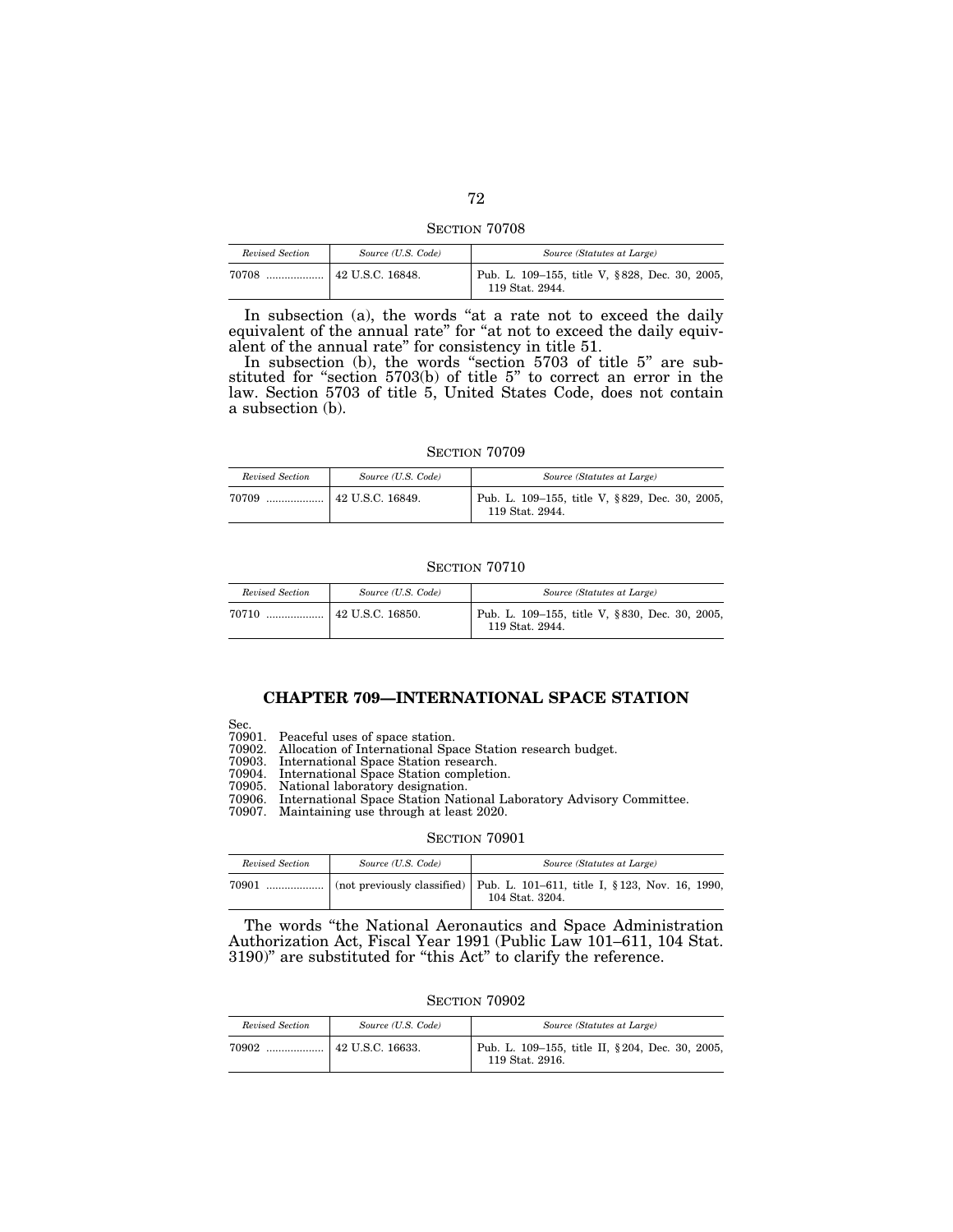SECTION 70708

| *Revised Section* | *Source (U.S. Code)* | *Source (Statutes at Large)* |
| --- | --- | --- |
| 70708 .................. | 42 U.S.C. 16848. | Pub. L. 109–155, title V, §828, Dec. 30, 2005, 119 Stat. 2944. |

In subsection (a), the words "at a rate not to exceed the daily equivalent of the annual rate" for "at not to exceed the daily equivalent of the annual rate" for consistency in title 51.

In subsection (b), the words "section 5703 of title 5" are substituted for "section 5703(b) of title 5" to correct an error in the law. Section 5703 of title 5, United States Code, does not contain a subsection (b).

SECTION 70709

| *Revised Section* | *Source (U.S. Code)* | *Source (Statutes at Large)* |
| --- | --- | --- |
| 70709 .................. | 42 U.S.C. 16849. | Pub. L. 109–155, title V, §829, Dec. 30, 2005, 119 Stat. 2944. |

SECTION 70710

| *Revised Section* | *Source (U.S. Code)* | *Source (Statutes at Large)* |
| --- | --- | --- |
| 70710 .................. | 42 U.S.C. 16850. | Pub. L. 109–155, title V, §830, Dec. 30, 2005, 119 Stat. 2944. |

## CHAPTER 709—INTERNATIONAL SPACE STATION

Sec.
70901. Peaceful uses of space station.
70902. Allocation of International Space Station research budget.
70903. International Space Station research.
70904. International Space Station completion.
70905. National laboratory designation.
70906. International Space Station National Laboratory Advisory Committee.
70907. Maintaining use through at least 2020.

SECTION 70901

| *Revised Section* | *Source (U.S. Code)* | *Source (Statutes at Large)* |
| --- | --- | --- |
| 70901 .................. | (not previously classified) | Pub. L. 101–611, title I, §123, Nov. 16, 1990, 104 Stat. 3204. |

The words "the National Aeronautics and Space Administration Authorization Act, Fiscal Year 1991 (Public Law 101–611, 104 Stat. 3190)" are substituted for "this Act" to clarify the reference.

SECTION 70902

| *Revised Section* | *Source (U.S. Code)* | *Source (Statutes at Large)* |
| --- | --- | --- |
| 70902 .................. | 42 U.S.C. 16633. | Pub. L. 109–155, title II, §204, Dec. 30, 2005, 119 Stat. 2916. |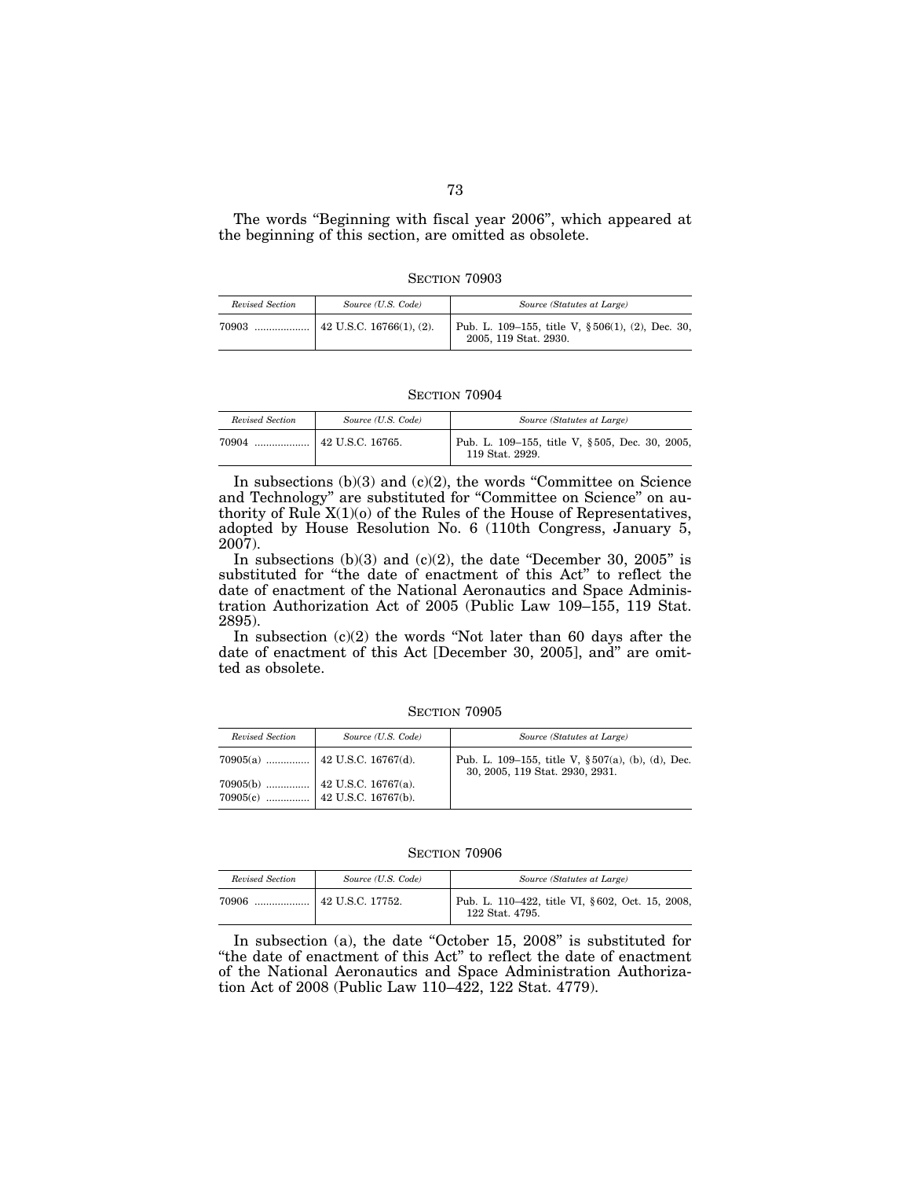The words "Beginning with fiscal year 2006", which appeared at the beginning of this section, are omitted as obsolete.

### SECTION 70903

| *Revised Section* | *Source (U.S. Code)* | *Source (Statutes at Large)* |
|---|---|---|
| 70903 .................. | 42 U.S.C. 16766(1), (2). | Pub. L. 109–155, title V, §506(1), (2), Dec. 30, 2005, 119 Stat. 2930. |

### SECTION 70904

| *Revised Section* | *Source (U.S. Code)* | *Source (Statutes at Large)* |
|---|---|---|
| 70904 .................. | 42 U.S.C. 16765. | Pub. L. 109–155, title V, §505, Dec. 30, 2005, 119 Stat. 2929. |

In subsections (b)(3) and (c)(2), the words "Committee on Science and Technology" are substituted for "Committee on Science" on authority of Rule X(1)(o) of the Rules of the House of Representatives, adopted by House Resolution No. 6 (110th Congress, January 5, 2007).

In subsections (b)(3) and (c)(2), the date "December 30, 2005" is substituted for "the date of enactment of this Act" to reflect the date of enactment of the National Aeronautics and Space Administration Authorization Act of 2005 (Public Law 109–155, 119 Stat. 2895).

In subsection (c)(2) the words "Not later than 60 days after the date of enactment of this Act [December 30, 2005], and" are omitted as obsolete.

### SECTION 70905

| *Revised Section* | *Source (U.S. Code)* | *Source (Statutes at Large)* |
|---|---|---|
| 70905(a) .............. | 42 U.S.C. 16767(d). | Pub. L. 109–155, title V, §507(a), (b), (d), Dec. 30, 2005, 119 Stat. 2930, 2931. |
| 70905(b) .............. | 42 U.S.C. 16767(a). | |
| 70905(c) .............. | 42 U.S.C. 16767(b). | |

### SECTION 70906

| *Revised Section* | *Source (U.S. Code)* | *Source (Statutes at Large)* |
|---|---|---|
| 70906 .................. | 42 U.S.C. 17752. | Pub. L. 110–422, title VI, §602, Oct. 15, 2008, 122 Stat. 4795. |

In subsection (a), the date "October 15, 2008" is substituted for "the date of enactment of this Act" to reflect the date of enactment of the National Aeronautics and Space Administration Authorization Act of 2008 (Public Law 110–422, 122 Stat. 4779).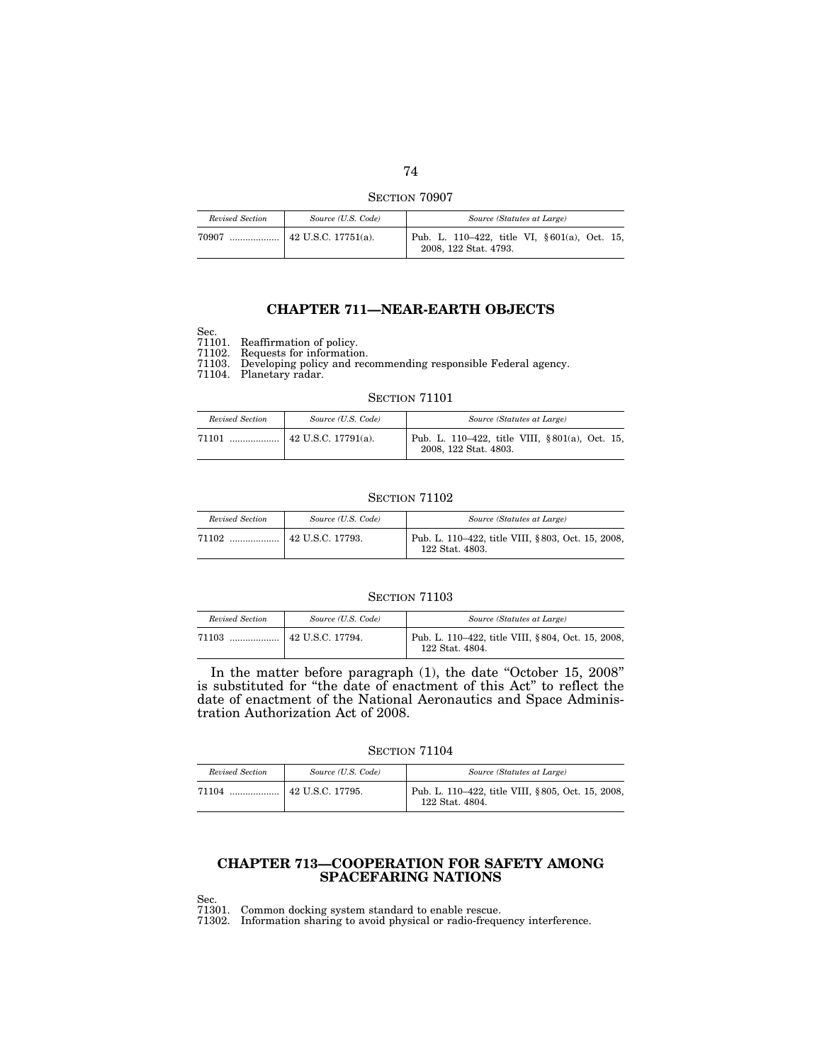SECTION 70907

| *Revised Section* | *Source (U.S. Code)* | *Source (Statutes at Large)* |
|---|---|---|
| 70907 .................. | 42 U.S.C. 17751(a). | Pub. L. 110–422, title VI, § 601(a), Oct. 15, 2008, 122 Stat. 4793. |

## CHAPTER 711—NEAR-EARTH OBJECTS

Sec.
71101. Reaffirmation of policy.
71102. Requests for information.
71103. Developing policy and recommending responsible Federal agency.
71104. Planetary radar.

SECTION 71101

| *Revised Section* | *Source (U.S. Code)* | *Source (Statutes at Large)* |
|---|---|---|
| 71101 .................. | 42 U.S.C. 17791(a). | Pub. L. 110–422, title VIII, § 801(a), Oct. 15, 2008, 122 Stat. 4803. |

SECTION 71102

| *Revised Section* | *Source (U.S. Code)* | *Source (Statutes at Large)* |
|---|---|---|
| 71102 .................. | 42 U.S.C. 17793. | Pub. L. 110–422, title VIII, § 803, Oct. 15, 2008, 122 Stat. 4803. |

SECTION 71103

| *Revised Section* | *Source (U.S. Code)* | *Source (Statutes at Large)* |
|---|---|---|
| 71103 .................. | 42 U.S.C. 17794. | Pub. L. 110–422, title VIII, § 804, Oct. 15, 2008, 122 Stat. 4804. |

In the matter before paragraph (1), the date "October 15, 2008" is substituted for "the date of enactment of this Act" to reflect the date of enactment of the National Aeronautics and Space Administration Authorization Act of 2008.

SECTION 71104

| *Revised Section* | *Source (U.S. Code)* | *Source (Statutes at Large)* |
|---|---|---|
| 71104 .................. | 42 U.S.C. 17795. | Pub. L. 110–422, title VIII, § 805, Oct. 15, 2008, 122 Stat. 4804. |

## CHAPTER 713—COOPERATION FOR SAFETY AMONG SPACEFARING NATIONS

Sec.
71301. Common docking system standard to enable rescue.
71302. Information sharing to avoid physical or radio-frequency interference.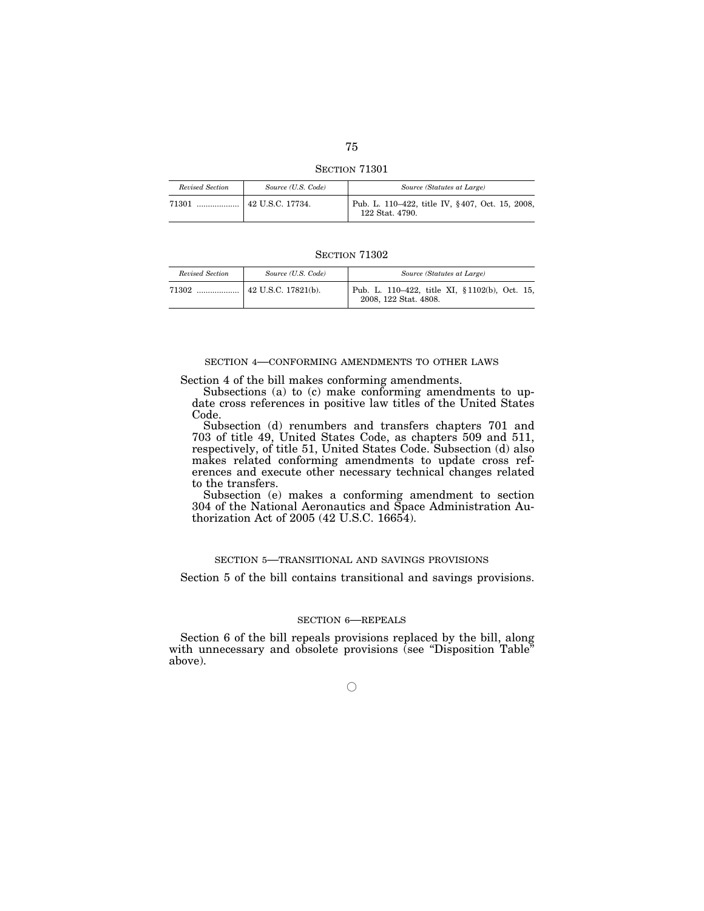SECTION 71301

| *Revised Section* | *Source (U.S. Code)* | *Source (Statutes at Large)* |
| --- | --- | --- |
| 71301 .................. | 42 U.S.C. 17734. | Pub. L. 110–422, title IV, § 407, Oct. 15, 2008, 122 Stat. 4790. |

SECTION 71302

| *Revised Section* | *Source (U.S. Code)* | *Source (Statutes at Large)* |
| --- | --- | --- |
| 71302 .................. | 42 U.S.C. 17821(b). | Pub. L. 110–422, title XI, § 1102(b), Oct. 15, 2008, 122 Stat. 4808. |

SECTION 4—CONFORMING AMENDMENTS TO OTHER LAWS

Section 4 of the bill makes conforming amendments.

Subsections (a) to (c) make conforming amendments to update cross references in positive law titles of the United States Code.

Subsection (d) renumbers and transfers chapters 701 and 703 of title 49, United States Code, as chapters 509 and 511, respectively, of title 51, United States Code. Subsection (d) also makes related conforming amendments to update cross references and execute other necessary technical changes related to the transfers.

Subsection (e) makes a conforming amendment to section 304 of the National Aeronautics and Space Administration Authorization Act of 2005 (42 U.S.C. 16654).

SECTION 5—TRANSITIONAL AND SAVINGS PROVISIONS

Section 5 of the bill contains transitional and savings provisions.

SECTION 6—REPEALS

Section 6 of the bill repeals provisions replaced by the bill, along with unnecessary and obsolete provisions (see "Disposition Table" above).

○